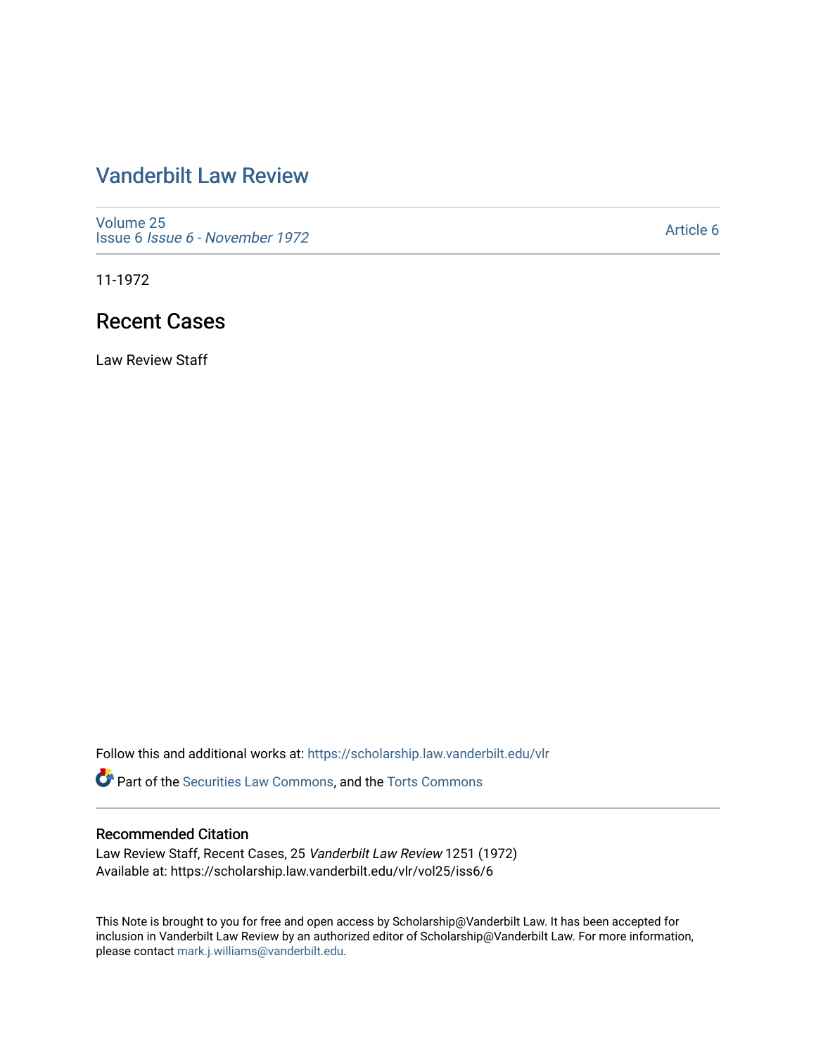# Vanderbilt Law Review

Volume 25
Issue 6 *Issue 6 - November 1972*

Article 6

11-1972

## Recent Cases

Law Review Staff

Follow this and additional works at: https://scholarship.law.vanderbilt.edu/vlr

Part of the Securities Law Commons, and the Torts Commons

### Recommended Citation

Law Review Staff, Recent Cases, 25 *Vanderbilt Law Review* 1251 (1972)
Available at: https://scholarship.law.vanderbilt.edu/vlr/vol25/iss6/6

This Note is brought to you for free and open access by Scholarship@Vanderbilt Law. It has been accepted for inclusion in Vanderbilt Law Review by an authorized editor of Scholarship@Vanderbilt Law. For more information, please contact mark.j.williams@vanderbilt.edu.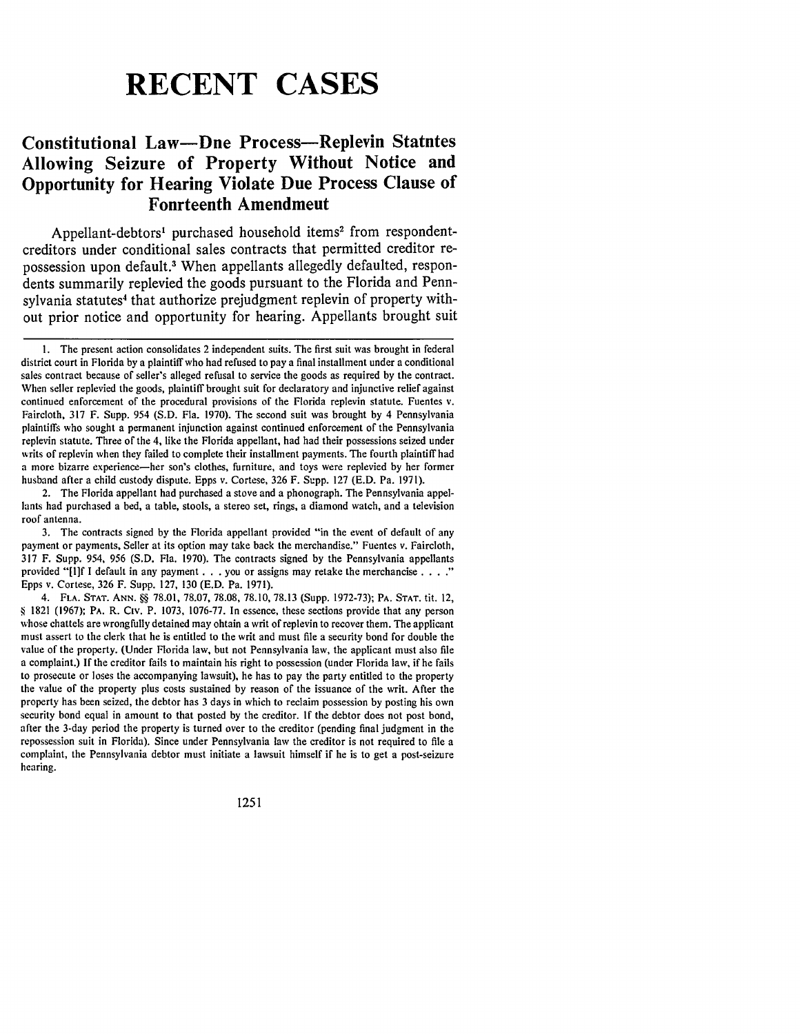# RECENT CASES

## Constitutional Law—Dne Process—Replevin Statntes Allowing Seizure of Property Without Notice and Opportunity for Hearing Violate Due Process Clause of Fonrteenth Amendmeut

Appellant-debtors[1] purchased household items[2] from respondent-creditors under conditional sales contracts that permitted creditor repossession upon default.[3] When appellants allegedly defaulted, respondents summarily replevied the goods pursuant to the Florida and Pennsylvania statutes[4] that authorize prejudgment replevin of property without prior notice and opportunity for hearing. Appellants brought suit

---

1. The present action consolidates 2 independent suits. The first suit was brought in federal district court in Florida by a plaintiff who had refused to pay a final installment under a conditional sales contract because of seller's alleged refusal to service the goods as required by the contract. When seller replevied the goods, plaintiff brought suit for declaratory and injunctive relief against continued enforcement of the procedural provisions of the Florida replevin statute. Fuentes v. Faircloth, 317 F. Supp. 954 (S.D. Fla. 1970). The second suit was brought by 4 Pennsylvania plaintiffs who sought a permanent injunction against continued enforcement of the Pennsylvania replevin statute. Three of the 4, like the Florida appellant, had had their possessions seized under writs of replevin when they failed to complete their installment payments. The fourth plaintiff had a more bizarre experience—her son's clothes, furniture, and toys were replevied by her former husband after a child custody dispute. Epps v. Cortese, 326 F. Supp. 127 (E.D. Pa. 1971).

2. The Florida appellant had purchased a stove and a phonograph. The Pennsylvania appellants had purchased a bed, a table, stools, a stereo set, rings, a diamond watch, and a television roof antenna.

3. The contracts signed by the Florida appellant provided "in the event of default of any payment or payments, Seller at its option may take back the merchandise." Fuentes v. Faircloth, 317 F. Supp. 954, 956 (S.D. Fla. 1970). The contracts signed by the Pennsylvania appellants provided "[I]f I default in any payment . . . you or assigns may retake the merchandise . . . ." Epps v. Cortese, 326 F. Supp. 127, 130 (E.D. Pa. 1971).

4. FLA. STAT. ANN. §§ 78.01, 78.07, 78.08, 78.10, 78.13 (Supp. 1972-73); PA. STAT. tit. 12, § 1821 (1967); PA. R. CIV. P. 1073, 1076-77. In essence, these sections provide that any person whose chattels are wrongfully detained may obtain a writ of replevin to recover them. The applicant must assert to the clerk that he is entitled to the writ and must file a security bond for double the value of the property. (Under Florida law, but not Pennsylvania law, the applicant must also file a complaint.) If the creditor fails to maintain his right to possession (under Florida law, if he fails to prosecute or loses the accompanying lawsuit), he has to pay the party entitled to the property the value of the property plus costs sustained by reason of the issuance of the writ. After the property has been seized, the debtor has 3 days in which to reclaim possession by posting his own security bond equal in amount to that posted by the creditor. If the debtor does not post bond, after the 3-day period the property is turned over to the creditor (pending final judgment in the repossession suit in Florida). Since under Pennsylvania law the creditor is not required to file a complaint, the Pennsylvania debtor must initiate a lawsuit himself if he is to get a post-seizure hearing.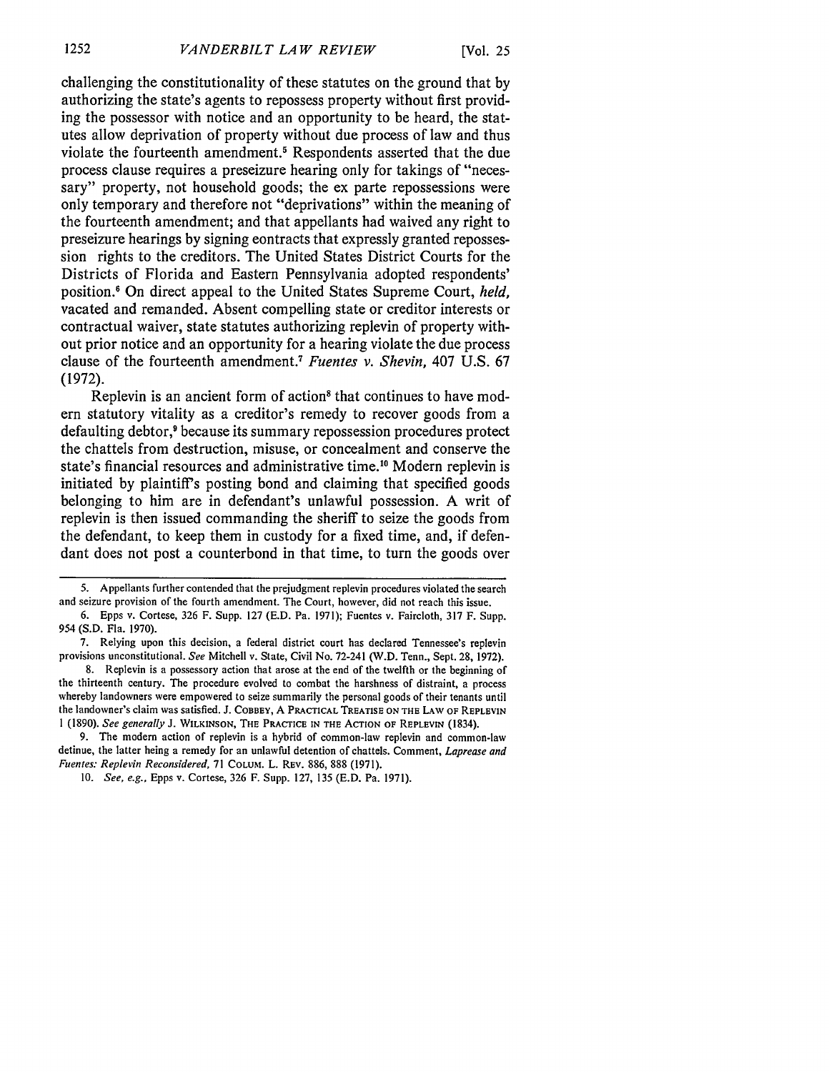challenging the constitutionality of these statutes on the ground that by authorizing the state's agents to repossess property without first providing the possessor with notice and an opportunity to be heard, the statutes allow deprivation of property without due process of law and thus violate the fourteenth amendment.[5] Respondents asserted that the due process clause requires a preseizure hearing only for takings of "necessary" property, not household goods; the ex parte repossessions were only temporary and therefore not "deprivations" within the meaning of the fourteenth amendment; and that appellants had waived any right to preseizure hearings by signing eontracts that expressly granted repossession rights to the creditors. The United States District Courts for the Districts of Florida and Eastern Pennsylvania adopted respondents' position.[6] On direct appeal to the United States Supreme Court, *held,* vacated and remanded. Absent compelling state or creditor interests or contractual waiver, state statutes authorizing replevin of property without prior notice and an opportunity for a hearing violate the due process clause of the fourteenth amendment.[7] *Fuentes v. Shevin,* 407 U.S. 67 (1972).

Replevin is an ancient form of action[8] that continues to have modern statutory vitality as a creditor's remedy to recover goods from a defaulting debtor,[9] because its summary repossession procedures protect the chattels from destruction, misuse, or concealment and conserve the state's financial resources and administrative time.[10] Modern replevin is initiated by plaintiff's posting bond and claiming that specified goods belonging to him are in defendant's unlawful possession. A writ of replevin is then issued commanding the sheriff to seize the goods from the defendant, to keep them in custody for a fixed time, and, if defendant does not post a counterbond in that time, to turn the goods over

---

5. Appellants further contended that the prejudgment replevin procedures violated the search and seizure provision of the fourth amendment. The Court, however, did not reach this issue.

6. Epps v. Cortese, 326 F. Supp. 127 (E.D. Pa. 1971); Fuentes v. Faircloth, 317 F. Supp. 954 (S.D. Fla. 1970).

7. Relying upon this decision, a federal district court has declared Tennessee's replevin provisions unconstitutional. *See* Mitchell v. State, Civil No. 72-241 (W.D. Tenn., Sept. 28, 1972).

8. Replevin is a possessory action that arose at the end of the twelfth or the beginning of the thirteenth century. The procedure evolved to combat the harshness of distraint, a process whereby landowners were empowered to seize summarily the personal goods of their tenants until the landowner's claim was satisfied. J. COBBEY, A PRACTICAL TREATISE ON THE LAW OF REPLEVIN 1 (1890). *See generally* J. WILKINSON, THE PRACTICE IN THE ACTION OF REPLEVIN (1834).

9. The modern action of replevin is a hybrid of common-law replevin and common-law detinue, the latter heing a remedy for an unlawful detention of chattels. Comment, *Laprease and Fuentes: Replevin Reconsidered,* 71 COLUM. L. REV. 886, 888 (1971).

10. *See, e.g.,* Epps v. Cortese, 326 F. Supp. 127, 135 (E.D. Pa. 1971).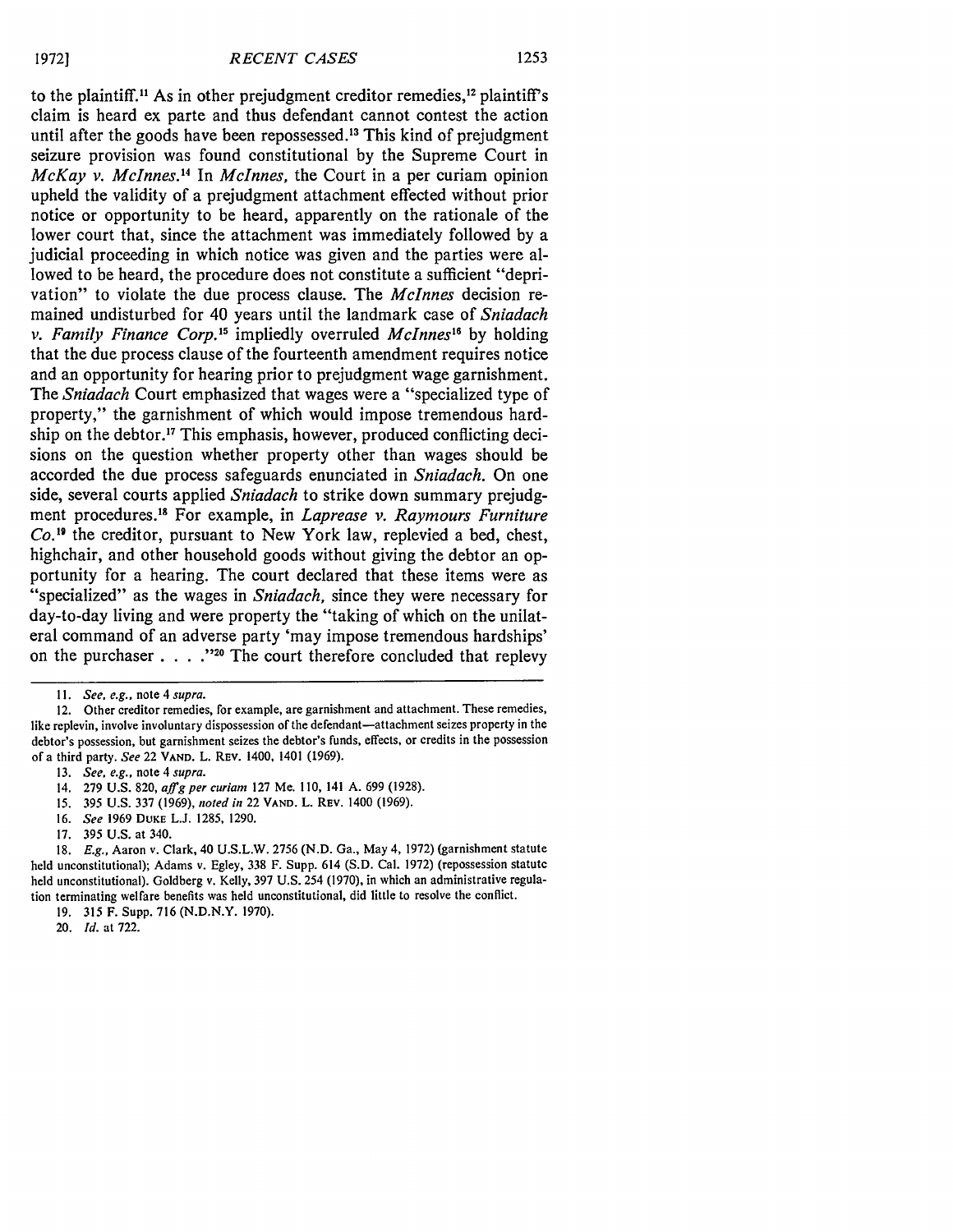to the plaintiff.[11] As in other prejudgment creditor remedies,[12] plaintiff's claim is heard ex parte and thus defendant cannot contest the action until after the goods have been repossessed.[13] This kind of prejudgment seizure provision was found constitutional by the Supreme Court in *McKay v. McInnes*.[14] In *McInnes*, the Court in a per curiam opinion upheld the validity of a prejudgment attachment effected without prior notice or opportunity to be heard, apparently on the rationale of the lower court that, since the attachment was immediately followed by a judicial proceeding in which notice was given and the parties were allowed to be heard, the procedure does not constitute a sufficient "deprivation" to violate the due process clause. The *McInnes* decision remained undisturbed for 40 years until the landmark case of *Sniadach v. Family Finance Corp.*[15] impliedly overruled *McInnes*[16] by holding that the due process clause of the fourteenth amendment requires notice and an opportunity for hearing prior to prejudgment wage garnishment. The *Sniadach* Court emphasized that wages were a "specialized type of property," the garnishment of which would impose tremendous hardship on the debtor.[17] This emphasis, however, produced conflicting decisions on the question whether property other than wages should be accorded the due process safeguards enunciated in *Sniadach*. On one side, several courts applied *Sniadach* to strike down summary prejudgment procedures.[18] For example, in *Laprease v. Raymours Furniture Co.*[19] the creditor, pursuant to New York law, replevied a bed, chest, highchair, and other household goods without giving the debtor an opportunity for a hearing. The court declared that these items were as "specialized" as the wages in *Sniadach*, since they were necessary for day-to-day living and were property the "taking of which on the unilateral command of an adverse party 'may impose tremendous hardships' on the purchaser . . . ."[20] The court therefore concluded that replevy

---

11. *See, e.g.*, note 4 *supra*.

12. Other creditor remedies, for example, are garnishment and attachment. These remedies, like replevin, involve involuntary dispossession of the defendant—attachment seizes property in the debtor's possession, but garnishment seizes the debtor's funds, effects, or credits in the possession of a third party. *See* 22 VAND. L. REV. 1400, 1401 (1969).

13. *See, e.g.*, note 4 *supra*.

14. 279 U.S. 820, *aff'g per curiam* 127 Me. 110, 141 A. 699 (1928).

15. 395 U.S. 337 (1969), *noted in* 22 VAND. L. REV. 1400 (1969).

16. *See* 1969 DUKE L.J. 1285, 1290.

17. 395 U.S. at 340.

18. *E.g.*, Aaron v. Clark, 40 U.S.L.W. 2756 (N.D. Ga., May 4, 1972) (garnishment statute held unconstitutional); Adams v. Egley, 338 F. Supp. 614 (S.D. Cal. 1972) (repossession statute held unconstitutional). Goldberg v. Kelly, 397 U.S. 254 (1970), in which an administrative regulation terminating welfare benefits was held unconstitutional, did little to resolve the conflict.

19. 315 F. Supp. 716 (N.D.N.Y. 1970).

20. *Id.* at 722.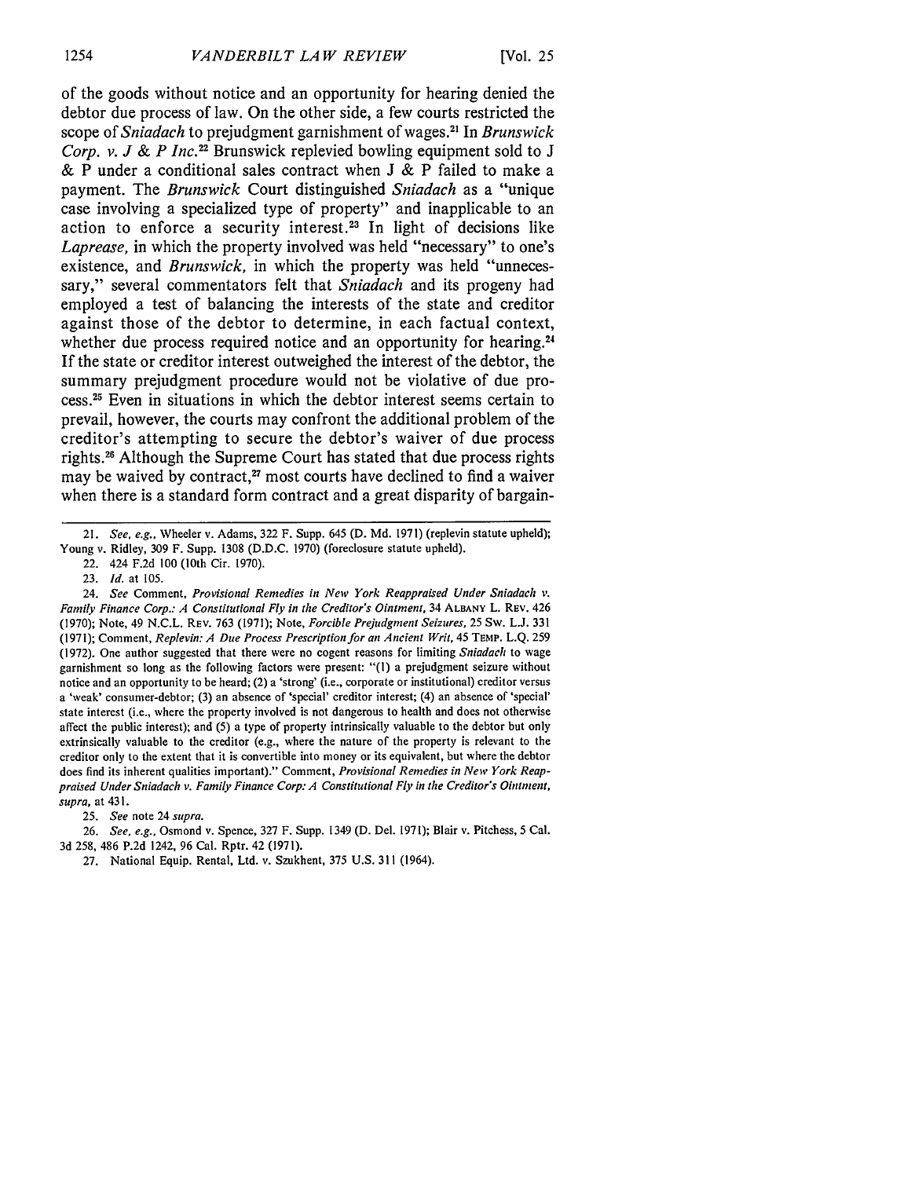of the goods without notice and an opportunity for hearing denied the debtor due process of law. On the other side, a few courts restricted the scope of *Sniadach* to prejudgment garnishment of wages.[21] In *Brunswick Corp. v. J & P Inc.*[22] Brunswick replevied bowling equipment sold to J & P under a conditional sales contract when J & P failed to make a payment. The *Brunswick* Court distinguished *Sniadach* as a "unique case involving a specialized type of property" and inapplicable to an action to enforce a security interest.[23] In light of decisions like *Laprease*, in which the property involved was held "necessary" to one's existence, and *Brunswick*, in which the property was held "unnecessary," several commentators felt that *Sniadach* and its progeny had employed a test of balancing the interests of the state and creditor against those of the debtor to determine, in each factual context, whether due process required notice and an opportunity for hearing.[24] If the state or creditor interest outweighed the interest of the debtor, the summary prejudgment procedure would not be violative of due process.[25] Even in situations in which the debtor interest seems certain to prevail, however, the courts may confront the additional problem of the creditor's attempting to secure the debtor's waiver of due process rights.[26] Although the Supreme Court has stated that due process rights may be waived by contract,[27] most courts have declined to find a waiver when there is a standard form contract and a great disparity of bargain-

---

21. *See, e.g.*, Wheeler v. Adams, 322 F. Supp. 645 (D. Md. 1971) (replevin statute upheld); Young v. Ridley, 309 F. Supp. 1308 (D.D.C. 1970) (foreclosure statute upheld).

22. 424 F.2d 100 (10th Cir. 1970).

23. *Id.* at 105.

24. *See* Comment, *Provisional Remedies in New York Reappraised Under Sniadach v. Family Finance Corp.: A Constitutional Fly in the Creditor's Ointment*, 34 ALBANY L. REV. 426 (1970); Note, 49 N.C.L. REV. 763 (1971); Note, *Forcible Prejudgment Seizures*, 25 SW. L.J. 331 (1971); Comment, *Replevin: A Due Process Prescription for an Ancient Writ*, 45 TEMP. L.Q. 259 (1972). One author suggested that there were no cogent reasons for limiting *Sniadach* to wage garnishment so long as the following factors were present: "(1) a prejudgment seizure without notice and an opportunity to be heard; (2) a 'strong' (i.e., corporate or institutional) creditor versus a 'weak' consumer-debtor; (3) an absence of 'special' creditor interest; (4) an absence of 'special' state interest (i.e., where the property involved is not dangerous to health and does not otherwise affect the public interest); and (5) a type of property intrinsically valuable to the debtor but only extrinsically valuable to the creditor (e.g., where the nature of the property is relevant to the creditor only to the extent that it is convertible into money or its equivalent, but where the debtor does find its inherent qualities important)." Comment, *Provisional Remedies in New York Reappraised Under Sniadach v. Family Finance Corp: A Constitutional Fly in the Creditor's Ointment*, *supra*, at 431.

25. *See* note 24 *supra*.

26. *See, e.g.*, Osmond v. Spence, 327 F. Supp. 1349 (D. Del. 1971); Blair v. Pitchess, 5 Cal. 3d 258, 486 P.2d 1242, 96 Cal. Rptr. 42 (1971).

27. National Equip. Rental, Ltd. v. Szukhent, 375 U.S. 311 (1964).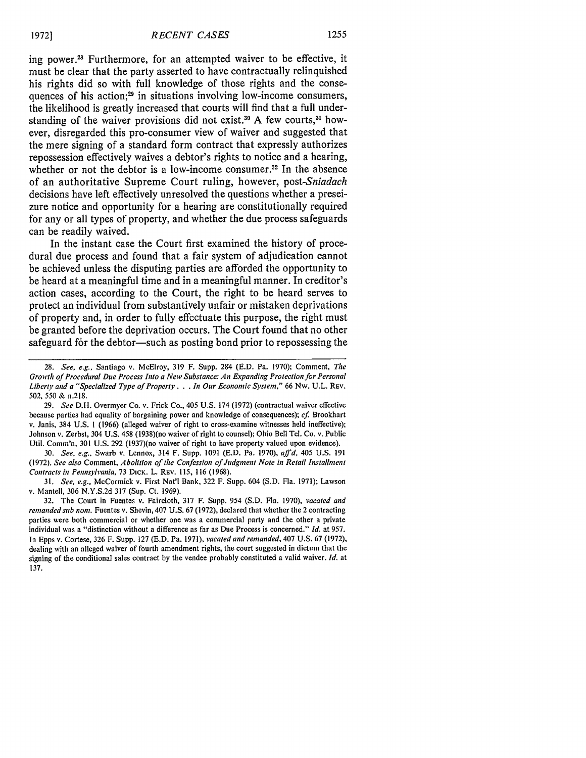ing power.[28] Furthermore, for an attempted waiver to be effective, it must be clear that the party asserted to have contractually relinquished his rights did so with full knowledge of those rights and the consequences of his action;[29] in situations involving low-income consumers, the likelihood is greatly increased that courts will find that a full understanding of the waiver provisions did not exist.[30] A few courts,[31] however, disregarded this pro-consumer view of waiver and suggested that the mere signing of a standard form contract that expressly authorizes repossession effectively waives a debtor's rights to notice and a hearing, whether or not the debtor is a low-income consumer.[32] In the absence of an authoritative Supreme Court ruling, however, post-*Sniadach* decisions have left effectively unresolved the questions whether a preseizure notice and opportunity for a hearing are constitutionally required for any or all types of property, and whether the due process safeguards can be readily waived.

In the instant case the Court first examined the history of procedural due process and found that a fair system of adjudication cannot be achieved unless the disputing parties are afforded the opportunity to be heard at a meaningful time and in a meaningful manner. In creditor's action cases, according to the Court, the right to be heard serves to protect an individual from substantively unfair or mistaken deprivations of property and, in order to fully effectuate this purpose, the right must be granted before the deprivation occurs. The Court found that no other safeguard for the debtor—such as posting bond prior to repossessing the

---

28. *See, e.g.*, Santiago v. McElroy, 319 F. Supp. 284 (E.D. Pa. 1970); Comment, *The Growth of Procedural Due Process Into a New Substance: An Expanding Protection for Personal Liberty and a "Specialized Type of Property . . . In Our Economic System,"* 66 Nw. U.L. Rev. 502, 550 & n.218.

29. *See* D.H. Overmyer Co. v. Frick Co., 405 U.S. 174 (1972) (contractual waiver effective because parties had equality of bargaining power and knowledge of consequences); *cf.* Brookhart v. Janis, 384 U.S. 1 (1966) (alleged waiver of right to cross-examine witnesses held ineffective); Johnson v. Zerbst, 304 U.S. 458 (1938)(no waiver of right to counsel); Ohio Bell Tel. Co. v. Public Util. Comm'n, 301 U.S. 292 (1937)(no waiver of right to have property valued upon evidence).

30. *See, e.g.*, Swarb v. Lennox, 314 F. Supp. 1091 (E.D. Pa. 1970), *aff'd*, 405 U.S. 191 (1972). *See also* Comment, *Abolition of the Confession of Judgment Note in Retail Installment Contracts in Pennsylvania*, 73 Dick. L. Rev. 115, 116 (1968).

31. *See, e.g.*, McCormick v. First Nat'l Bank, 322 F. Supp. 604 (S.D. Fla. 1971); Lawson v. Mantell, 306 N.Y.S.2d 317 (Sup. Ct. 1969).

32. The Court in Fuentes v. Faircloth, 317 F. Supp. 954 (S.D. Fla. 1970), *vacated and remanded sub nom.* Fuentes v. Shevin, 407 U.S. 67 (1972), declared that whether the 2 contracting parties were both commercial or whether one was a commercial party and the other a private individual was a "distinction without a difference as far as Due Process is concerned." *Id.* at 957. In Epps v. Cortese, 326 F. Supp. 127 (E.D. Pa. 1971), *vacated and remanded*, 407 U.S. 67 (1972), dealing with an alleged waiver of fourth amendment rights, the court suggested in dictum that the signing of the conditional sales contract by the vendee probably constituted a valid waiver. *Id.* at 137.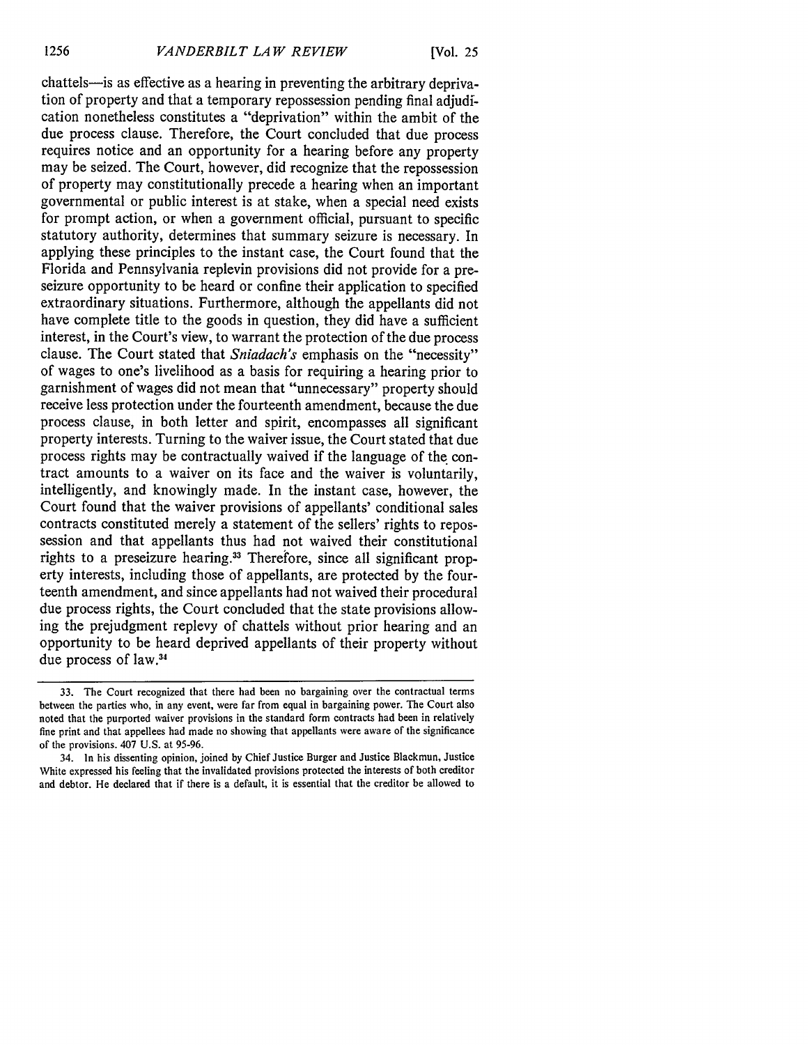chattels—is as effective as a hearing in preventing the arbitrary deprivation of property and that a temporary repossession pending final adjudication nonetheless constitutes a "deprivation" within the ambit of the due process clause. Therefore, the Court concluded that due process requires notice and an opportunity for a hearing before any property may be seized. The Court, however, did recognize that the repossession of property may constitutionally precede a hearing when an important governmental or public interest is at stake, when a special need exists for prompt action, or when a government official, pursuant to specific statutory authority, determines that summary seizure is necessary. In applying these principles to the instant case, the Court found that the Florida and Pennsylvania replevin provisions did not provide for a preseizure opportunity to be heard or confine their application to specified extraordinary situations. Furthermore, although the appellants did not have complete title to the goods in question, they did have a sufficient interest, in the Court's view, to warrant the protection of the due process clause. The Court stated that *Sniadach's* emphasis on the "necessity" of wages to one's livelihood as a basis for requiring a hearing prior to garnishment of wages did not mean that "unnecessary" property should receive less protection under the fourteenth amendment, because the due process clause, in both letter and spirit, encompasses all significant property interests. Turning to the waiver issue, the Court stated that due process rights may be contractually waived if the language of the contract amounts to a waiver on its face and the waiver is voluntarily, intelligently, and knowingly made. In the instant case, however, the Court found that the waiver provisions of appellants' conditional sales contracts constituted merely a statement of the sellers' rights to repossession and that appellants thus had not waived their constitutional rights to a preseizure hearing.[33] Therefore, since all significant property interests, including those of appellants, are protected by the fourteenth amendment, and since appellants had not waived their procedural due process rights, the Court concluded that the state provisions allowing the prejudgment replevy of chattels without prior hearing and an opportunity to be heard deprived appellants of their property without due process of law.[34]

---

33. The Court recognized that there had been no bargaining over the contractual terms between the parties who, in any event, were far from equal in bargaining power. The Court also noted that the purported waiver provisions in the standard form contracts had been in relatively fine print and that appellees had made no showing that appellants were aware of the significance of the provisions. 407 U.S. at 95-96.

34. In his dissenting opinion, joined by Chief Justice Burger and Justice Blackmun, Justice White expressed his feeling that the invalidated provisions protected the interests of both creditor and debtor. He declared that if there is a default, it is essential that the creditor be allowed to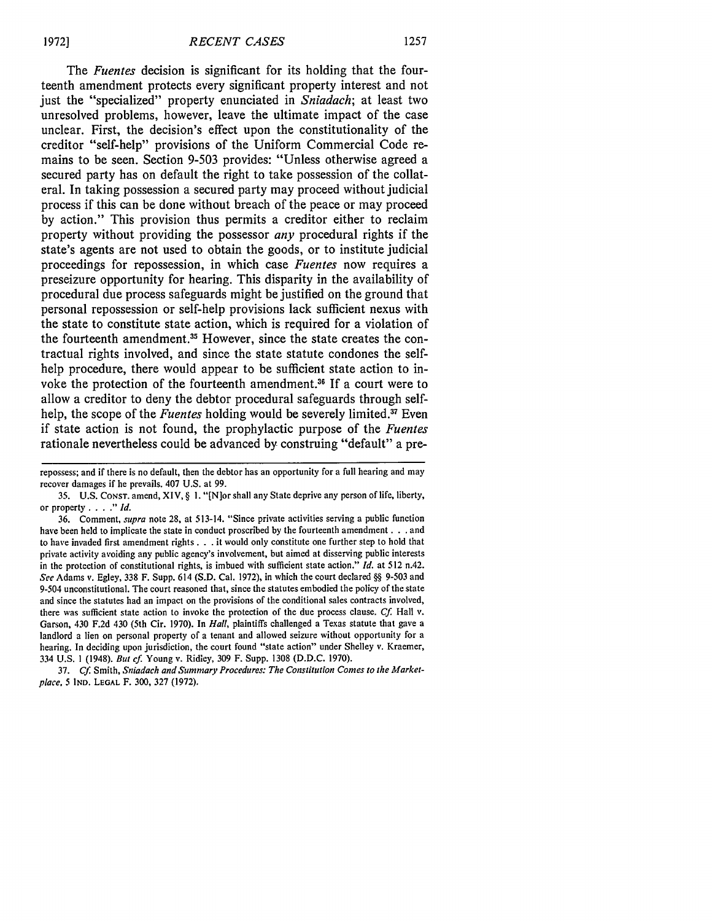The *Fuentes* decision is significant for its holding that the fourteenth amendment protects every significant property interest and not just the "specialized" property enunciated in *Sniadach*; at least two unresolved problems, however, leave the ultimate impact of the case unclear. First, the decision's effect upon the constitutionality of the creditor "self-help" provisions of the Uniform Commercial Code remains to be seen. Section 9-503 provides: "Unless otherwise agreed a secured party has on default the right to take possession of the collateral. In taking possession a secured party may proceed without judicial process if this can be done without breach of the peace or may proceed by action." This provision thus permits a creditor either to reclaim property without providing the possessor *any* procedural rights if the state's agents are not used to obtain the goods, or to institute judicial proceedings for repossession, in which case *Fuentes* now requires a preseizure opportunity for hearing. This disparity in the availability of procedural due process safeguards might be justified on the ground that personal repossession or self-help provisions lack sufficient nexus with the state to constitute state action, which is required for a violation of the fourteenth amendment.[35] However, since the state creates the contractual rights involved, and since the state statute condones the self-help procedure, there would appear to be sufficient state action to invoke the protection of the fourteenth amendment.[36] If a court were to allow a creditor to deny the debtor procedural safeguards through self-help, the scope of the *Fuentes* holding would be severely limited.[37] Even if state action is not found, the prophylactic purpose of the *Fuentes* rationale nevertheless could be advanced by construing "default" a pre-

---

repossess; and if there is no default, then the debtor has an opportunity for a full hearing and may recover damages if he prevails. 407 U.S. at 99.

35. U.S. CONST. amend, XIV, § 1. "[N]or shall any State deprive any person of life, liberty, or property . . . ." *Id.*

36. Comment, *supra* note 28, at 513-14. "Since private activities serving a public function have been held to implicate the state in conduct proscribed by the fourteenth amendment . . . and to have invaded first amendment rights . . . it would only constitute one further step to hold that private activity avoiding any public agency's involvement, but aimed at disserving public interests in the protection of constitutional rights, is imbued with sufficient state action." *Id.* at 512 n.42. *See* Adams v. Egley, 338 F. Supp. 614 (S.D. Cal. 1972), in which the court declared §§ 9-503 and 9-504 unconstitutional. The court reasoned that, since the statutes embodied the policy of the state and since the statutes had an impact on the provisions of the conditional sales contracts involved, there was sufficient state action to invoke the protection of the due process clause. *Cf.* Hall v. Garson, 430 F.2d 430 (5th Cir. 1970). In *Hall*, plaintiffs challenged a Texas statute that gave a landlord a lien on personal property of a tenant and allowed seizure without opportunity for a hearing. In deciding upon jurisdiction, the court found "state action" under Shelley v. Kraemer, 334 U.S. 1 (1948). *But cf.* Young v. Ridley, 309 F. Supp. 1308 (D.D.C. 1970).

37. *Cf.* Smith, *Sniadach and Summary Procedures: The Constitution Comes to the Marketplace*, 5 IND. LEGAL F. 300, 327 (1972).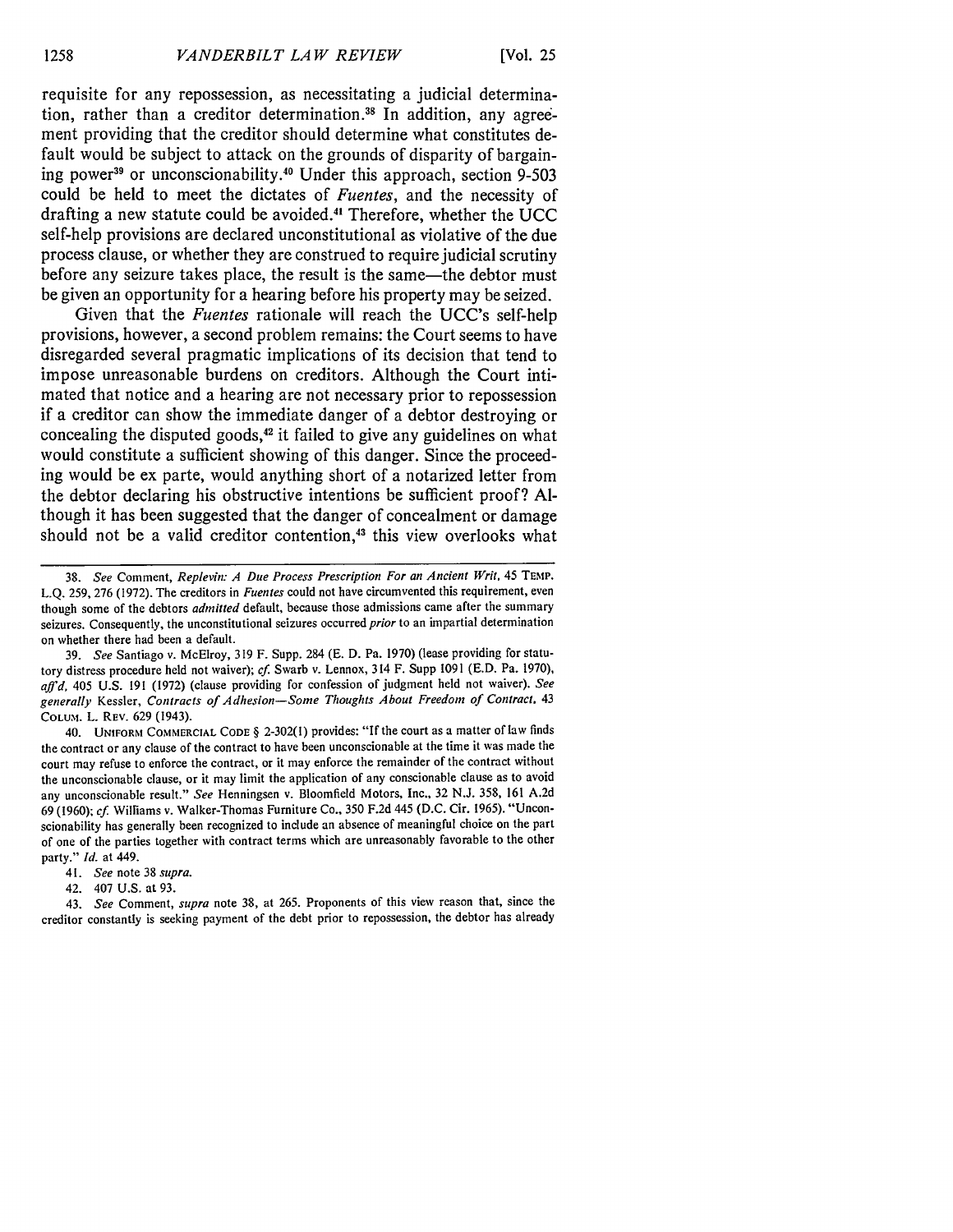requisite for any repossession, as necessitating a judicial determination, rather than a creditor determination.[38] In addition, any agreement providing that the creditor should determine what constitutes default would be subject to attack on the grounds of disparity of bargaining power[39] or unconscionability.[40] Under this approach, section 9-503 could be held to meet the dictates of *Fuentes*, and the necessity of drafting a new statute could be avoided.[41] Therefore, whether the UCC self-help provisions are declared unconstitutional as violative of the due process clause, or whether they are construed to require judicial scrutiny before any seizure takes place, the result is the same—the debtor must be given an opportunity for a hearing before his property may be seized.

Given that the *Fuentes* rationale will reach the UCC's self-help provisions, however, a second problem remains: the Court seems to have disregarded several pragmatic implications of its decision that tend to impose unreasonable burdens on creditors. Although the Court intimated that notice and a hearing are not necessary prior to repossession if a creditor can show the immediate danger of a debtor destroying or concealing the disputed goods,[42] it failed to give any guidelines on what would constitute a sufficient showing of this danger. Since the proceeding would be ex parte, would anything short of a notarized letter from the debtor declaring his obstructive intentions be sufficient proof? Although it has been suggested that the danger of concealment or damage should not be a valid creditor contention,[43] this view overlooks what

---

38. *See* Comment, *Replevin: A Due Process Prescription For an Ancient Writ*, 45 TEMP. L.Q. 259, 276 (1972). The creditors in *Fuentes* could not have circumvented this requirement, even though some of the debtors *admitted* default, because those admissions came after the summary seizures. Consequently, the unconstitutional seizures occurred *prior* to an impartial determination on whether there had been a default.

39. *See* Santiago v. McElroy, 319 F. Supp. 284 (E. D. Pa. 1970) (lease providing for statutory distress procedure held not waiver); *cf.* Swarb v. Lennox, 314 F. Supp 1091 (E.D. Pa. 1970), *aff'd*, 405 U.S. 191 (1972) (clause providing for confession of judgment held not waiver). *See generally* Kessler, *Contracts of Adhesion—Some Thoughts About Freedom of Contract*, 43 COLUM. L. REV. 629 (1943).

40. UNIFORM COMMERCIAL CODE § 2-302(1) provides: "If the court as a matter of law finds the contract or any clause of the contract to have been unconscionable at the time it was made the court may refuse to enforce the contract, or it may enforce the remainder of the contract without the unconscionable clause, or it may limit the application of any conscionable clause as to avoid any unconscionable result." *See* Henningsen v. Bloomfield Motors, Inc., 32 N.J. 358, 161 A.2d 69 (1960); *cf.* Williams v. Walker-Thomas Furniture Co., 350 F.2d 445 (D.C. Cir. 1965). "Unconscionability has generally been recognized to include an absence of meaningful choice on the part of one of the parties together with contract terms which are unreasonably favorable to the other party." *Id.* at 449.

41. *See* note 38 *supra*.

42. 407 U.S. at 93.

43. *See* Comment, *supra* note 38, at 265. Proponents of this view reason that, since the creditor constantly is seeking payment of the debt prior to repossession, the debtor has already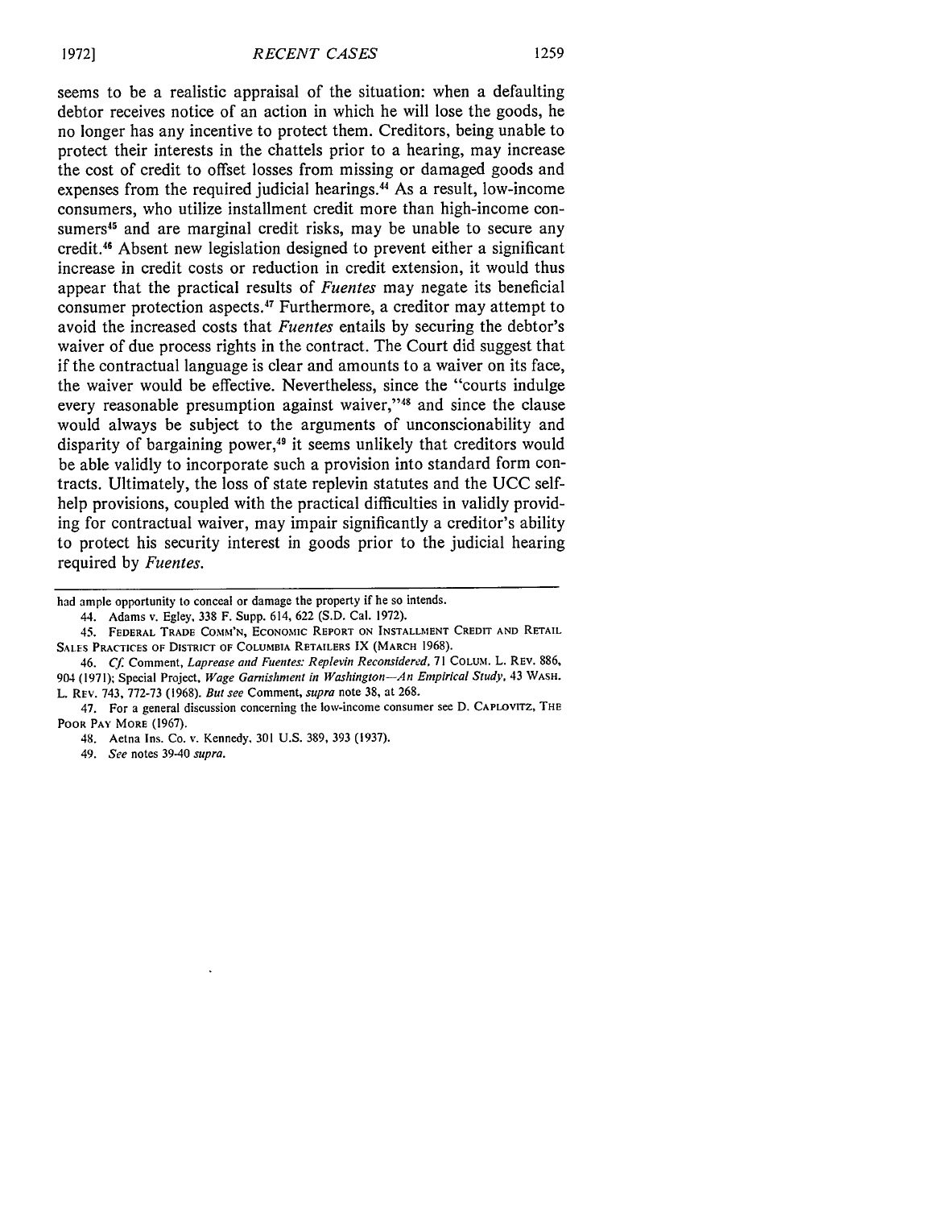seems to be a realistic appraisal of the situation: when a defaulting debtor receives notice of an action in which he will lose the goods, he no longer has any incentive to protect them. Creditors, being unable to protect their interests in the chattels prior to a hearing, may increase the cost of credit to offset losses from missing or damaged goods and expenses from the required judicial hearings.[44] As a result, low-income consumers, who utilize installment credit more than high-income consumers[45] and are marginal credit risks, may be unable to secure any credit.[46] Absent new legislation designed to prevent either a significant increase in credit costs or reduction in credit extension, it would thus appear that the practical results of *Fuentes* may negate its beneficial consumer protection aspects.[47] Furthermore, a creditor may attempt to avoid the increased costs that *Fuentes* entails by securing the debtor's waiver of due process rights in the contract. The Court did suggest that if the contractual language is clear and amounts to a waiver on its face, the waiver would be effective. Nevertheless, since the "courts indulge every reasonable presumption against waiver,"[48] and since the clause would always be subject to the arguments of unconscionability and disparity of bargaining power,[49] it seems unlikely that creditors would be able validly to incorporate such a provision into standard form contracts. Ultimately, the loss of state replevin statutes and the UCC self-help provisions, coupled with the practical difficulties in validly providing for contractual waiver, may impair significantly a creditor's ability to protect his security interest in goods prior to the judicial hearing required by *Fuentes*.

---

had ample opportunity to conceal or damage the property if he so intends.

44. Adams v. Egley, 338 F. Supp. 614, 622 (S.D. Cal. 1972).

45. FEDERAL TRADE COMM'N, ECONOMIC REPORT ON INSTALLMENT CREDIT AND RETAIL SALES PRACTICES OF DISTRICT OF COLUMBIA RETAILERS IX (MARCH 1968).

46. *Cf.* Comment, *Laprease and Fuentes: Replevin Reconsidered*, 71 COLUM. L. REV. 886, 904 (1971); Special Project, *Wage Garnishment in Washington—An Empirical Study*, 43 WASH. L. REV. 743, 772-73 (1968). *But see* Comment, *supra* note 38, at 268.

47. For a general discussion concerning the low-income consumer see D. CAPLOVITZ, THE POOR PAY MORE (1967).

48. Aetna Ins. Co. v. Kennedy, 301 U.S. 389, 393 (1937).

49. *See* notes 39-40 *supra*.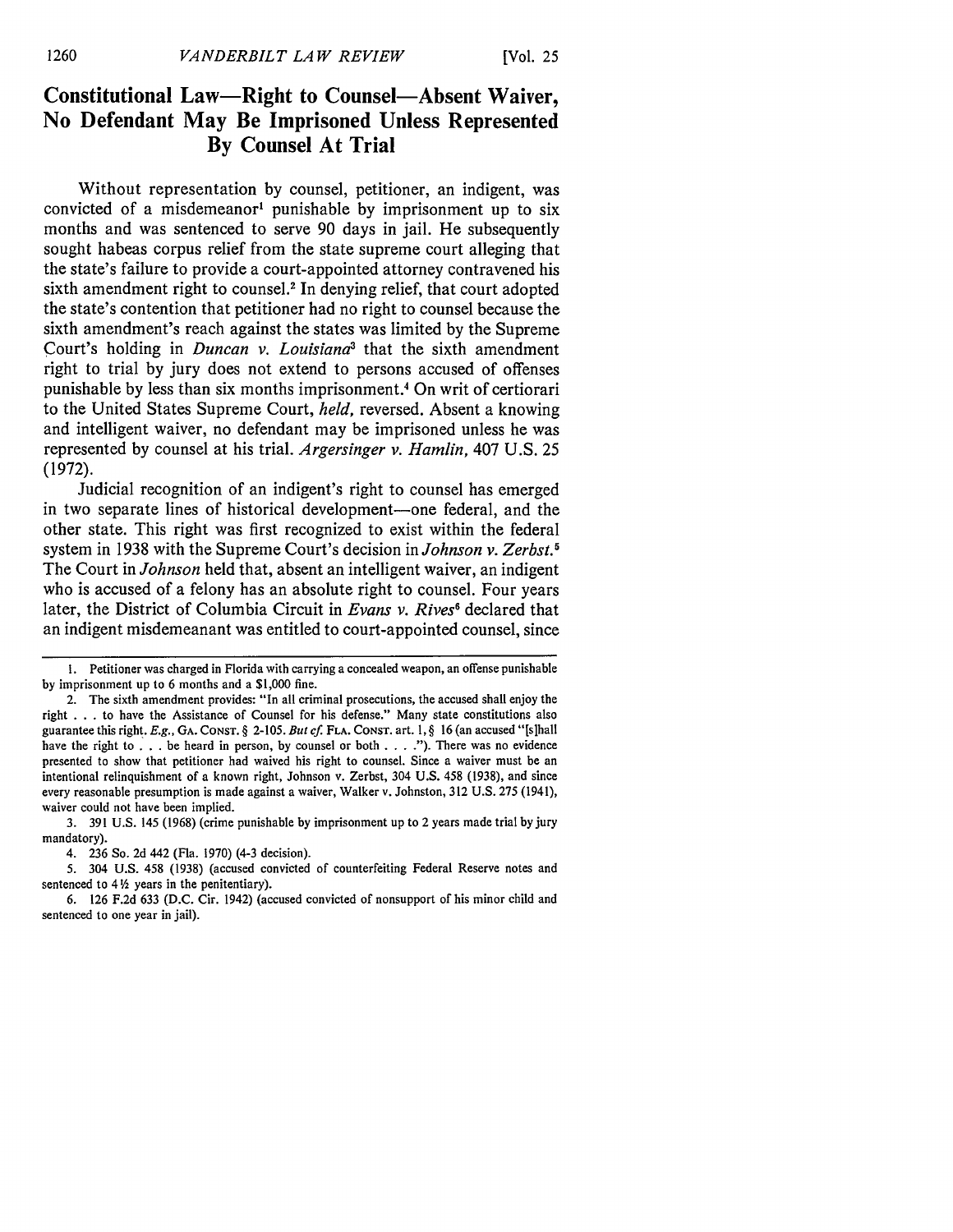## Constitutional Law—Right to Counsel—Absent Waiver, No Defendant May Be Imprisoned Unless Represented By Counsel At Trial

Without representation by counsel, petitioner, an indigent, was convicted of a misdemeanor[1] punishable by imprisonment up to six months and was sentenced to serve 90 days in jail. He subsequently sought habeas corpus relief from the state supreme court alleging that the state's failure to provide a court-appointed attorney contravened his sixth amendment right to counsel.[2] In denying relief, that court adopted the state's contention that petitioner had no right to counsel because the sixth amendment's reach against the states was limited by the Supreme Court's holding in *Duncan v. Louisiana*[3] that the sixth amendment right to trial by jury does not extend to persons accused of offenses punishable by less than six months imprisonment.[4] On writ of certiorari to the United States Supreme Court, *held*, reversed. Absent a knowing and intelligent waiver, no defendant may be imprisoned unless he was represented by counsel at his trial. *Argersinger v. Hamlin*, 407 U.S. 25 (1972).

Judicial recognition of an indigent's right to counsel has emerged in two separate lines of historical development—one federal, and the other state. This right was first recognized to exist within the federal system in 1938 with the Supreme Court's decision in *Johnson v. Zerbst*.[5] The Court in *Johnson* held that, absent an intelligent waiver, an indigent who is accused of a felony has an absolute right to counsel. Four years later, the District of Columbia Circuit in *Evans v. Rives*[6] declared that an indigent misdemeanant was entitled to court-appointed counsel, since

---

1. Petitioner was charged in Florida with carrying a concealed weapon, an offense punishable by imprisonment up to 6 months and a $1,000 fine.

2. The sixth amendment provides: "In all criminal prosecutions, the accused shall enjoy the right . . . to have the Assistance of Counsel for his defense." Many state constitutions also guarantee this right. *E.g.*, GA. CONST. § 2-105. *But cf.* FLA. CONST. art. 1, § 16 (an accused "[s]hall have the right to . . . be heard in person, by counsel or both . . . ."). There was no evidence presented to show that petitioner had waived his right to counsel. Since a waiver must be an intentional relinquishment of a known right, Johnson v. Zerbst, 304 U.S. 458 (1938), and since every reasonable presumption is made against a waiver, Walker v. Johnston, 312 U.S. 275 (1941), waiver could not have been implied.

3. 391 U.S. 145 (1968) (crime punishable by imprisonment up to 2 years made trial by jury mandatory).

4. 236 So. 2d 442 (Fla. 1970) (4-3 decision).

5. 304 U.S. 458 (1938) (accused convicted of counterfeiting Federal Reserve notes and sentenced to 4½ years in the penitentiary).

6. 126 F.2d 633 (D.C. Cir. 1942) (accused convicted of nonsupport of his minor child and sentenced to one year in jail).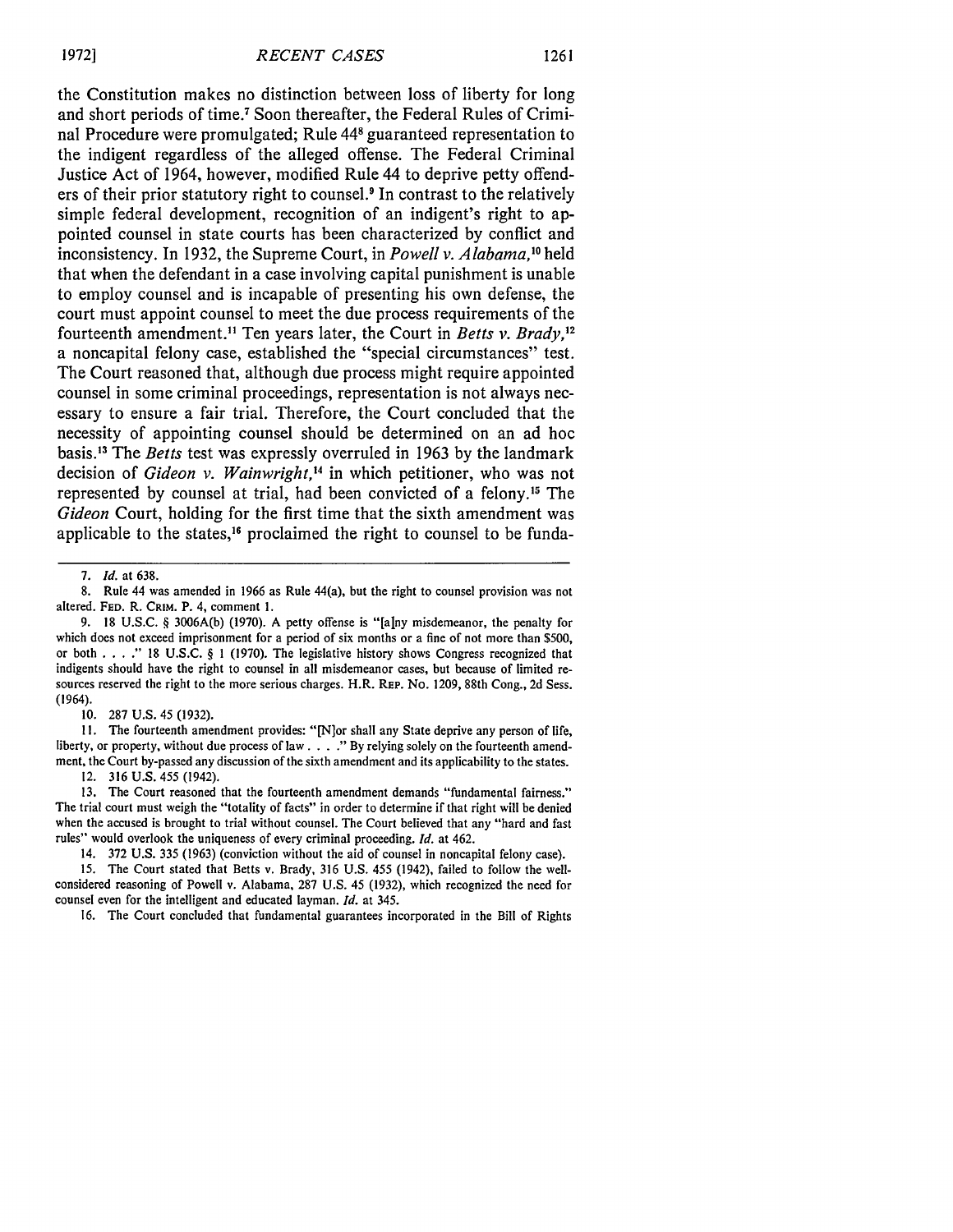the Constitution makes no distinction between loss of liberty for long and short periods of time.[7] Soon thereafter, the Federal Rules of Criminal Procedure were promulgated; Rule 44[8] guaranteed representation to the indigent regardless of the alleged offense. The Federal Criminal Justice Act of 1964, however, modified Rule 44 to deprive petty offenders of their prior statutory right to counsel.[9] In contrast to the relatively simple federal development, recognition of an indigent's right to appointed counsel in state courts has been characterized by conflict and inconsistency. In 1932, the Supreme Court, in *Powell v. Alabama,*[10] held that when the defendant in a case involving capital punishment is unable to employ counsel and is incapable of presenting his own defense, the court must appoint counsel to meet the due process requirements of the fourteenth amendment.[11] Ten years later, the Court in *Betts v. Brady,*[12] a noncapital felony case, established the "special circumstances" test. The Court reasoned that, although due process might require appointed counsel in some criminal proceedings, representation is not always necessary to ensure a fair trial. Therefore, the Court concluded that the necessity of appointing counsel should be determined on an ad hoc basis.[13] The *Betts* test was expressly overruled in 1963 by the landmark decision of *Gideon v. Wainwright,*[14] in which petitioner, who was not represented by counsel at trial, had been convicted of a felony.[15] The *Gideon* Court, holding for the first time that the sixth amendment was applicable to the states,[16] proclaimed the right to counsel to be funda-

---

7. *Id.* at 638.

8. Rule 44 was amended in 1966 as Rule 44(a), but the right to counsel provision was not altered. FED. R. CRIM. P. 4, comment 1.

9. 18 U.S.C. § 3006A(b) (1970). A petty offense is "[a]ny misdemeanor, the penalty for which does not exceed imprisonment for a period of six months or a fine of not more than $500, or both . . . ." 18 U.S.C. § 1 (1970). The legislative history shows Congress recognized that indigents should have the right to counsel in all misdemeanor cases, but because of limited resources reserved the right to the more serious charges. H.R. REP. NO. 1209, 88th Cong., 2d Sess. (1964).

10. 287 U.S. 45 (1932).

11. The fourteenth amendment provides: "[N]or shall any State deprive any person of life, liberty, or property, without due process of law . . . ." By relying solely on the fourteenth amendment, the Court by-passed any discussion of the sixth amendment and its applicability to the states.

12. 316 U.S. 455 (1942).

13. The Court reasoned that the fourteenth amendment demands "fundamental fairness." The trial court must weigh the "totality of facts" in order to determine if that right will be denied when the accused is brought to trial without counsel. The Court believed that any "hard and fast rules" would overlook the uniqueness of every criminal proceeding. *Id.* at 462.

14. 372 U.S. 335 (1963) (conviction without the aid of counsel in noncapital felony case).

15. The Court stated that Betts v. Brady, 316 U.S. 455 (1942), failed to follow the well-considered reasoning of Powell v. Alabama, 287 U.S. 45 (1932), which recognized the need for counsel even for the intelligent and educated layman. *Id.* at 345.

16. The Court concluded that fundamental guarantees incorporated in the Bill of Rights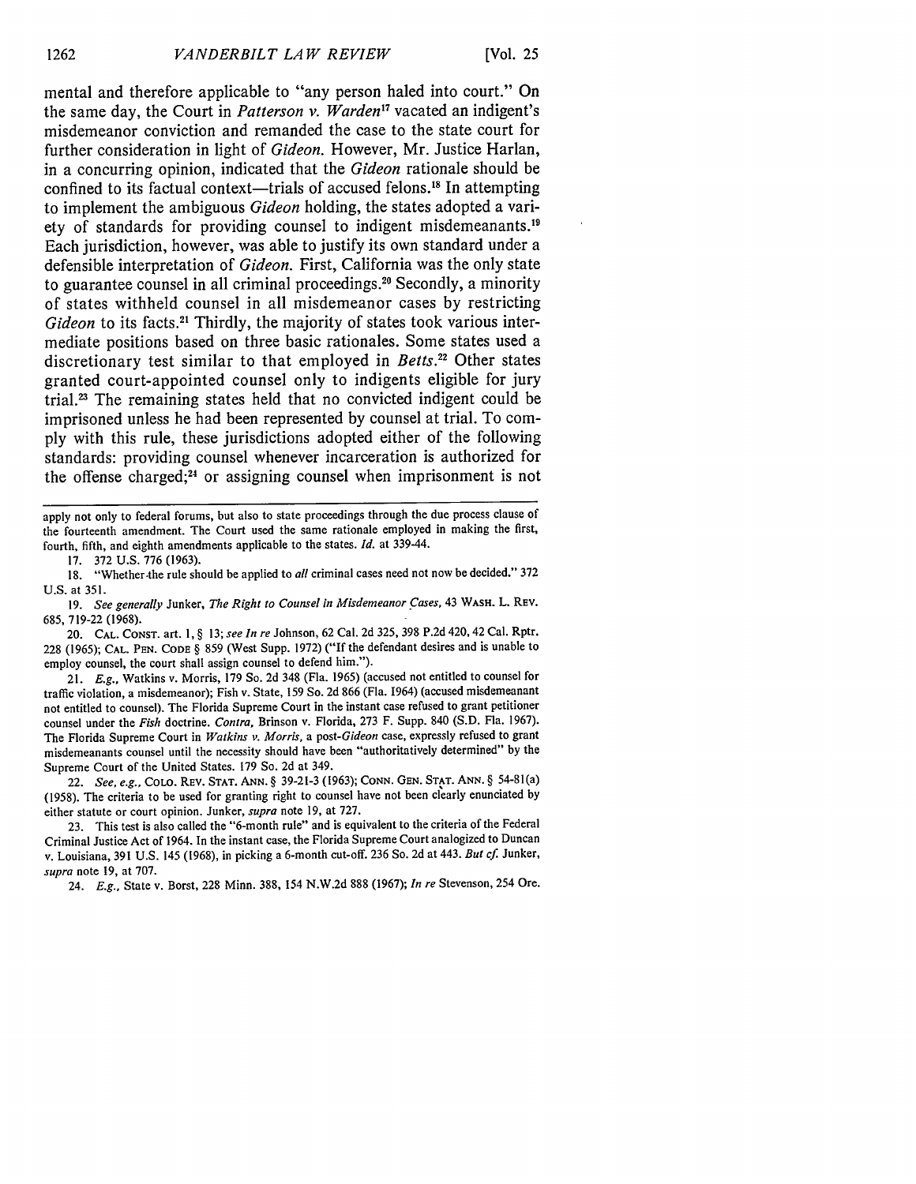mental and therefore applicable to "any person haled into court." On the same day, the Court in *Patterson v. Warden*[17] vacated an indigent's misdemeanor conviction and remanded the case to the state court for further consideration in light of *Gideon.* However, Mr. Justice Harlan, in a concurring opinion, indicated that the *Gideon* rationale should be confined to its factual context—trials of accused felons.[18] In attempting to implement the ambiguous *Gideon* holding, the states adopted a variety of standards for providing counsel to indigent misdemeanants.[19] Each jurisdiction, however, was able to justify its own standard under a defensible interpretation of *Gideon.* First, California was the only state to guarantee counsel in all criminal proceedings.[20] Secondly, a minority of states withheld counsel in all misdemeanor cases by restricting *Gideon* to its facts.[21] Thirdly, the majority of states took various intermediate positions based on three basic rationales. Some states used a discretionary test similar to that employed in *Betts.*[22] Other states granted court-appointed counsel only to indigents eligible for jury trial.[23] The remaining states held that no convicted indigent could be imprisoned unless he had been represented by counsel at trial. To comply with this rule, these jurisdictions adopted either of the following standards: providing counsel whenever incarceration is authorized for the offense charged;[24] or assigning counsel when imprisonment is not

---

apply not only to federal forums, but also to state proceedings through the due process clause of the fourteenth amendment. The Court used the same rationale employed in making the first, fourth, fifth, and eighth amendments applicable to the states. *Id.* at 339-44.

17. 372 U.S. 776 (1963).

18. "Whether the rule should be applied to *all* criminal cases need not now be decided." 372 U.S. at 351.

19. *See generally* Junker, *The Right to Counsel in Misdemeanor Cases,* 43 WASH. L. REV. 685, 719-22 (1968).

20. CAL. CONST. art. 1, § 13; *see In re* Johnson, 62 Cal. 2d 325, 398 P.2d 420, 42 Cal. Rptr. 228 (1965); CAL. PEN. CODE § 859 (West Supp. 1972) ("If the defendant desires and is unable to employ counsel, the court shall assign counsel to defend him.").

21. *E.g.,* Watkins v. Morris, 179 So. 2d 348 (Fla. 1965) (accused not entitled to counsel for traffic violation, a misdemeanor); Fish v. State, 159 So. 2d 866 (Fla. 1964) (accused misdemeanant not entitled to counsel). The Florida Supreme Court in the instant case refused to grant petitioner counsel under the *Fish* doctrine. *Contra,* Brinson v. Florida, 273 F. Supp. 840 (S.D. Fla. 1967). The Florida Supreme Court in *Watkins v. Morris,* a post-*Gideon* case, expressly refused to grant misdemeanants counsel until the necessity should have been "authoritatively determined" by the Supreme Court of the United States. 179 So. 2d at 349.

22. *See, e.g.,* COLO. REV. STAT. ANN. § 39-21-3 (1963); CONN. GEN. STAT. ANN. § 54-81(a) (1958). The criteria to be used for granting right to counsel have not been clearly enunciated by either statute or court opinion. Junker, *supra* note 19, at 727.

23. This test is also called the "6-month rule" and is equivalent to the criteria of the Federal Criminal Justice Act of 1964. In the instant case, the Florida Supreme Court analogized to Duncan v. Louisiana, 391 U.S. 145 (1968), in picking a 6-month cut-off. 236 So. 2d at 443. *But cf.* Junker, *supra* note 19, at 707.

24. *E.g.,* State v. Borst, 228 Minn. 388, 154 N.W.2d 888 (1967); *In re* Stevenson, 254 Ore.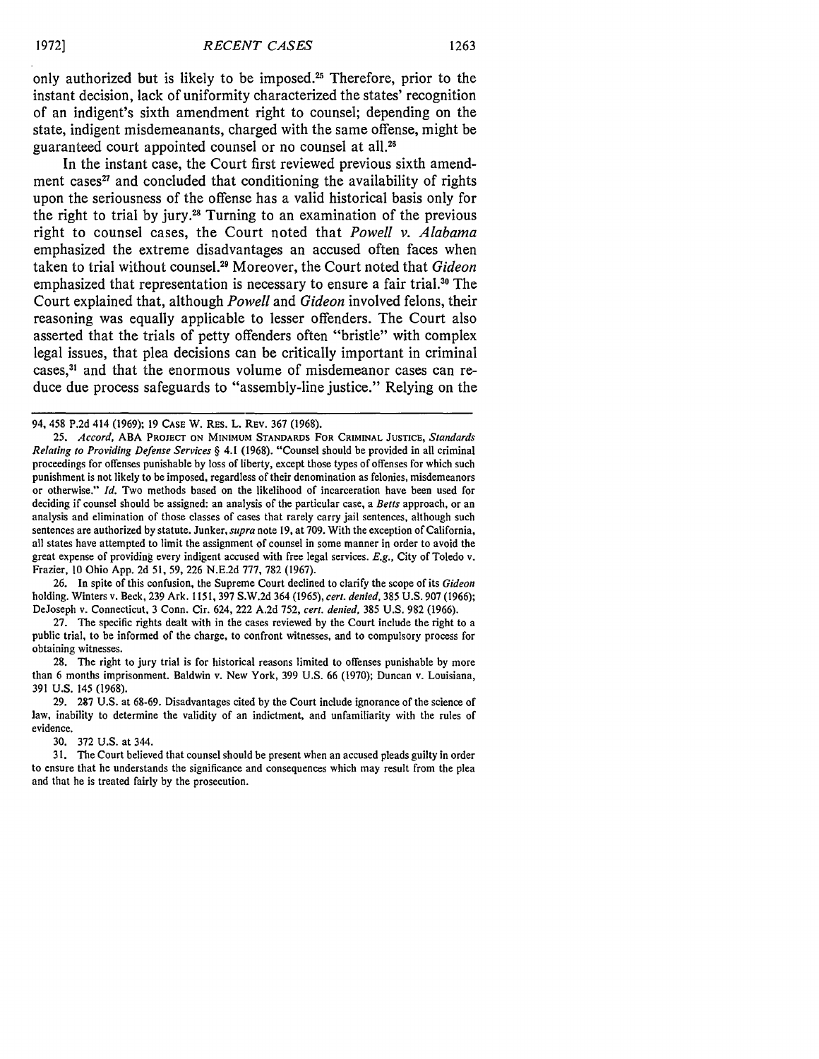only authorized but is likely to be imposed.[25] Therefore, prior to the instant decision, lack of uniformity characterized the states' recognition of an indigent's sixth amendment right to counsel; depending on the state, indigent misdemeanants, charged with the same offense, might be guaranteed court appointed counsel or no counsel at all.[26]

In the instant case, the Court first reviewed previous sixth amendment cases[27] and concluded that conditioning the availability of rights upon the seriousness of the offense has a valid historical basis only for the right to trial by jury.[28] Turning to an examination of the previous right to counsel cases, the Court noted that *Powell v. Alabama* emphasized the extreme disadvantages an accused often faces when taken to trial without counsel.[29] Moreover, the Court noted that *Gideon* emphasized that representation is necessary to ensure a fair trial.[30] The Court explained that, although *Powell* and *Gideon* involved felons, their reasoning was equally applicable to lesser offenders. The Court also asserted that the trials of petty offenders often "bristle" with complex legal issues, that plea decisions can be critically important in criminal cases,[31] and that the enormous volume of misdemeanor cases can reduce due process safeguards to "assembly-line justice." Relying on the

---

94, 458 P.2d 414 (1969); 19 CASE W. RES. L. REV. 367 (1968).

25. *Accord*, ABA PROJECT ON MINIMUM STANDARDS FOR CRIMINAL JUSTICE, *Standards Relating to Providing Defense Services* § 4.1 (1968). "Counsel should be provided in all criminal proceedings for offenses punishable by loss of liberty, except those types of offenses for which such punishment is not likely to be imposed, regardless of their denomination as felonies, misdemeanors or otherwise." *Id.* Two methods based on the likelihood of incarceration have been used for deciding if counsel should be assigned: an analysis of the particular case, a *Betts* approach, or an analysis and elimination of those classes of cases that rarely carry jail sentences, although such sentences are authorized by statute. Junker, *supra* note 19, at 709. With the exception of California, all states have attempted to limit the assignment of counsel in some manner in order to avoid the great expense of providing every indigent accused with free legal services. *E.g.*, City of Toledo v. Frazier, 10 Ohio App. 2d 51, 59, 226 N.E.2d 777, 782 (1967).

26. In spite of this confusion, the Supreme Court declined to clarify the scope of its *Gideon* holding. Winters v. Beck, 239 Ark. 1151, 397 S.W.2d 364 (1965), *cert. denied*, 385 U.S. 907 (1966); DeJoseph v. Connecticut, 3 Conn. Cir. 624, 222 A.2d 752, *cert. denied*, 385 U.S. 982 (1966).

27. The specific rights dealt with in the cases reviewed by the Court include the right to a public trial, to be informed of the charge, to confront witnesses, and to compulsory process for obtaining witnesses.

28. The right to jury trial is for historical reasons limited to offenses punishable by more than 6 months imprisonment. Baldwin v. New York, 399 U.S. 66 (1970); Duncan v. Louisiana, 391 U.S. 145 (1968).

29. 287 U.S. at 68-69. Disadvantages cited by the Court include ignorance of the science of law, inability to determine the validity of an indictment, and unfamiliarity with the rules of evidence.

30. 372 U.S. at 344.

31. The Court believed that counsel should be present when an accused pleads guilty in order to ensure that he understands the significance and consequences which may result from the plea and that he is treated fairly by the prosecution.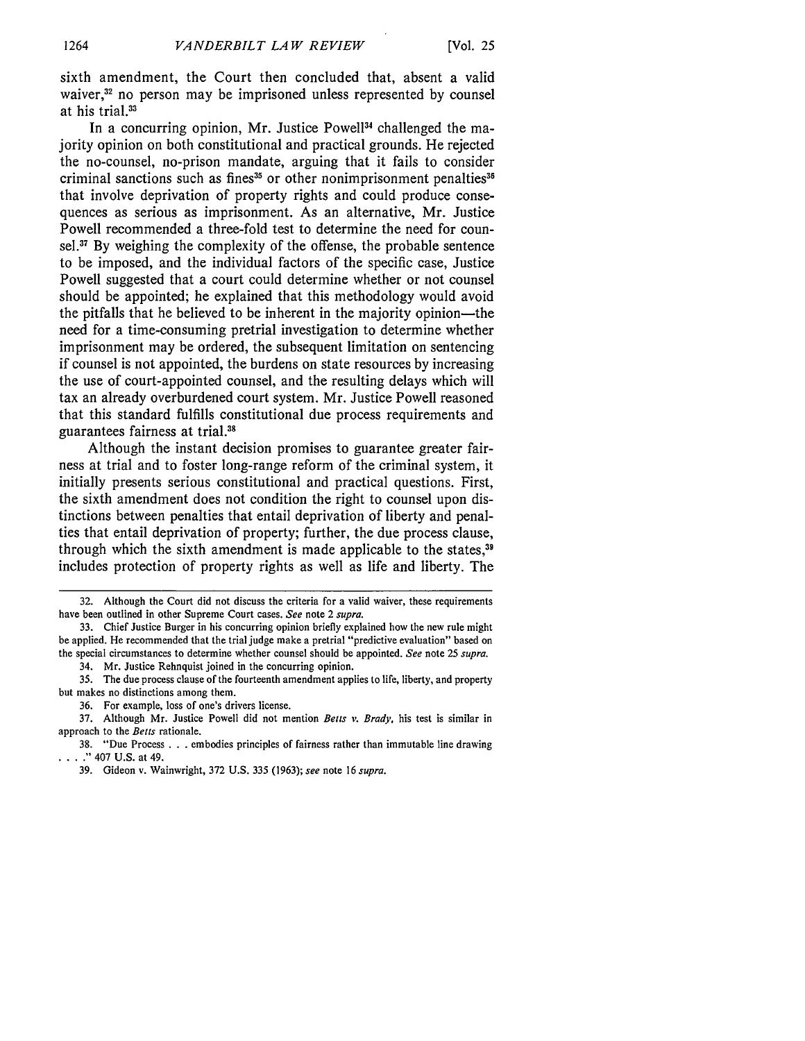sixth amendment, the Court then concluded that, absent a valid waiver,[32] no person may be imprisoned unless represented by counsel at his trial.[33]

In a concurring opinion, Mr. Justice Powell[34] challenged the majority opinion on both constitutional and practical grounds. He rejected the no-counsel, no-prison mandate, arguing that it fails to consider criminal sanctions such as fines[35] or other nonimprisonment penalties[36] that involve deprivation of property rights and could produce consequences as serious as imprisonment. As an alternative, Mr. Justice Powell recommended a three-fold test to determine the need for counsel.[37] By weighing the complexity of the offense, the probable sentence to be imposed, and the individual factors of the specific case, Justice Powell suggested that a court could determine whether or not counsel should be appointed; he explained that this methodology would avoid the pitfalls that he believed to be inherent in the majority opinion—the need for a time-consuming pretrial investigation to determine whether imprisonment may be ordered, the subsequent limitation on sentencing if counsel is not appointed, the burdens on state resources by increasing the use of court-appointed counsel, and the resulting delays which will tax an already overburdened court system. Mr. Justice Powell reasoned that this standard fulfills constitutional due process requirements and guarantees fairness at trial.[38]

Although the instant decision promises to guarantee greater fairness at trial and to foster long-range reform of the criminal system, it initially presents serious constitutional and practical questions. First, the sixth amendment does not condition the right to counsel upon distinctions between penalties that entail deprivation of liberty and penalties that entail deprivation of property; further, the due process clause, through which the sixth amendment is made applicable to the states,[39] includes protection of property rights as well as life and liberty. The

---

32. Although the Court did not discuss the criteria for a valid waiver, these requirements have been outlined in other Supreme Court cases. *See* note 2 *supra*.

33. Chief Justice Burger in his concurring opinion briefly explained how the new rule might be applied. He recommended that the trial judge make a pretrial "predictive evaluation" based on the special circumstances to determine whether counsel should be appointed. *See* note 25 *supra*.

34. Mr. Justice Rehnquist joined in the concurring opinion.

35. The due process clause of the fourteenth amendment applies to life, liberty, and property but makes no distinctions among them.

36. For example, loss of one's drivers license.

37. Although Mr. Justice Powell did not mention *Betts v. Brady*, his test is similar in approach to the *Betts* rationale.

38. "Due Process . . . embodies principles of fairness rather than immutable line drawing . . . ." 407 U.S. at 49.

39. Gideon v. Wainwright, 372 U.S. 335 (1963); *see* note 16 *supra*.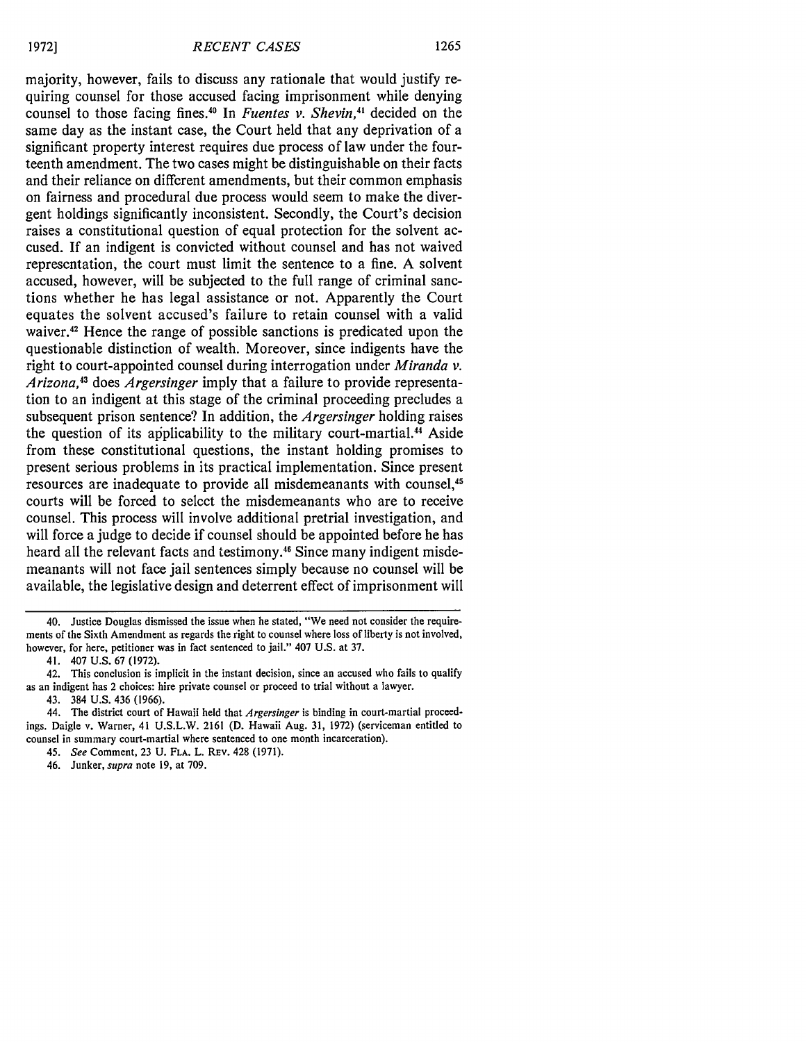majority, however, fails to discuss any rationale that would justify requiring counsel for those accused facing imprisonment while denying counsel to those facing fines.[40] In *Fuentes v. Shevin*,[41] decided on the same day as the instant case, the Court held that any deprivation of a significant property interest requires due process of law under the fourteenth amendment. The two cases might be distinguishable on their facts and their reliance on different amendments, but their common emphasis on fairness and procedural due process would seem to make the divergent holdings significantly inconsistent. Secondly, the Court's decision raises a constitutional question of equal protection for the solvent accused. If an indigent is convicted without counsel and has not waived representation, the court must limit the sentence to a fine. A solvent accused, however, will be subjected to the full range of criminal sanctions whether he has legal assistance or not. Apparently the Court equates the solvent accused's failure to retain counsel with a valid waiver.[42] Hence the range of possible sanctions is predicated upon the questionable distinction of wealth. Moreover, since indigents have the right to court-appointed counsel during interrogation under *Miranda v. Arizona*,[43] does *Argersinger* imply that a failure to provide representation to an indigent at this stage of the criminal proceeding precludes a subsequent prison sentence? In addition, the *Argersinger* holding raises the question of its applicability to the military court-martial.[44] Aside from these constitutional questions, the instant holding promises to present serious problems in its practical implementation. Since present resources are inadequate to provide all misdemeanants with counsel,[45] courts will be forced to select the misdemeanants who are to receive counsel. This process will involve additional pretrial investigation, and will force a judge to decide if counsel should be appointed before he has heard all the relevant facts and testimony.[46] Since many indigent misdemeanants will not face jail sentences simply because no counsel will be available, the legislative design and deterrent effect of imprisonment will

---

40. Justice Douglas dismissed the issue when he stated, "We need not consider the requirements of the Sixth Amendment as regards the right to counsel where loss of liberty is not involved, however, for here, petitioner was in fact sentenced to jail." 407 U.S. at 37.

41. 407 U.S. 67 (1972).

42. This conclusion is implicit in the instant decision, since an accused who fails to qualify as an indigent has 2 choices: hire private counsel or proceed to trial without a lawyer.

43. 384 U.S. 436 (1966).

44. The district court of Hawaii held that *Argersinger* is binding in court-martial proceedings. Daigle v. Warner, 41 U.S.L.W. 2161 (D. Hawaii Aug. 31, 1972) (serviceman entitled to counsel in summary court-martial where sentenced to one month incarceration).

45. *See* Comment, 23 U. FLA. L. REV. 428 (1971).

46. Junker, *supra* note 19, at 709.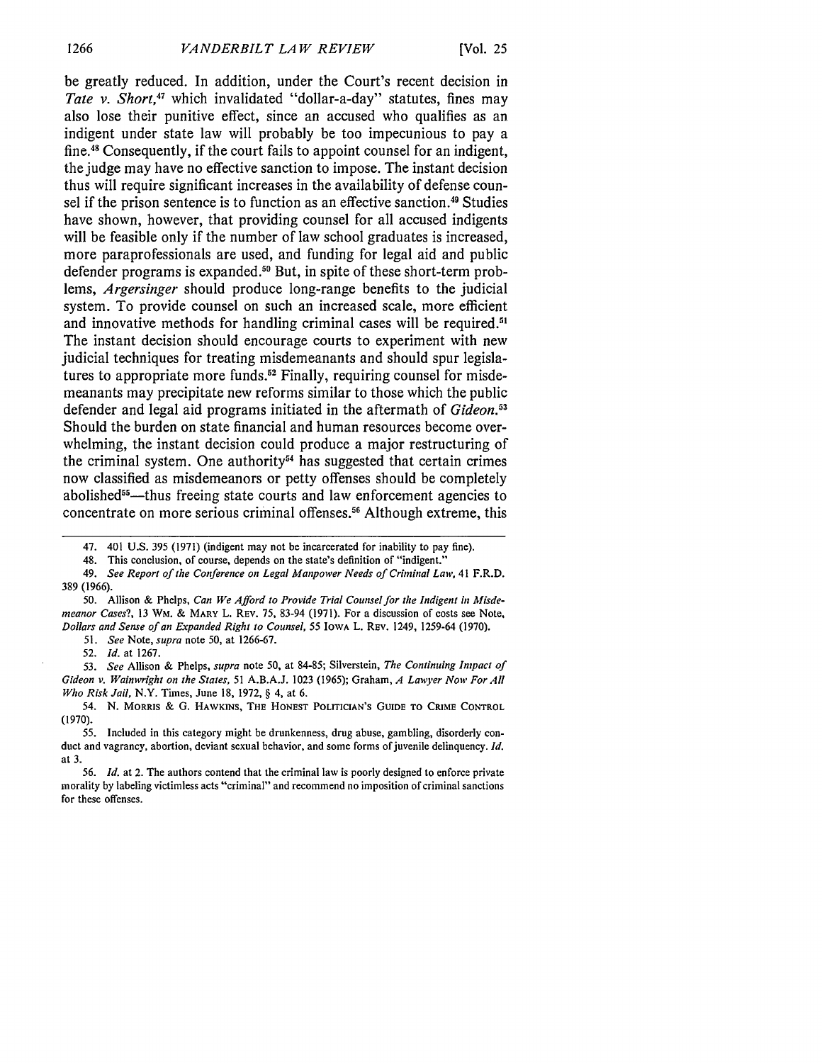be greatly reduced. In addition, under the Court's recent decision in *Tate v. Short*,[47] which invalidated "dollar-a-day" statutes, fines may also lose their punitive effect, since an accused who qualifies as an indigent under state law will probably be too impecunious to pay a fine.[48] Consequently, if the court fails to appoint counsel for an indigent, the judge may have no effective sanction to impose. The instant decision thus will require significant increases in the availability of defense counsel if the prison sentence is to function as an effective sanction.[49] Studies have shown, however, that providing counsel for all accused indigents will be feasible only if the number of law school graduates is increased, more paraprofessionals are used, and funding for legal aid and public defender programs is expanded.[50] But, in spite of these short-term problems, *Argersinger* should produce long-range benefits to the judicial system. To provide counsel on such an increased scale, more efficient and innovative methods for handling criminal cases will be required.[51] The instant decision should encourage courts to experiment with new judicial techniques for treating misdemeanants and should spur legislatures to appropriate more funds.[52] Finally, requiring counsel for misdemeanants may precipitate new reforms similar to those which the public defender and legal aid programs initiated in the aftermath of *Gideon*.[53] Should the burden on state financial and human resources become overwhelming, the instant decision could produce a major restructuring of the criminal system. One authority[54] has suggested that certain crimes now classified as misdemeanors or petty offenses should be completely abolished[55]—thus freeing state courts and law enforcement agencies to concentrate on more serious criminal offenses.[56] Although extreme, this

---

47. 401 U.S. 395 (1971) (indigent may not be incarcerated for inability to pay fine).

48. This conclusion, of course, depends on the state's definition of "indigent."

49. *See Report of the Conference on Legal Manpower Needs of Criminal Law*, 41 F.R.D. 389 (1966).

50. Allison & Phelps, *Can We Afford to Provide Trial Counsel for the Indigent in Misdemeanor Cases?*, 13 WM. & MARY L. REV. 75, 83-94 (1971). For a discussion of costs see Note, *Dollars and Sense of an Expanded Right to Counsel*, 55 IOWA L. REV. 1249, 1259-64 (1970).

51. *See* Note, *supra* note 50, at 1266-67.

52. *Id.* at 1267.

53. *See* Allison & Phelps, *supra* note 50, at 84-85; Silverstein, *The Continuing Impact of Gideon v. Wainwright on the States*, 51 A.B.A.J. 1023 (1965); Graham, *A Lawyer Now For All Who Risk Jail*, N.Y. Times, June 18, 1972, § 4, at 6.

54. N. MORRIS & G. HAWKINS, THE HONEST POLITICIAN'S GUIDE TO CRIME CONTROL (1970).

55. Included in this category might be drunkenness, drug abuse, gambling, disorderly conduct and vagrancy, abortion, deviant sexual behavior, and some forms of juvenile delinquency. *Id.* at 3.

56. *Id.* at 2. The authors contend that the criminal law is poorly designed to enforce private morality by labeling victimless acts "criminal" and recommend no imposition of criminal sanctions for these offenses.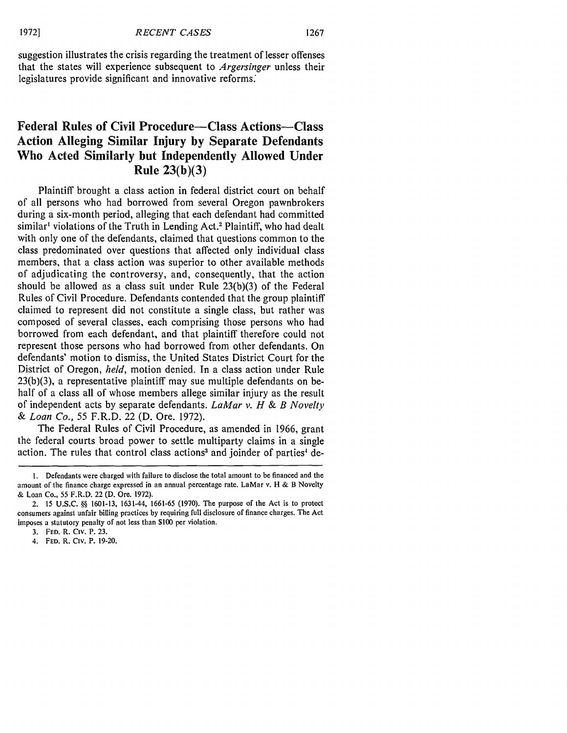suggestion illustrates the crisis regarding the treatment of lesser offenses that the states will experience subsequent to *Argersinger* unless their legislatures provide significant and innovative reforms.

## Federal Rules of Civil Procedure—Class Actions—Class Action Alleging Similar Injury by Separate Defendants Who Acted Similarly but Independently Allowed Under Rule 23(b)(3)

Plaintiff brought a class action in federal district court on behalf of all persons who had borrowed from several Oregon pawnbrokers during a six-month period, alleging that each defendant had committed similar[1] violations of the Truth in Lending Act.[2] Plaintiff, who had dealt with only one of the defendants, claimed that questions common to the class predominated over questions that affected only individual class members, that a class action was superior to other available methods of adjudicating the controversy, and, consequently, that the action should be allowed as a class suit under Rule 23(b)(3) of the Federal Rules of Civil Procedure. Defendants contended that the group plaintiff claimed to represent did not constitute a single class, but rather was composed of several classes, each comprising those persons who had borrowed from each defendant, and that plaintiff therefore could not represent those persons who had borrowed from other defendants. On defendants' motion to dismiss, the United States District Court for the District of Oregon, *held*, motion denied. In a class action under Rule 23(b)(3), a representative plaintiff may sue multiple defendants on behalf of a class all of whose members allege similar injury as the result of independent acts by separate defendants. *LaMar v. H & B Novelty & Loan Co.*, 55 F.R.D. 22 (D. Ore. 1972).

The Federal Rules of Civil Procedure, as amended in 1966, grant the federal courts broad power to settle multiparty claims in a single action. The rules that control class actions[3] and joinder of parties[4] de-

---

1. Defendants were charged with failure to disclose the total amount to be financed and the amount of the finance charge expressed in an annual percentage rate. LaMar v. H & B Novelty & Loan Co., 55 F.R.D. 22 (D. Ore. 1972).

2. 15 U.S.C. §§ 1601-13, 1631-44, 1661-65 (1970). The purpose of the Act is to protect consumers against unfair billing practices by requiring full disclosure of finance charges. The Act imposes a statutory penalty of not less than $100 per violation.

3. FED. R. CIV. P. 23.

4. FED. R. CIV. P. 19-20.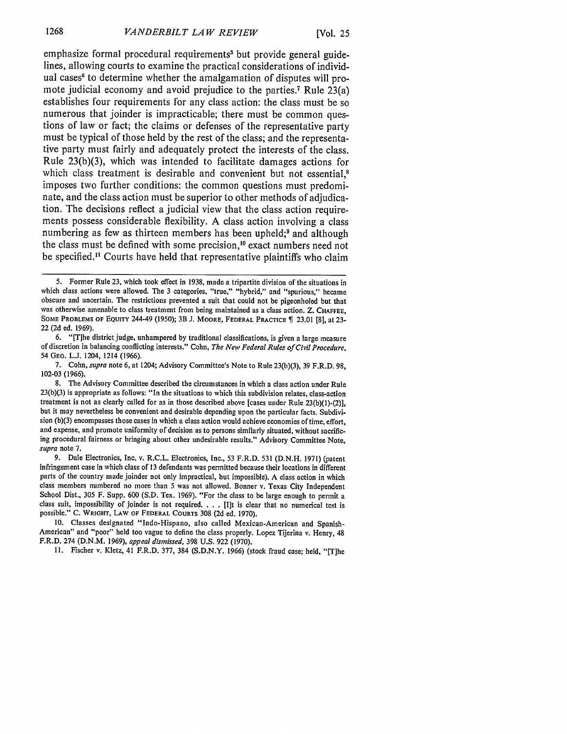emphasize formal procedural requirements[5] but provide general guidelines, allowing courts to examine the practical considerations of individual cases[6] to determine whether the amalgamation of disputes will promote judicial economy and avoid prejudice to the parties.[7] Rule 23(a) establishes four requirements for any class action: the class must be so numerous that joinder is impracticable; there must be common questions of law or fact; the claims or defenses of the representative party must be typical of those held by the rest of the class; and the representative party must fairly and adequately protect the interests of the class. Rule 23(b)(3), which was intended to facilitate damages actions for which class treatment is desirable and convenient but not essential,[8] imposes two further conditions: the common questions must predominate, and the class action must be superior to other methods of adjudication. The decisions reflect a judicial view that the class action requirements possess considerable flexibility. A class action involving a class numbering as few as thirteen members has been upheld;[9] and although the class must be defined with some precision,[10] exact numbers need not be specified.[11] Courts have held that representative plaintiffs who claim

5. Former Rule 23, which took effect in 1938, made a tripartite division of the situations in which class actions were allowed. The 3 categories, "true," "hybrid," and "spurious," became obscure and uncertain. The restrictions prevented a suit that could not be pigeonholed but that was otherwise amenable to class treatment from being maintained as a class action. Z. CHAFFEE, SOME PROBLEMS OF EQUITY 244-49 (1950); 3B J. MOORE, FEDERAL PRACTICE ¶ 23.01 [8], at 23-22 (2d ed. 1969).

6. "[T]he district judge, unhampered by traditional classifications, is given a large measure of discretion in balancing conflicting interests." Cohn, *The New Federal Rules of Civil Procedure*, 54 GEO. L.J. 1204, 1214 (1966).

7. Cohn, *supra* note 6, at 1204; Advisory Committee's Note to Rule 23(b)(3), 39 F.R.D. 98, 102-03 (1966).

8. The Advisory Committee described the circumstances in which a class action under Rule 23(b)(3) is appropriate as follows: "In the situations to which this subdivision relates, class-action treatment is not as clearly called for as in those described above [cases under Rule 23(b)(1)-(2)], but it may nevertheless be convenient and desirable depending upon the particular facts. Subdivision (b)(3) encompasses those cases in which a class action would achieve economies of time, effort, and expense, and promote uniformity of decision as to persons similarly situated, without sacrificing procedural fairness or bringing about other undesirable results." Advisory Committee Note, *supra* note 7.

9. Dale Electronics, Inc. v. R.C.L. Electronics, Inc., 53 F.R.D. 531 (D.N.H. 1971) (patent infringement case in which class of 13 defendants was permitted because their locations in different parts of the country made joinder not only impractical, but impossible). A class action in which class members numbered no more than 5 was not allowed. Bonner v. Texas City Independent School Dist., 305 F. Supp. 600 (S.D. Tex. 1969). "For the class to be large enough to permit a class suit, impossibility of joinder is not required. . . . [I]t is clear that no numerical test is possible." C. WRIGHT, LAW OF FEDERAL COURTS 308 (2d ed. 1970).

10. Classes designated "Indo-Hispano, also called Mexican-American and Spanish-American" and "poor" held too vague to define the class properly. Lopez Tijerina v. Henry, 48 F.R.D. 274 (D.N.M. 1969), *appeal dismissed*, 398 U.S. 922 (1970).

11. Fischer v. Kletz, 41 F.R.D. 377, 384 (S.D.N.Y. 1966) (stock fraud case; held, "[T]he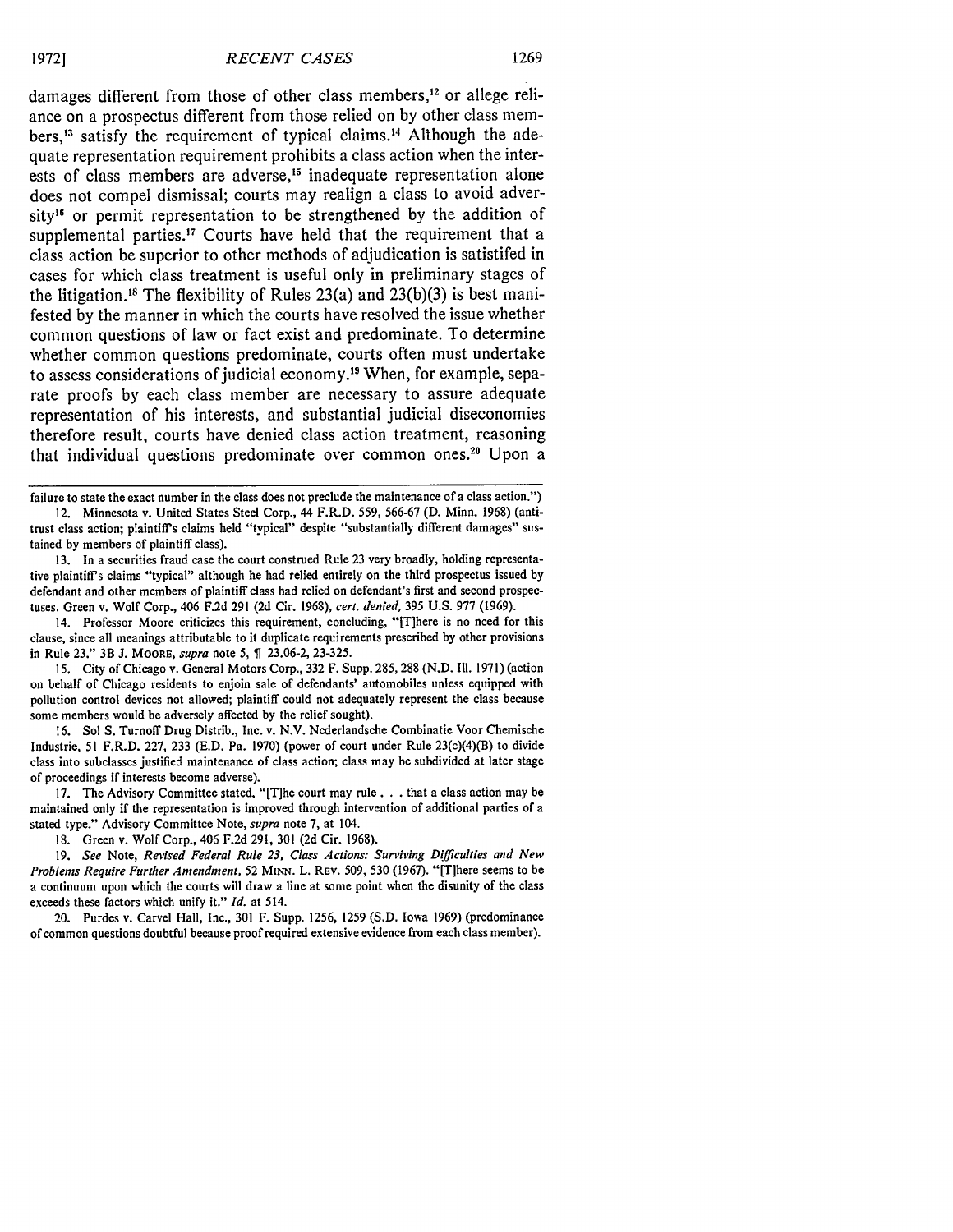damages different from those of other class members,[12] or allege reliance on a prospectus different from those relied on by other class members,[13] satisfy the requirement of typical claims.[14] Although the adequate representation requirement prohibits a class action when the interests of class members are adverse,[15] inadequate representation alone does not compel dismissal; courts may realign a class to avoid adversity[16] or permit representation to be strengthened by the addition of supplemental parties.[17] Courts have held that the requirement that a class action be superior to other methods of adjudication is satistifed in cases for which class treatment is useful only in preliminary stages of the litigation.[18] The flexibility of Rules 23(a) and 23(b)(3) is best manifested by the manner in which the courts have resolved the issue whether common questions of law or fact exist and predominate. To determine whether common questions predominate, courts often must undertake to assess considerations of judicial economy.[19] When, for example, separate proofs by each class member are necessary to assure adequate representation of his interests, and substantial judicial diseconomies therefore result, courts have denied class action treatment, reasoning that individual questions predominate over common ones.[20] Upon a

---

failure to state the exact number in the class does not preclude the maintenance of a class action.")

12. Minnesota v. United States Steel Corp., 44 F.R.D. 559, 566-67 (D. Minn. 1968) (antitrust class action; plaintiff's claims held "typical" despite "substantially different damages" sustained by members of plaintiff class).

13. In a securities fraud case the court construed Rule 23 very broadly, holding representative plaintiff's claims "typical" although he had relied entirely on the third prospectus issued by defendant and other members of plaintiff class had relied on defendant's first and second prospectuses. Green v. Wolf Corp., 406 F.2d 291 (2d Cir. 1968), *cert. denied,* 395 U.S. 977 (1969).

14. Professor Moore criticizes this requirement, concluding, "[T]here is no need for this clause, since all meanings attributable to it duplicate requirements prescribed by other provisions in Rule 23." 3B J. MOORE, *supra* note 5, ¶ 23.06-2, 23-325.

15. City of Chicago v. General Motors Corp., 332 F. Supp. 285, 288 (N.D. Ill. 1971) (action on behalf of Chicago residents to enjoin sale of defendants' automobiles unless equipped with pollution control devices not allowed; plaintiff could not adequately represent the class because some members would be adversely affected by the relief sought).

16. Sol S. Turnoff Drug Distrib., Inc. v. N.V. Nederlandsche Combinatie Voor Chemische Industrie, 51 F.R.D. 227, 233 (E.D. Pa. 1970) (power of court under Rule 23(c)(4)(B) to divide class into subclasses justified maintenance of class action; class may be subdivided at later stage of proceedings if interests become adverse).

17. The Advisory Committee stated, "[T]he court may rule . . . that a class action may be maintained only if the representation is improved through intervention of additional parties of a stated type." Advisory Committee Note, *supra* note 7, at 104.

18. Green v. Wolf Corp., 406 F.2d 291, 301 (2d Cir. 1968).

19. *See* Note, *Revised Federal Rule 23, Class Actions: Surviving Difficulties and New Problems Require Further Amendment,* 52 MINN. L. REV. 509, 530 (1967). "[T]here seems to be a continuum upon which the courts will draw a line at some point when the disunity of the class exceeds these factors which unify it." *Id.* at 514.

20. Purdes v. Carvel Hall, Inc., 301 F. Supp. 1256, 1259 (S.D. Iowa 1969) (predominance of common questions doubtful because proof required extensive evidence from each class member).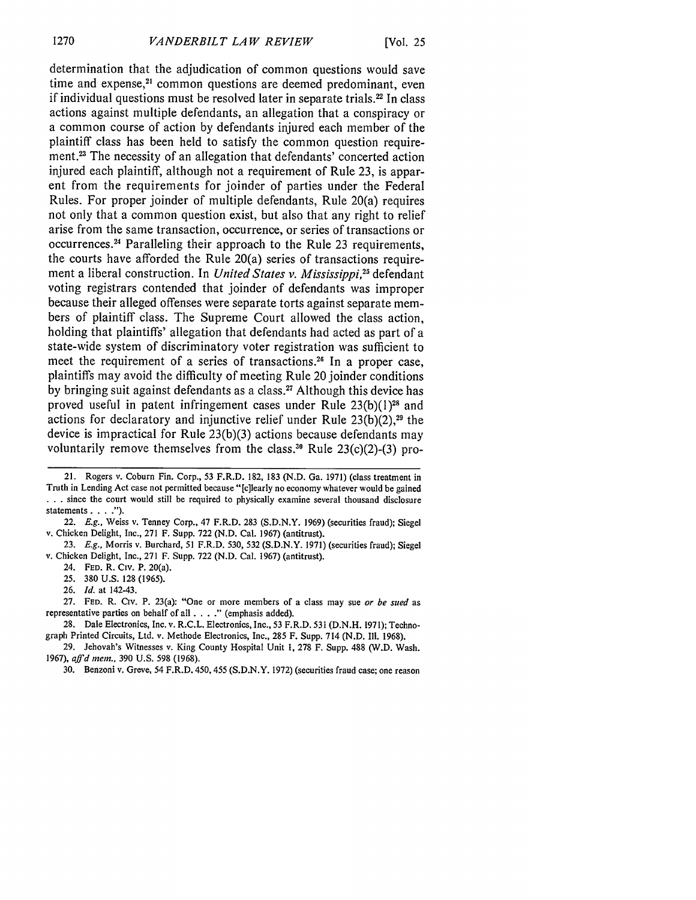determination that the adjudication of common questions would save time and expense,[21] common questions are deemed predominant, even if individual questions must be resolved later in separate trials.[22] In class actions against multiple defendants, an allegation that a conspiracy or a common course of action by defendants injured each member of the plaintiff class has been held to satisfy the common question requirement.[23] The necessity of an allegation that defendants' concerted action injured each plaintiff, although not a requirement of Rule 23, is apparent from the requirements for joinder of parties under the Federal Rules. For proper joinder of multiple defendants, Rule 20(a) requires not only that a common question exist, but also that any right to relief arise from the same transaction, occurrence, or series of transactions or occurrences.[24] Paralleling their approach to the Rule 23 requirements, the courts have afforded the Rule 20(a) series of transactions requirement a liberal construction. In *United States v. Mississippi*,[25] defendant voting registrars contended that joinder of defendants was improper because their alleged offenses were separate torts against separate members of plaintiff class. The Supreme Court allowed the class action, holding that plaintiffs' allegation that defendants had acted as part of a state-wide system of discriminatory voter registration was sufficient to meet the requirement of a series of transactions.[26] In a proper case, plaintiffs may avoid the difficulty of meeting Rule 20 joinder conditions by bringing suit against defendants as a class.[27] Although this device has proved useful in patent infringement cases under Rule 23(b)(1)[28] and actions for declaratory and injunctive relief under Rule 23(b)(2),[29] the device is impractical for Rule 23(b)(3) actions because defendants may voluntarily remove themselves from the class.[30] Rule 23(c)(2)-(3) pro-

---

21. Rogers v. Coburn Fin. Corp., 53 F.R.D. 182, 183 (N.D. Ga. 1971) (class treatment in Truth in Lending Act case not permitted because "[c]learly no economy whatever would be gained . . . since the court would still be required to physically examine several thousand disclosure statements . . . .").

22. *E.g.*, Weiss v. Tenney Corp., 47 F.R.D. 283 (S.D.N.Y. 1969) (securities fraud); Siegel v. Chicken Delight, Inc., 271 F. Supp. 722 (N.D. Cal. 1967) (antitrust).

23. *E.g.*, Morris v. Burchard, 51 F.R.D. 530, 532 (S.D.N.Y. 1971) (securities fraud); Siegel v. Chicken Delight, Inc., 271 F. Supp. 722 (N.D. Cal. 1967) (antitrust).

24. FED. R. CIV. P. 20(a).

25. 380 U.S. 128 (1965).

26. *Id.* at 142-43.

27. FED. R. CIV. P. 23(a): "One or more members of a class may sue *or be sued* as representative parties on behalf of all . . . ." (emphasis added).

28. Dale Electronics, Inc. v. R.C.L. Electronics, Inc., 53 F.R.D. 531 (D.N.H. 1971); Technograph Printed Circuits, Ltd. v. Methode Electronics, Inc., 285 F. Supp. 714 (N.D. Ill. 1968).

29. Jehovah's Witnesses v. King County Hospital Unit 1, 278 F. Supp. 488 (W.D. Wash. 1967), *aff'd mem.*, 390 U.S. 598 (1968).

30. Benzoni v. Greve, 54 F.R.D. 450, 455 (S.D.N.Y. 1972) (securities fraud case; one reason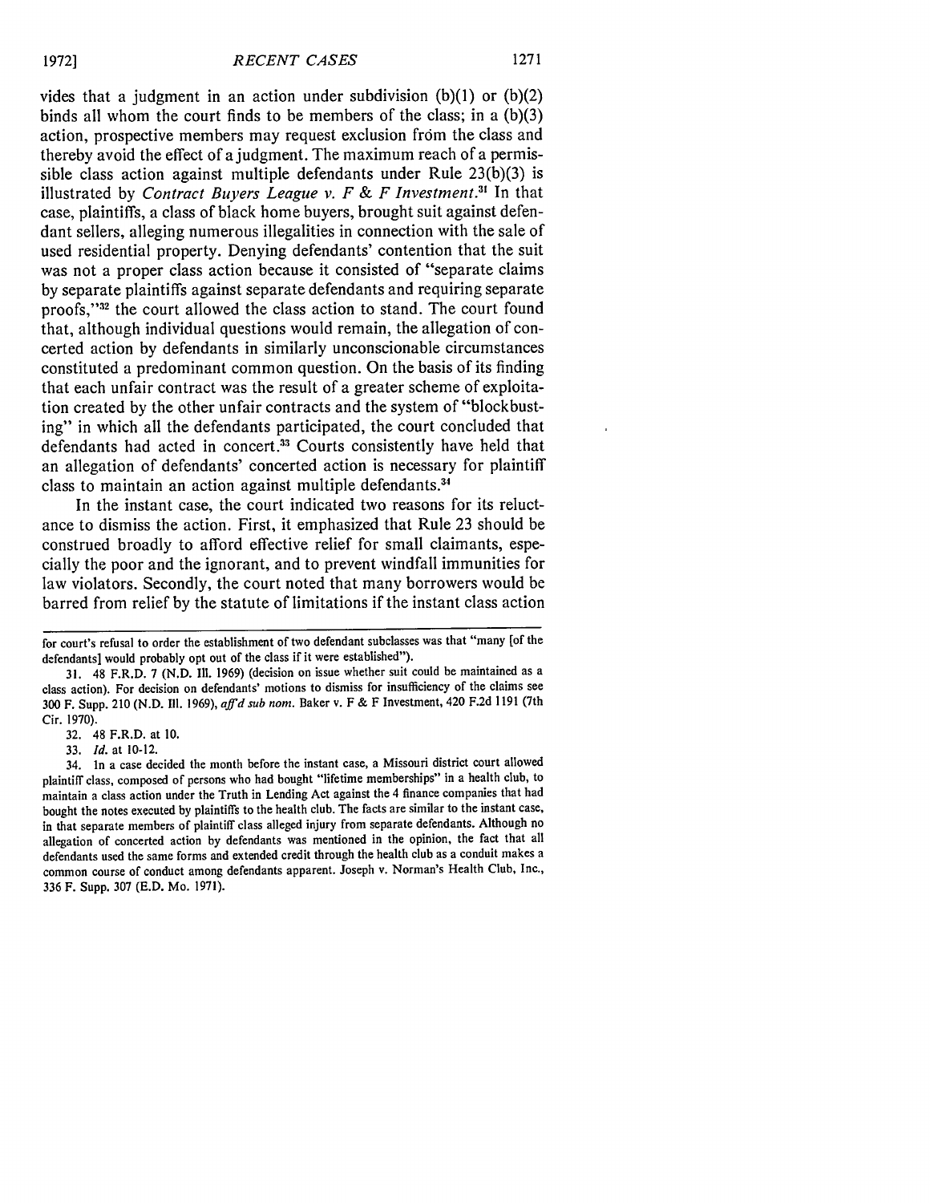vides that a judgment in an action under subdivision (b)(1) or (b)(2) binds all whom the court finds to be members of the class; in a (b)(3) action, prospective members may request exclusion from the class and thereby avoid the effect of a judgment. The maximum reach of a permissible class action against multiple defendants under Rule 23(b)(3) is illustrated by *Contract Buyers League v. F & F Investment*.[31] In that case, plaintiffs, a class of black home buyers, brought suit against defendant sellers, alleging numerous illegalities in connection with the sale of used residential property. Denying defendants' contention that the suit was not a proper class action because it consisted of "separate claims by separate plaintiffs against separate defendants and requiring separate proofs,"[32] the court allowed the class action to stand. The court found that, although individual questions would remain, the allegation of concerted action by defendants in similarly unconscionable circumstances constituted a predominant common question. On the basis of its finding that each unfair contract was the result of a greater scheme of exploitation created by the other unfair contracts and the system of "blockbusting" in which all the defendants participated, the court concluded that defendants had acted in concert.[33] Courts consistently have held that an allegation of defendants' concerted action is necessary for plaintiff class to maintain an action against multiple defendants.[34]

In the instant case, the court indicated two reasons for its reluctance to dismiss the action. First, it emphasized that Rule 23 should be construed broadly to afford effective relief for small claimants, especially the poor and the ignorant, and to prevent windfall immunities for law violators. Secondly, the court noted that many borrowers would be barred from relief by the statute of limitations if the instant class action

---

for court's refusal to order the establishment of two defendant subclasses was that "many [of the defendants] would probably opt out of the class if it were established").

31. 48 F.R.D. 7 (N.D. Ill. 1969) (decision on issue whether suit could be maintained as a class action). For decision on defendants' motions to dismiss for insufficiency of the claims see 300 F. Supp. 210 (N.D. Ill. 1969), *aff'd sub nom.* Baker v. F & F Investment, 420 F.2d 1191 (7th Cir. 1970).

32. 48 F.R.D. at 10.

33. *Id.* at 10-12.

34. In a case decided the month before the instant case, a Missouri district court allowed plaintiff class, composed of persons who had bought "lifetime memberships" in a health club, to maintain a class action under the Truth in Lending Act against the 4 finance companies that had bought the notes executed by plaintiffs to the health club. The facts are similar to the instant case, in that separate members of plaintiff class alleged injury from separate defendants. Although no allegation of concerted action by defendants was mentioned in the opinion, the fact that all defendants used the same forms and extended credit through the health club as a conduit makes a common course of conduct among defendants apparent. Joseph v. Norman's Health Club, Inc., 336 F. Supp. 307 (E.D. Mo. 1971).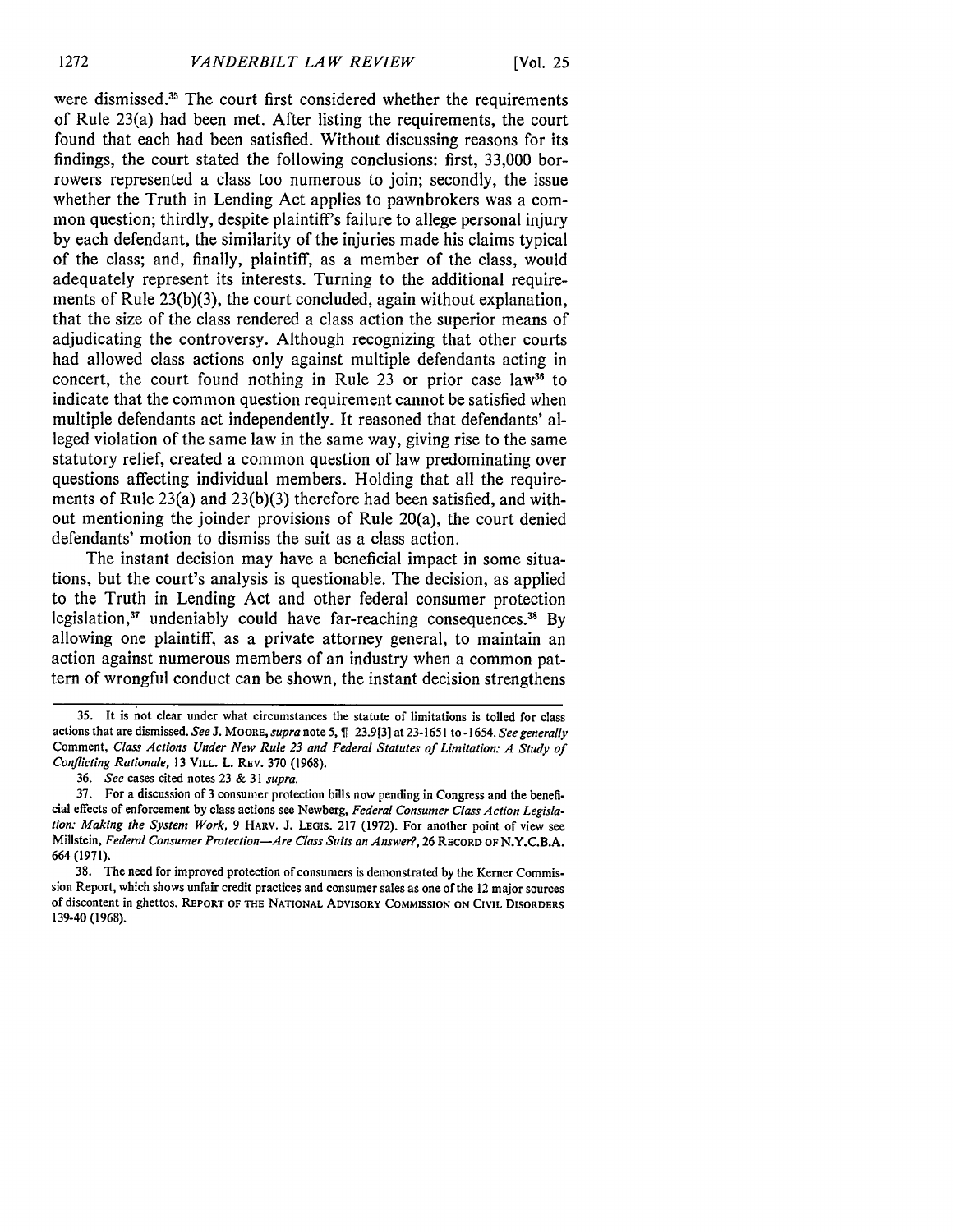were dismissed.[35] The court first considered whether the requirements of Rule 23(a) had been met. After listing the requirements, the court found that each had been satisfied. Without discussing reasons for its findings, the court stated the following conclusions: first, 33,000 borrowers represented a class too numerous to join; secondly, the issue whether the Truth in Lending Act applies to pawnbrokers was a common question; thirdly, despite plaintiff's failure to allege personal injury by each defendant, the similarity of the injuries made his claims typical of the class; and, finally, plaintiff, as a member of the class, would adequately represent its interests. Turning to the additional requirements of Rule 23(b)(3), the court concluded, again without explanation, that the size of the class rendered a class action the superior means of adjudicating the controversy. Although recognizing that other courts had allowed class actions only against multiple defendants acting in concert, the court found nothing in Rule 23 or prior case law[36] to indicate that the common question requirement cannot be satisfied when multiple defendants act independently. It reasoned that defendants' alleged violation of the same law in the same way, giving rise to the same statutory relief, created a common question of law predominating over questions affecting individual members. Holding that all the requirements of Rule 23(a) and 23(b)(3) therefore had been satisfied, and without mentioning the joinder provisions of Rule 20(a), the court denied defendants' motion to dismiss the suit as a class action.

The instant decision may have a beneficial impact in some situations, but the court's analysis is questionable. The decision, as applied to the Truth in Lending Act and other federal consumer protection legislation,[37] undeniably could have far-reaching consequences.[38] By allowing one plaintiff, as a private attorney general, to maintain an action against numerous members of an industry when a common pattern of wrongful conduct can be shown, the instant decision strengthens

---

35. It is not clear under what circumstances the statute of limitations is tolled for class actions that are dismissed. *See* J. MOORE, *supra* note 5, ¶ 23.9[3] at 23-1651 to -1654. *See generally* Comment, *Class Actions Under New Rule 23 and Federal Statutes of Limitation: A Study of Conflicting Rationale*, 13 VILL. L. REV. 370 (1968).

36. *See* cases cited notes 23 & 31 *supra*.

37. For a discussion of 3 consumer protection bills now pending in Congress and the beneficial effects of enforcement by class actions see Newberg, *Federal Consumer Class Action Legislation: Making the System Work*, 9 HARV. J. LEGIS. 217 (1972). For another point of view see Millstein, *Federal Consumer Protection—Are Class Suits an Answer?*, 26 RECORD OF N.Y.C.B.A. 664 (1971).

38. The need for improved protection of consumers is demonstrated by the Kerner Commission Report, which shows unfair credit practices and consumer sales as one of the 12 major sources of discontent in ghettos. REPORT OF THE NATIONAL ADVISORY COMMISSION ON CIVIL DISORDERS 139-40 (1968).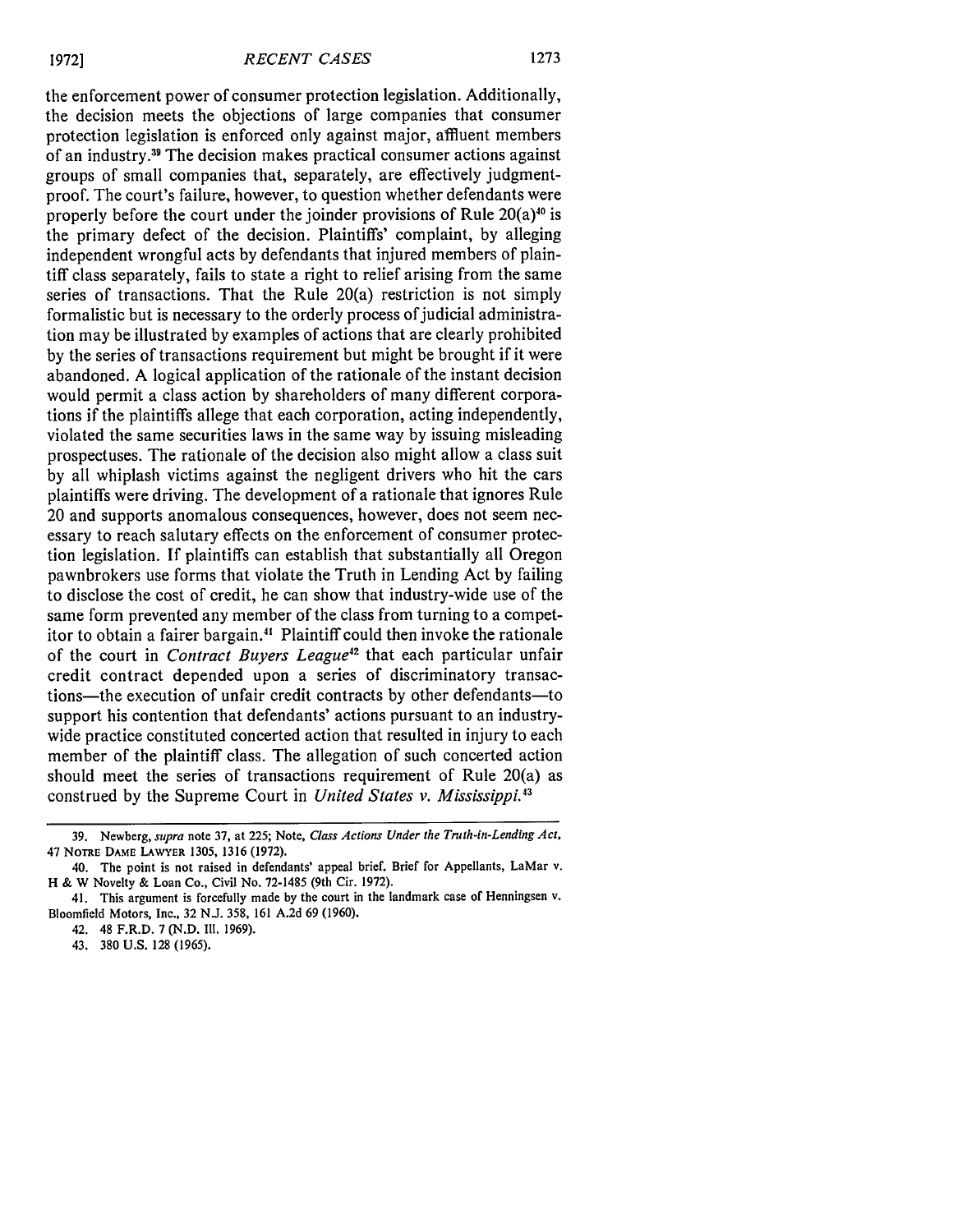the enforcement power of consumer protection legislation. Additionally, the decision meets the objections of large companies that consumer protection legislation is enforced only against major, affluent members of an industry.[39] The decision makes practical consumer actions against groups of small companies that, separately, are effectively judgment-proof. The court's failure, however, to question whether defendants were properly before the court under the joinder provisions of Rule 20(a)[40] is the primary defect of the decision. Plaintiffs' complaint, by alleging independent wrongful acts by defendants that injured members of plaintiff class separately, fails to state a right to relief arising from the same series of transactions. That the Rule 20(a) restriction is not simply formalistic but is necessary to the orderly process of judicial administration may be illustrated by examples of actions that are clearly prohibited by the series of transactions requirement but might be brought if it were abandoned. A logical application of the rationale of the instant decision would permit a class action by shareholders of many different corporations if the plaintiffs allege that each corporation, acting independently, violated the same securities laws in the same way by issuing misleading prospectuses. The rationale of the decision also might allow a class suit by all whiplash victims against the negligent drivers who hit the cars plaintiffs were driving. The development of a rationale that ignores Rule 20 and supports anomalous consequences, however, does not seem necessary to reach salutary effects on the enforcement of consumer protection legislation. If plaintiffs can establish that substantially all Oregon pawnbrokers use forms that violate the Truth in Lending Act by failing to disclose the cost of credit, he can show that industry-wide use of the same form prevented any member of the class from turning to a competitor to obtain a fairer bargain.[41] Plaintiff could then invoke the rationale of the court in *Contract Buyers League*[42] that each particular unfair credit contract depended upon a series of discriminatory transactions—the execution of unfair credit contracts by other defendants—to support his contention that defendants' actions pursuant to an industry-wide practice constituted concerted action that resulted in injury to each member of the plaintiff class. The allegation of such concerted action should meet the series of transactions requirement of Rule 20(a) as construed by the Supreme Court in *United States v. Mississippi.*[43]

---

39. Newberg, *supra* note 37, at 225; Note, *Class Actions Under the Truth-in-Lending Act*, 47 NOTRE DAME LAWYER 1305, 1316 (1972).

40. The point is not raised in defendants' appeal brief. Brief for Appellants, LaMar v. H & W Novelty & Loan Co., Civil No. 72-1485 (9th Cir. 1972).

41. This argument is forcefully made by the court in the landmark case of Henningsen v. Bloomfield Motors, Inc., 32 N.J. 358, 161 A.2d 69 (1960).

42. 48 F.R.D. 7 (N.D. Ill. 1969).

43. 380 U.S. 128 (1965).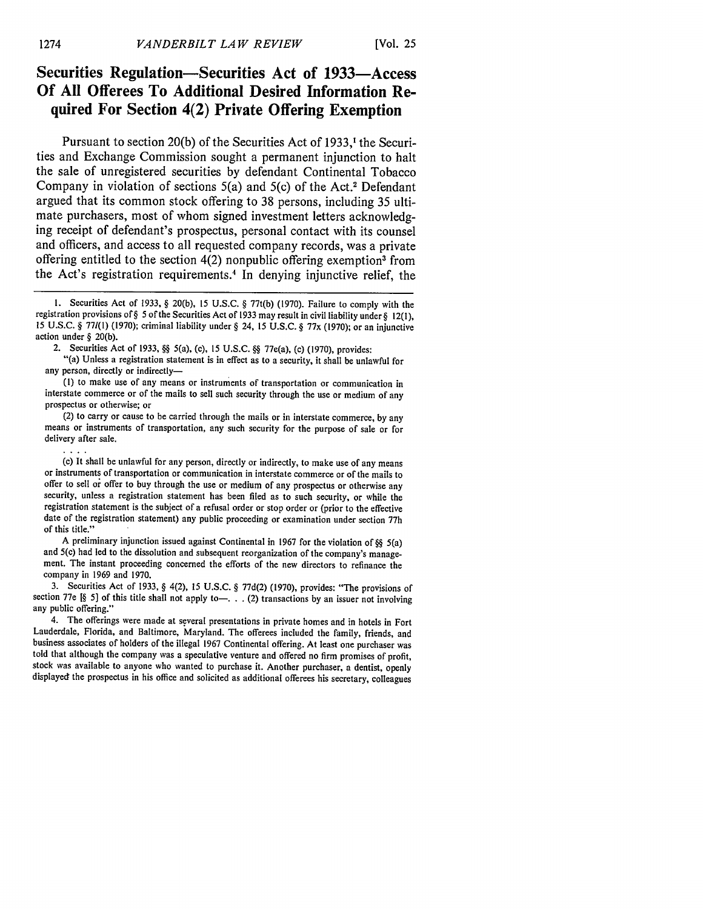## Securities Regulation—Securities Act of 1933—Access Of All Offerees To Additional Desired Information Required For Section 4(2) Private Offering Exemption

Pursuant to section 20(b) of the Securities Act of 1933,[1] the Securities and Exchange Commission sought a permanent injunction to halt the sale of unregistered securities by defendant Continental Tobacco Company in violation of sections 5(a) and 5(c) of the Act.[2] Defendant argued that its common stock offering to 38 persons, including 35 ultimate purchasers, most of whom signed investment letters acknowledging receipt of defendant's prospectus, personal contact with its counsel and officers, and access to all requested company records, was a private offering entitled to the section 4(2) nonpublic offering exemption[3] from the Act's registration requirements.[4] In denying injunctive relief, the

---

1. Securities Act of 1933, § 20(b), 15 U.S.C. § 77t(b) (1970). Failure to comply with the registration provisions of § 5 of the Securities Act of 1933 may result in civil liability under § 12(1), 15 U.S.C. § 77*l*(1) (1970); criminal liability under § 24, 15 U.S.C. § 77x (1970); or an injunctive action under § 20(b).

2. Securities Act of 1933, §§ 5(a), (c), 15 U.S.C. §§ 77e(a), (c) (1970), provides:

"(a) Unless a registration statement is in effect as to a security, it shall be unlawful for any person, directly or indirectly—

(1) to make use of any means or instruments of transportation or communication in interstate commerce or of the mails to sell such security through the use or medium of any prospectus or otherwise; or

(2) to carry or cause to be carried through the mails or in interstate commerce, by any means or instruments of transportation, any such security for the purpose of sale or for delivery after sale.

. . . .

(c) It shall be unlawful for any person, directly or indirectly, to make use of any means or instruments of transportation or communication in interstate commerce or of the mails to offer to sell or offer to buy through the use or medium of any prospectus or otherwise any security, unless a registration statement has been filed as to such security, or while the registration statement is the subject of a refusal order or stop order or (prior to the effective date of the registration statement) any public proceeding or examination under section 77h of this title."

A preliminary injunction issued against Continental in 1967 for the violation of §§ 5(a) and 5(c) had led to the dissolution and subsequent reorganization of the company's management. The instant proceeding concerned the efforts of the new directors to refinance the company in 1969 and 1970.

3. Securities Act of 1933, § 4(2), 15 U.S.C. § 77d(2) (1970), provides: "The provisions of section 77e [§ 5] of this title shall not apply to—. . . (2) transactions by an issuer not involving any public offering."

4. The offerings were made at several presentations in private homes and in hotels in Fort Lauderdale, Florida, and Baltimore, Maryland. The offerees included the family, friends, and business associates of holders of the illegal 1967 Continental offering. At least one purchaser was told that although the company was a speculative venture and offered no firm promises of profit, stock was available to anyone who wanted to purchase it. Another purchaser, a dentist, openly displayed the prospectus in his office and solicited as additional offerees his secretary, colleagues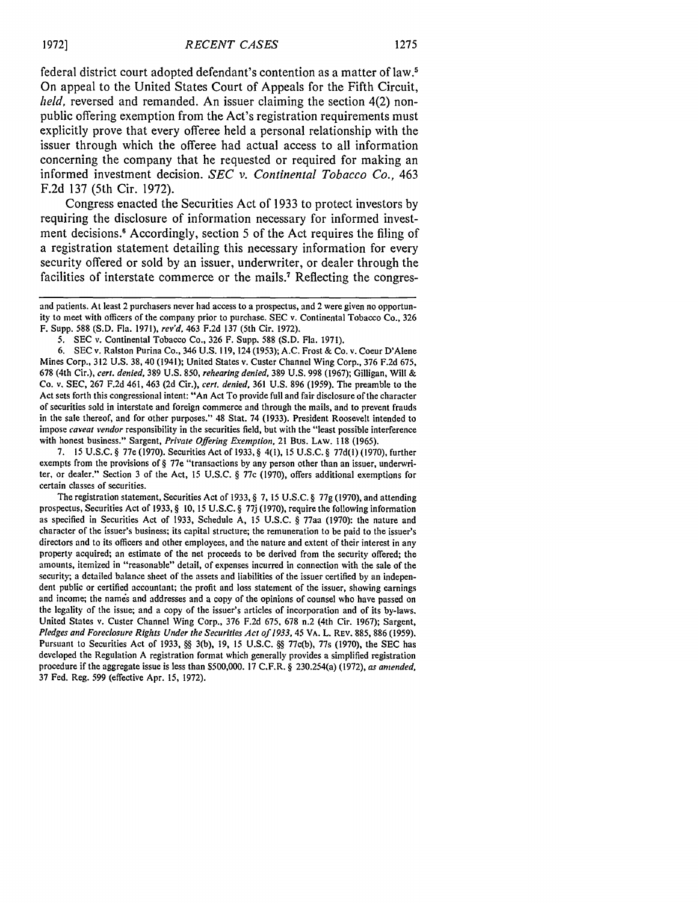federal district court adopted defendant's contention as a matter of law.[5] On appeal to the United States Court of Appeals for the Fifth Circuit, *held,* reversed and remanded. An issuer claiming the section 4(2) non-public offering exemption from the Act's registration requirements must explicitly prove that every offeree held a personal relationship with the issuer through which the offeree had actual access to all information concerning the company that he requested or required for making an informed investment decision. *SEC v. Continental Tobacco Co.,* 463 F.2d 137 (5th Cir. 1972).

Congress enacted the Securities Act of 1933 to protect investors by requiring the disclosure of information necessary for informed investment decisions.[6] Accordingly, section 5 of the Act requires the filing of a registration statement detailing this necessary information for every security offered or sold by an issuer, underwriter, or dealer through the facilities of interstate commerce or the mails.[7] Reflecting the congres-

---

and patients. At least 2 purchasers never had access to a prospectus, and 2 were given no opportunity to meet with officers of the company prior to purchase. SEC v. Continental Tobacco Co., 326 F. Supp. 588 (S.D. Fla. 1971), *rev'd,* 463 F.2d 137 (5th Cir. 1972).

5. SEC v. Continental Tobacco Co., 326 F. Supp. 588 (S.D. Fla. 1971).

6. SEC v. Ralston Purina Co., 346 U.S. 119, 124 (1953); A.C. Frost & Co. v. Coeur D'Alene Mines Corp., 312 U.S. 38, 40 (1941); United States v. Custer Channel Wing Corp., 376 F.2d 675, 678 (4th Cir.), *cert. denied,* 389 U.S. 850, *rehearing denied,* 389 U.S. 998 (1967); Gilligan, Will & Co. v. SEC, 267 F.2d 461, 463 (2d Cir.), *cert. denied,* 361 U.S. 896 (1959). The preamble to the Act sets forth this congressional intent: "An Act To provide full and fair disclosure of the character of securities sold in interstate and foreign commerce and through the mails, and to prevent frauds in the sale thereof, and for other purposes." 48 Stat. 74 (1933). President Roosevelt intended to impose *caveat vendor* responsibility in the securities field, but with the "least possible interference with honest business." Sargent, *Private Offering Exemption,* 21 Bus. Law. 118 (1965).

7. 15 U.S.C. § 77e (1970). Securities Act of 1933, § 4(1), 15 U.S.C. § 77d(1) (1970), further exempts from the provisions of § 77e "transactions by any person other than an issuer, underwriter, or dealer." Section 3 of the Act, 15 U.S.C. § 77c (1970), offers additional exemptions for certain classes of securities.

The registration statement, Securities Act of 1933, § 7, 15 U.S.C. § 77g (1970), and attending prospectus, Securities Act of 1933, § 10, 15 U.S.C. § 77j (1970), require the following information as specified in Securities Act of 1933, Schedule A, 15 U.S.C. § 77aa (1970): the nature and character of the issuer's business; its capital structure; the remuneration to be paid to the issuer's directors and to its officers and other employees, and the nature and extent of their interest in any property acquired; an estimate of the net proceeds to be derived from the security offered; the amounts, itemized in "reasonable" detail, of expenses incurred in connection with the sale of the security; a detailed balance sheet of the assets and liabilities of the issuer certified by an independent public or certified accountant; the profit and loss statement of the issuer, showing earnings and income; the names and addresses and a copy of the opinions of counsel who have passed on the legality of the issue; and a copy of the issuer's articles of incorporation and of its by-laws. United States v. Custer Channel Wing Corp., 376 F.2d 675, 678 n.2 (4th Cir. 1967); Sargent, *Pledges and Foreclosure Rights Under the Securities Act of 1933,* 45 Va. L. Rev. 885, 886 (1959). Pursuant to Securities Act of 1933, §§ 3(b), 19, 15 U.S.C. §§ 77c(b), 77s (1970), the SEC has developed the Regulation A registration format which generally provides a simplified registration procedure if the aggregate issue is less than $500,000. 17 C.F.R. § 230.254(a) (1972), *as amended,* 37 Fed. Reg. 599 (effective Apr. 15, 1972).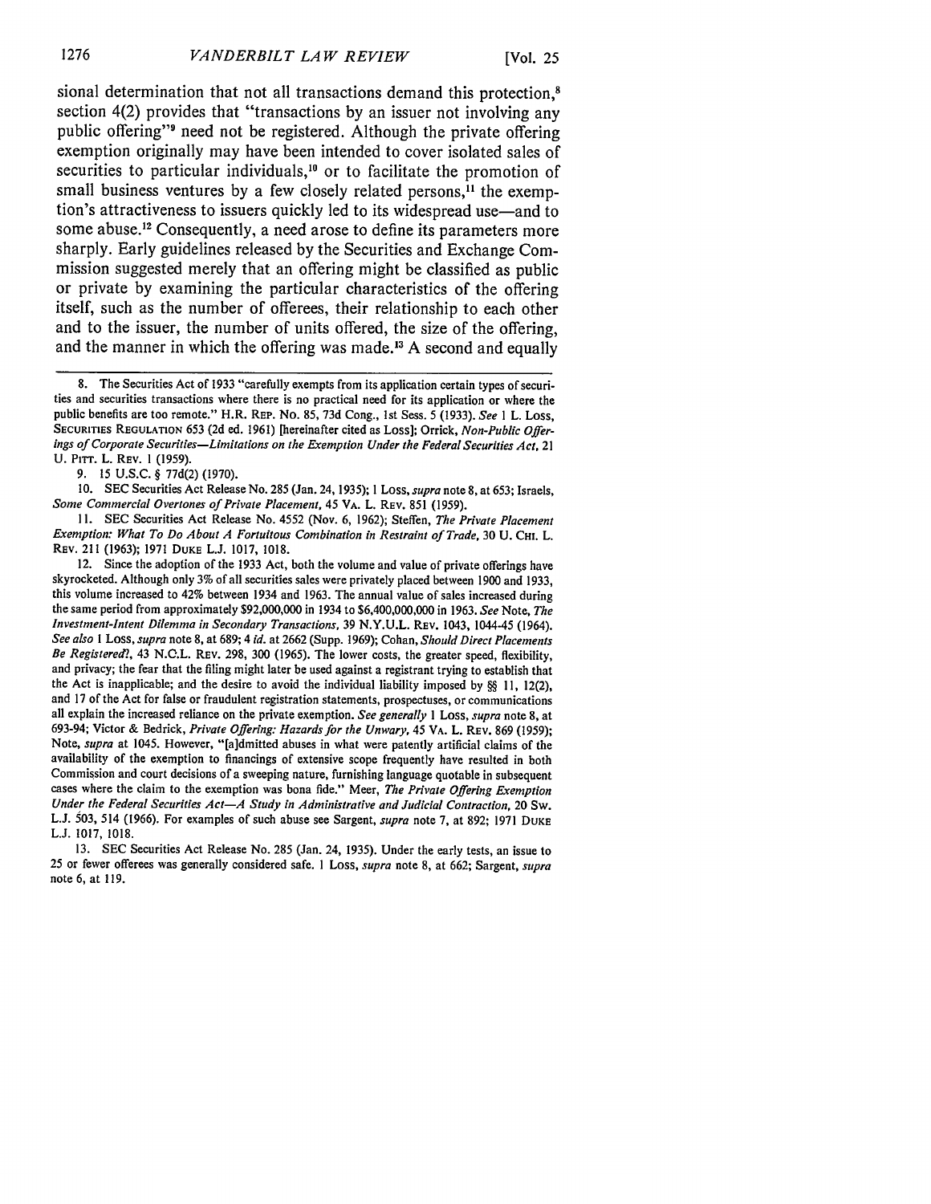sional determination that not all transactions demand this protection,[8] section 4(2) provides that "transactions by an issuer not involving any public offering"[9] need not be registered. Although the private offering exemption originally may have been intended to cover isolated sales of securities to particular individuals,[10] or to facilitate the promotion of small business ventures by a few closely related persons,[11] the exemption's attractiveness to issuers quickly led to its widespread use—and to some abuse.[12] Consequently, a need arose to define its parameters more sharply. Early guidelines released by the Securities and Exchange Commission suggested merely that an offering might be classified as public or private by examining the particular characteristics of the offering itself, such as the number of offerees, their relationship to each other and to the issuer, the number of units offered, the size of the offering, and the manner in which the offering was made.[13] A second and equally

---

8. The Securities Act of 1933 "carefully exempts from its application certain types of securities and securities transactions where there is no practical need for its application or where the public benefits are too remote." H.R. REP. No. 85, 73d Cong., 1st Sess. 5 (1933). *See* 1 L. LOSS, SECURITIES REGULATION 653 (2d ed. 1961) [hereinafter cited as LOSS]; Orrick, *Non-Public Offerings of Corporate Securities—Limitations on the Exemption Under the Federal Securities Act*, 21 U. PITT. L. REV. 1 (1959).

9. 15 U.S.C. § 77d(2) (1970).

10. SEC Securities Act Release No. 285 (Jan. 24, 1935); 1 LOSS, *supra* note 8, at 653; Israels, *Some Commercial Overtones of Private Placement*, 45 VA. L. REV. 851 (1959).

11. SEC Securities Act Release No. 4552 (Nov. 6, 1962); Steffen, *The Private Placement Exemption: What To Do About A Fortuitous Combination in Restraint of Trade*, 30 U. CHI. L. REV. 211 (1963); 1971 DUKE L.J. 1017, 1018.

12. Since the adoption of the 1933 Act, both the volume and value of private offerings have skyrocketed. Although only 3% of all securities sales were privately placed between 1900 and 1933, this volume increased to 42% between 1934 and 1963. The annual value of sales increased during the same period from approximately $92,000,000 in 1934 to $6,400,000,000 in 1963. *See* Note, *The Investment-Intent Dilemma in Secondary Transactions*, 39 N.Y.U.L. REV. 1043, 1044-45 (1964). *See also* 1 LOSS, *supra* note 8, at 689; 4 *id.* at 2662 (Supp. 1969); Cohan, *Should Direct Placements Be Registered?*, 43 N.C.L. REV. 298, 300 (1965). The lower costs, the greater speed, flexibility, and privacy; the fear that the filing might later be used against a registrant trying to establish that the Act is inapplicable; and the desire to avoid the individual liability imposed by §§ 11, 12(2), and 17 of the Act for false or fraudulent registration statements, prospectuses, or communications all explain the increased reliance on the private exemption. *See generally* 1 LOSS, *supra* note 8, at 693-94; Victor & Bedrick, *Private Offering: Hazards for the Unwary*, 45 VA. L. REV. 869 (1959); Note, *supra* at 1045. However, "[a]dmitted abuses in what were patently artificial claims of the availability of the exemption to financings of extensive scope frequently have resulted in both Commission and court decisions of a sweeping nature, furnishing language quotable in subsequent cases where the claim to the exemption was bona fide." Meer, *The Private Offering Exemption Under the Federal Securities Act—A Study in Administrative and Judicial Contraction*, 20 SW. L.J. 503, 514 (1966). For examples of such abuse see Sargent, *supra* note 7, at 892; 1971 DUKE L.J. 1017, 1018.

13. SEC Securities Act Release No. 285 (Jan. 24, 1935). Under the early tests, an issue to 25 or fewer offerees was generally considered safe. 1 LOSS, *supra* note 8, at 662; Sargent, *supra* note 6, at 119.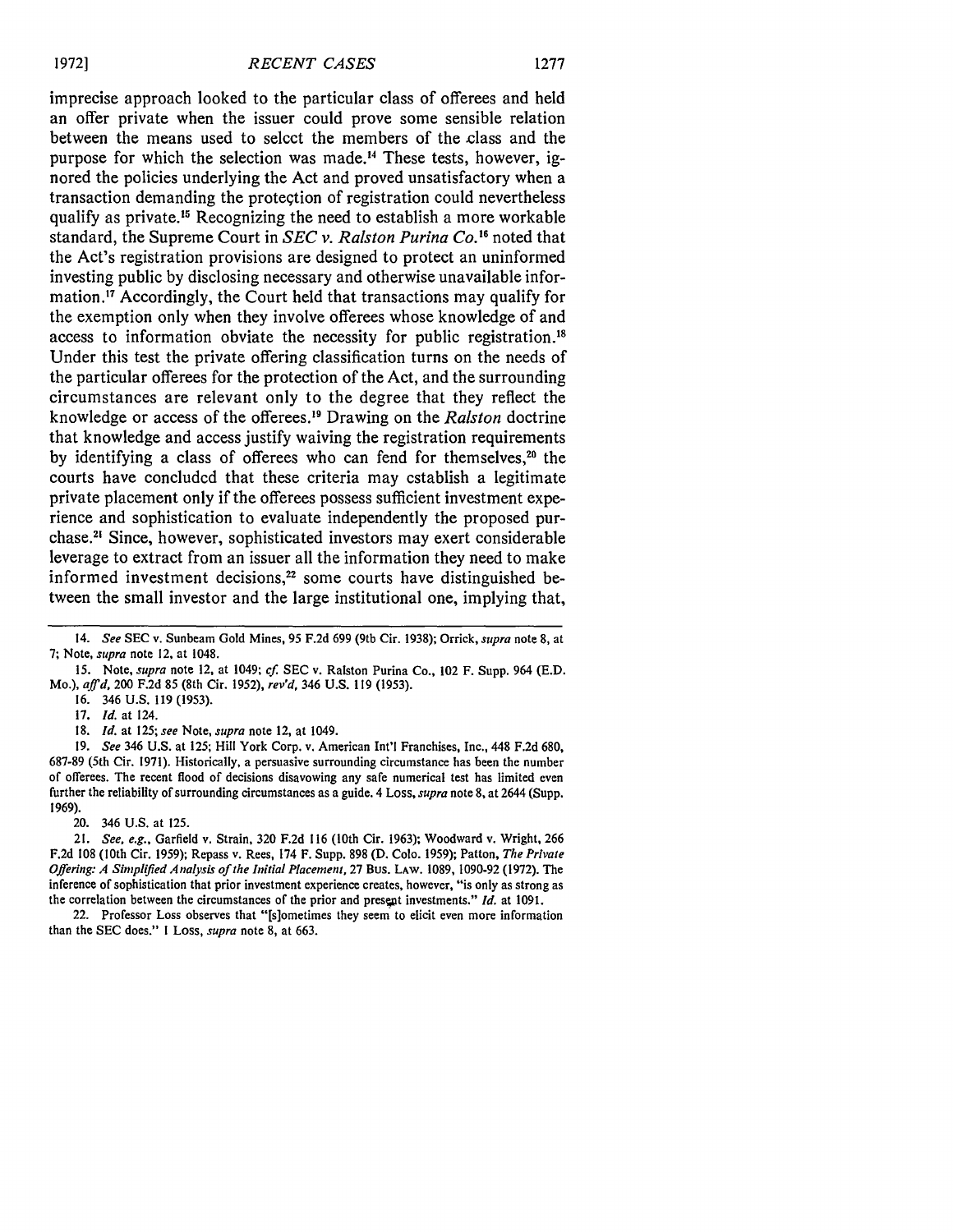imprecise approach looked to the particular class of offerees and held an offer private when the issuer could prove some sensible relation between the means used to selcct the members of the class and the purpose for which the selection was made.[14] These tests, however, ignored the policies underlying the Act and proved unsatisfactory when a transaction demanding the protection of registration could nevertheless qualify as private.[15] Recognizing the need to establish a more workable standard, the Supreme Court in *SEC v. Ralston Purina Co.*[16] noted that the Act's registration provisions are designed to protect an uninformed investing public by disclosing necessary and otherwise unavailable information.[17] Accordingly, the Court held that transactions may qualify for the exemption only when they involve offerees whose knowledge of and access to information obviate the necessity for public registration.[18] Under this test the private offering classification turns on the needs of the particular offerees for the protection of the Act, and the surrounding circumstances are relevant only to the degree that they reflect the knowledge or access of the offerees.[19] Drawing on the *Ralston* doctrine that knowledge and access justify waiving the registration requirements by identifying a class of offerees who can fend for themselves,[20] the courts have concluded that these criteria may establish a legitimate private placement only if the offerees possess sufficient investment experience and sophistication to evaluate independently the proposed purchase.[21] Since, however, sophisticated investors may exert considerable leverage to extract from an issuer all the information they need to make informed investment decisions,[22] some courts have distinguished between the small investor and the large institutional one, implying that,

---

14. *See* SEC v. Sunbeam Gold Mines, 95 F.2d 699 (9th Cir. 1938); Orrick, *supra* note 8, at 7; Note, *supra* note 12, at 1048.

15. Note, *supra* note 12, at 1049; *cf.* SEC v. Ralston Purina Co., 102 F. Supp. 964 (E.D. Mo.), *aff'd*, 200 F.2d 85 (8th Cir. 1952), *rev'd*, 346 U.S. 119 (1953).

16. 346 U.S. 119 (1953).

17. *Id.* at 124.

18. *Id.* at 125; *see* Note, *supra* note 12, at 1049.

19. *See* 346 U.S. at 125; Hill York Corp. v. American Int'l Franchises, Inc., 448 F.2d 680, 687-89 (5th Cir. 1971). Historically, a persuasive surrounding circumstance has been the number of offerees. The recent flood of decisions disavowing any safe numerical test has limited even further the reliability of surrounding circumstances as a guide. 4 Loss, *supra* note 8, at 2644 (Supp. 1969).

20. 346 U.S. at 125.

21. *See, e.g.*, Garfield v. Strain, 320 F.2d 116 (10th Cir. 1963); Woodward v. Wright, 266 F.2d 108 (10th Cir. 1959); Repass v. Rees, 174 F. Supp. 898 (D. Colo. 1959); Patton, *The Private Offering: A Simplified Analysis of the Initial Placement*, 27 Bus. Law. 1089, 1090-92 (1972). The inference of sophistication that prior investment experience creates, however, "is only as strong as the correlation between the circumstances of the prior and present investments." *Id.* at 1091.

22. Professor Loss observes that "[s]ometimes they seem to elicit even more information than the SEC does." 1 Loss, *supra* note 8, at 663.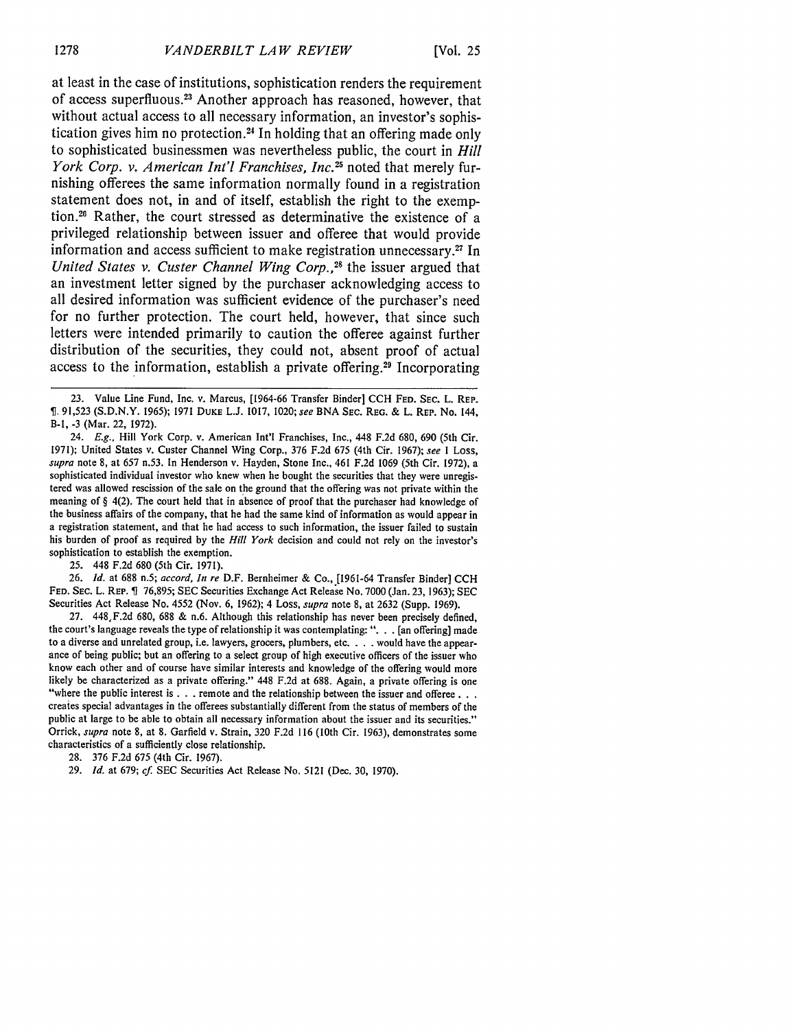at least in the case of institutions, sophistication renders the requirement of access superfluous.[23] Another approach has reasoned, however, that without actual access to all necessary information, an investor's sophistication gives him no protection.[24] In holding that an offering made only to sophisticated businessmen was nevertheless public, the court in *Hill York Corp. v. American Int'l Franchises, Inc.*[25] noted that merely furnishing offerees the same information normally found in a registration statement does not, in and of itself, establish the right to the exemption.[26] Rather, the court stressed as determinative the existence of a privileged relationship between issuer and offeree that would provide information and access sufficient to make registration unnecessary.[27] In *United States v. Custer Channel Wing Corp.*,[28] the issuer argued that an investment letter signed by the purchaser acknowledging access to all desired information was sufficient evidence of the purchaser's need for no further protection. The court held, however, that since such letters were intended primarily to caution the offeree against further distribution of the securities, they could not, absent proof of actual access to the information, establish a private offering.[29] Incorporating

23. Value Line Fund, Inc. v. Marcus, [1964-66 Transfer Binder] CCH FED. SEC. L. REP. ¶ 91,523 (S.D.N.Y. 1965); 1971 DUKE L.J. 1017, 1020; *see* BNA SEC. REG. & L. REP. No. 144, B-1, -3 (Mar. 22, 1972).

24. *E.g.*, Hill York Corp. v. American Int'l Franchises, Inc., 448 F.2d 680, 690 (5th Cir. 1971); United States v. Custer Channel Wing Corp., 376 F.2d 675 (4th Cir. 1967); *see* 1 Loss, *supra* note 8, at 657 n.53. In Henderson v. Hayden, Stone Inc., 461 F.2d 1069 (5th Cir. 1972), a sophisticated individual investor who knew when he bought the securities that they were unregistered was allowed rescission of the sale on the ground that the offering was not private within the meaning of § 4(2). The court held that in absence of proof that the purchaser had knowledge of the business affairs of the company, that he had the same kind of information as would appear in a registration statement, and that he had access to such information, the issuer failed to sustain his burden of proof as required by the *Hill York* decision and could not rely on the investor's sophistication to establish the exemption.

25. 448 F.2d 680 (5th Cir. 1971).

26. *Id.* at 688 n.5; *accord, In re* D.F. Bernheimer & Co., [1961-64 Transfer Binder] CCH FED. SEC. L. REP. ¶ 76,895; SEC Securities Exchange Act Release No. 7000 (Jan. 23, 1963); SEC Securities Act Release No. 4552 (Nov. 6, 1962); 4 Loss, *supra* note 8, at 2632 (Supp. 1969).

27. 448 F.2d 680, 688 & n.6. Although this relationship has never been precisely defined, the court's language reveals the type of relationship it was contemplating: ". . . [an offering] made to a diverse and unrelated group, i.e. lawyers, grocers, plumbers, etc. . . . would have the appearance of being public; but an offering to a select group of high executive officers of the issuer who know each other and of course have similar interests and knowledge of the offering would more likely be characterized as a private offering." 448 F.2d at 688. Again, a private offering is one "where the public interest is . . . remote and the relationship between the issuer and offeree . . . creates special advantages in the offerees substantially different from the status of members of the public at large to be able to obtain all necessary information about the issuer and its securities." Orrick, *supra* note 8, at 8. Garfield v. Strain, 320 F.2d 116 (10th Cir. 1963), demonstrates some characteristics of a sufficiently close relationship.

28. 376 F.2d 675 (4th Cir. 1967).

29. *Id.* at 679; *cf.* SEC Securities Act Release No. 5121 (Dec. 30, 1970).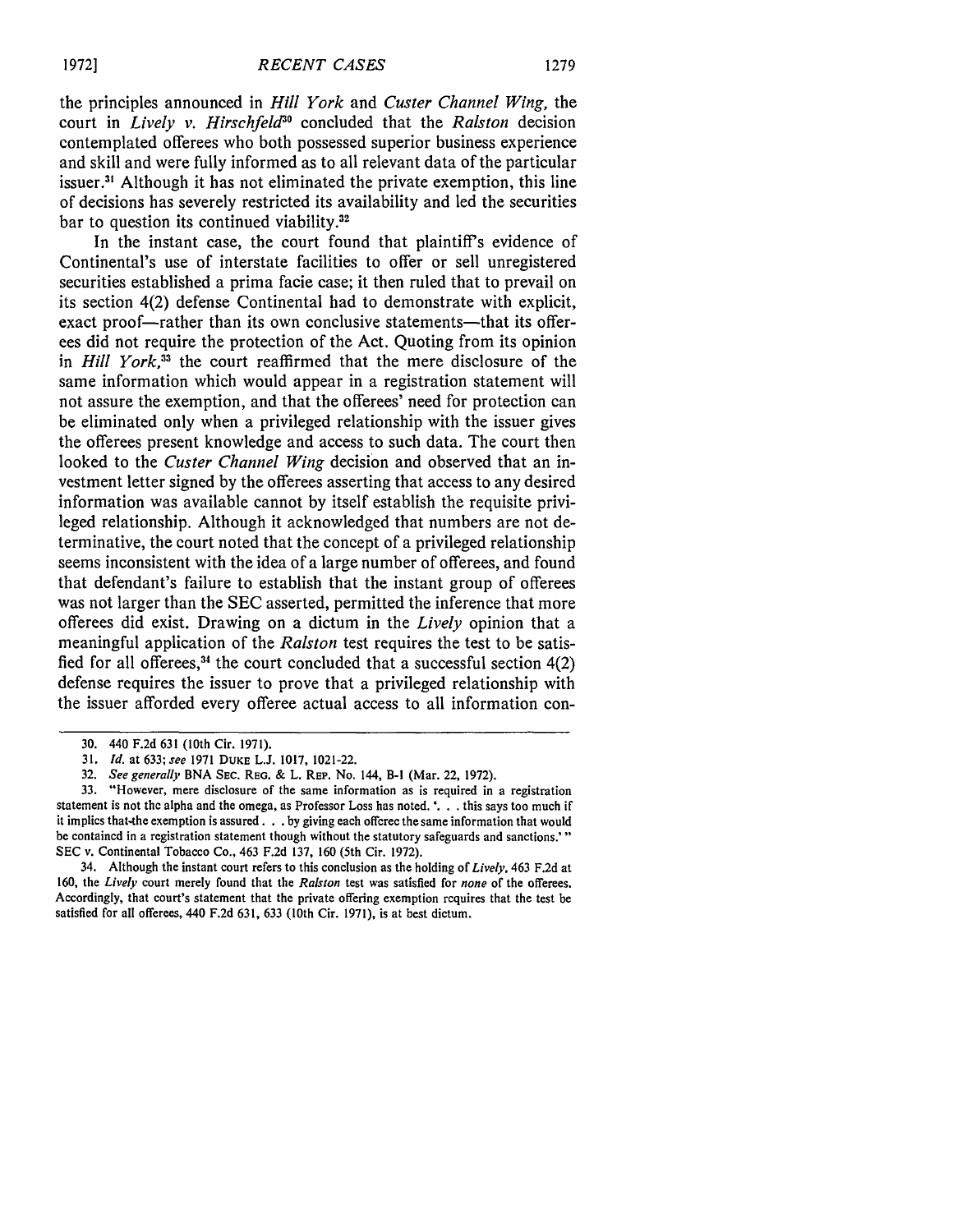the principles announced in *Hill York* and *Custer Channel Wing*, the court in *Lively v. Hirschfeld*[30] concluded that the *Ralston* decision contemplated offerees who both possessed superior business experience and skill and were fully informed as to all relevant data of the particular issuer.[31] Although it has not eliminated the private exemption, this line of decisions has severely restricted its availability and led the securities bar to question its continued viability.[32]

In the instant case, the court found that plaintiff's evidence of Continental's use of interstate facilities to offer or sell unregistered securities established a prima facie case; it then ruled that to prevail on its section 4(2) defense Continental had to demonstrate with explicit, exact proof—rather than its own conclusive statements—that its offerees did not require the protection of the Act. Quoting from its opinion in *Hill York*,[33] the court reaffirmed that the mere disclosure of the same information which would appear in a registration statement will not assure the exemption, and that the offerees' need for protection can be eliminated only when a privileged relationship with the issuer gives the offerees present knowledge and access to such data. The court then looked to the *Custer Channel Wing* decision and observed that an investment letter signed by the offerees asserting that access to any desired information was available cannot by itself establish the requisite privileged relationship. Although it acknowledged that numbers are not determinative, the court noted that the concept of a privileged relationship seems inconsistent with the idea of a large number of offerees, and found that defendant's failure to establish that the instant group of offerees was not larger than the SEC asserted, permitted the inference that more offerees did exist. Drawing on a dictum in the *Lively* opinion that a meaningful application of the *Ralston* test requires the test to be satisfied for all offerees,[34] the court concluded that a successful section 4(2) defense requires the issuer to prove that a privileged relationship with the issuer afforded every offeree actual access to all information con-

---

30. 440 F.2d 631 (10th Cir. 1971).

31. *Id.* at 633; *see* 1971 DUKE L.J. 1017, 1021-22.

32. *See generally* BNA SEC. REG. & L. REP. No. 144, B-1 (Mar. 22, 1972).

33. "However, mere disclosure of the same information as is required in a registration statement is not the alpha and the omega, as Professor Loss has noted. '. . . this says too much if it implies that the exemption is assured . . . by giving each offeree the same information that would be contained in a registration statement though without the statutory safeguards and sanctions.'" SEC v. Continental Tobacco Co., 463 F.2d 137, 160 (5th Cir. 1972).

34. Although the instant court refers to this conclusion as the holding of *Lively*, 463 F.2d at 160, the *Lively* court merely found that the *Ralston* test was satisfied for *none* of the offerees. Accordingly, that court's statement that the private offering exemption requires that the test be satisfied for all offerees, 440 F.2d 631, 633 (10th Cir. 1971), is at best dictum.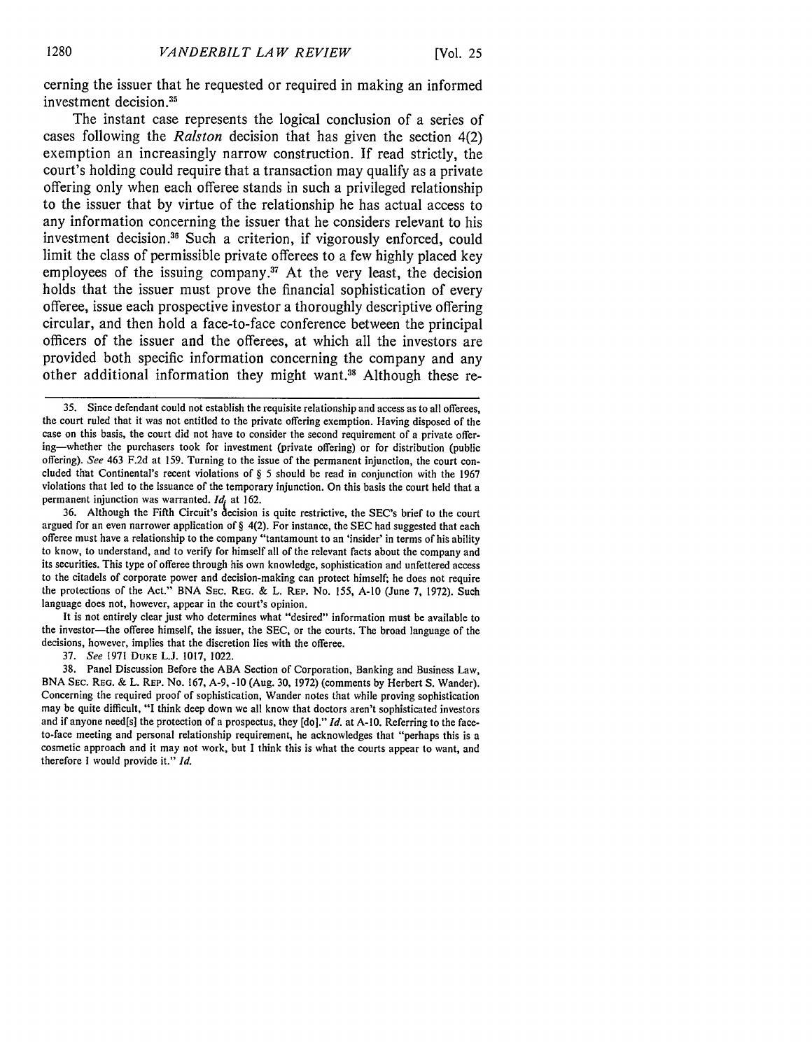cerning the issuer that he requested or required in making an informed investment decision.[35]

The instant case represents the logical conclusion of a series of cases following the *Ralston* decision that has given the section 4(2) exemption an increasingly narrow construction. If read strictly, the court's holding could require that a transaction may qualify as a private offering only when each offeree stands in such a privileged relationship to the issuer that by virtue of the relationship he has actual access to any information concerning the issuer that he considers relevant to his investment decision.[36] Such a criterion, if vigorously enforced, could limit the class of permissible private offerees to a few highly placed key employees of the issuing company.[37] At the very least, the decision holds that the issuer must prove the financial sophistication of every offeree, issue each prospective investor a thoroughly descriptive offering circular, and then hold a face-to-face conference between the principal officers of the issuer and the offerees, at which all the investors are provided both specific information concerning the company and any other additional information they might want.[38] Although these re-

---

35. Since defendant could not establish the requisite relationship and access as to all offerees, the court ruled that it was not entitled to the private offering exemption. Having disposed of the case on this basis, the court did not have to consider the second requirement of a private offering—whether the purchasers took for investment (private offering) or for distribution (public offering). *See* 463 F.2d at 159. Turning to the issue of the permanent injunction, the court concluded that Continental's recent violations of § 5 should be read in conjunction with the 1967 violations that led to the issuance of the temporary injunction. On this basis the court held that a permanent injunction was warranted. *Id.* at 162.

36. Although the Fifth Circuit's decision is quite restrictive, the SEC's brief to the court argued for an even narrower application of § 4(2). For instance, the SEC had suggested that each offeree must have a relationship to the company "tantamount to an 'insider' in terms of his ability to know, to understand, and to verify for himself all of the relevant facts about the company and its securities. This type of offeree through his own knowledge, sophistication and unfettered access to the citadels of corporate power and decision-making can protect himself; he does not require the protections of the Act." BNA SEC. REG. & L. REP. No. 155, A-10 (June 7, 1972). Such language does not, however, appear in the court's opinion.

It is not entirely clear just who determines what "desired" information must be available to the investor—the offeree himself, the issuer, the SEC, or the courts. The broad language of the decisions, however, implies that the discretion lies with the offeree.

37. *See* 1971 DUKE L.J. 1017, 1022.

38. Panel Discussion Before the ABA Section of Corporation, Banking and Business Law, BNA SEC. REG. & L. REP. No. 167, A-9, -10 (Aug. 30, 1972) (comments by Herbert S. Wander). Concerning the required proof of sophistication, Wander notes that while proving sophistication may be quite difficult, "I think deep down we all know that doctors aren't sophisticated investors and if anyone need[s] the protection of a prospectus, they [do]." *Id.* at A-10. Referring to the face-to-face meeting and personal relationship requirement, he acknowledges that "perhaps this is a cosmetic approach and it may not work, but I think this is what the courts appear to want, and therefore I would provide it." *Id.*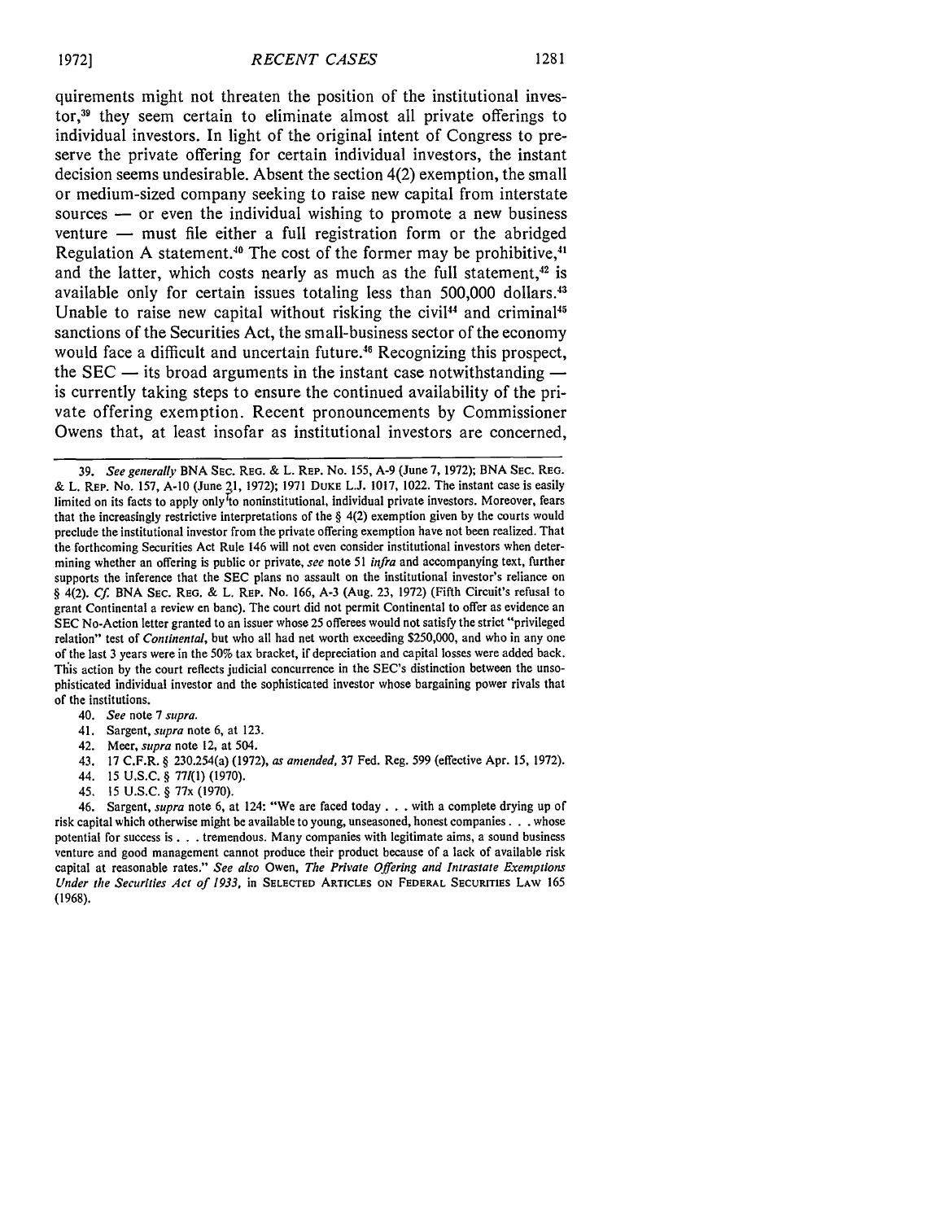quirements might not threaten the position of the institutional investor,[39] they seem certain to eliminate almost all private offerings to individual investors. In light of the original intent of Congress to preserve the private offering for certain individual investors, the instant decision seems undesirable. Absent the section 4(2) exemption, the small or medium-sized company seeking to raise new capital from interstate sources — or even the individual wishing to promote a new business venture — must file either a full registration form or the abridged Regulation A statement.[40] The cost of the former may be prohibitive,[41] and the latter, which costs nearly as much as the full statement,[42] is available only for certain issues totaling less than 500,000 dollars.[43] Unable to raise new capital without risking the civil[44] and criminal[45] sanctions of the Securities Act, the small-business sector of the economy would face a difficult and uncertain future.[46] Recognizing this prospect, the SEC — its broad arguments in the instant case notwithstanding — is currently taking steps to ensure the continued availability of the private offering exemption. Recent pronouncements by Commissioner Owens that, at least insofar as institutional investors are concerned,

39. *See generally* BNA SEC. REG. & L. REP. No. 155, A-9 (June 7, 1972); BNA SEC. REG. & L. REP. No. 157, A-10 (June 21, 1972); 1971 DUKE L.J. 1017, 1022. The instant case is easily limited on its facts to apply only to noninstitutional, individual private investors. Moreover, fears that the increasingly restrictive interpretations of the § 4(2) exemption given by the courts would preclude the institutional investor from the private offering exemption have not been realized. That the forthcoming Securities Act Rule 146 will not even consider institutional investors when determining whether an offering is public or private, *see* note 51 *infra* and accompanying text, further supports the inference that the SEC plans no assault on the institutional investor's reliance on § 4(2). *Cf.* BNA SEC. REG. & L. REP. No. 166, A-3 (Aug. 23, 1972) (Fifth Circuit's refusal to grant Continental a review en banc). The court did not permit Continental to offer as evidence an SEC No-Action letter granted to an issuer whose 25 offerees would not satisfy the strict "privileged relation" test of *Continental*, but who all had net worth exceeding $250,000, and who in any one of the last 3 years were in the 50% tax bracket, if depreciation and capital losses were added back. This action by the court reflects judicial concurrence in the SEC's distinction between the unsophisticated individual investor and the sophisticated investor whose bargaining power rivals that of the institutions.

40. *See* note 7 *supra*.

41. Sargent, *supra* note 6, at 123.

42. Meer, *supra* note 12, at 504.

43. 17 C.F.R. § 230.254(a) (1972), *as amended*, 37 Fed. Reg. 599 (effective Apr. 15, 1972).

44. 15 U.S.C. § 77*l*(1) (1970).

45. 15 U.S.C. § 77x (1970).

46. Sargent, *supra* note 6, at 124: "We are faced today . . . with a complete drying up of risk capital which otherwise might be available to young, unseasoned, honest companies . . . whose potential for success is . . . tremendous. Many companies with legitimate aims, a sound business venture and good management cannot produce their product because of a lack of available risk capital at reasonable rates." *See also* Owen, *The Private Offering and Intrastate Exemptions Under the Securities Act of 1933*, in SELECTED ARTICLES ON FEDERAL SECURITIES LAW 165 (1968).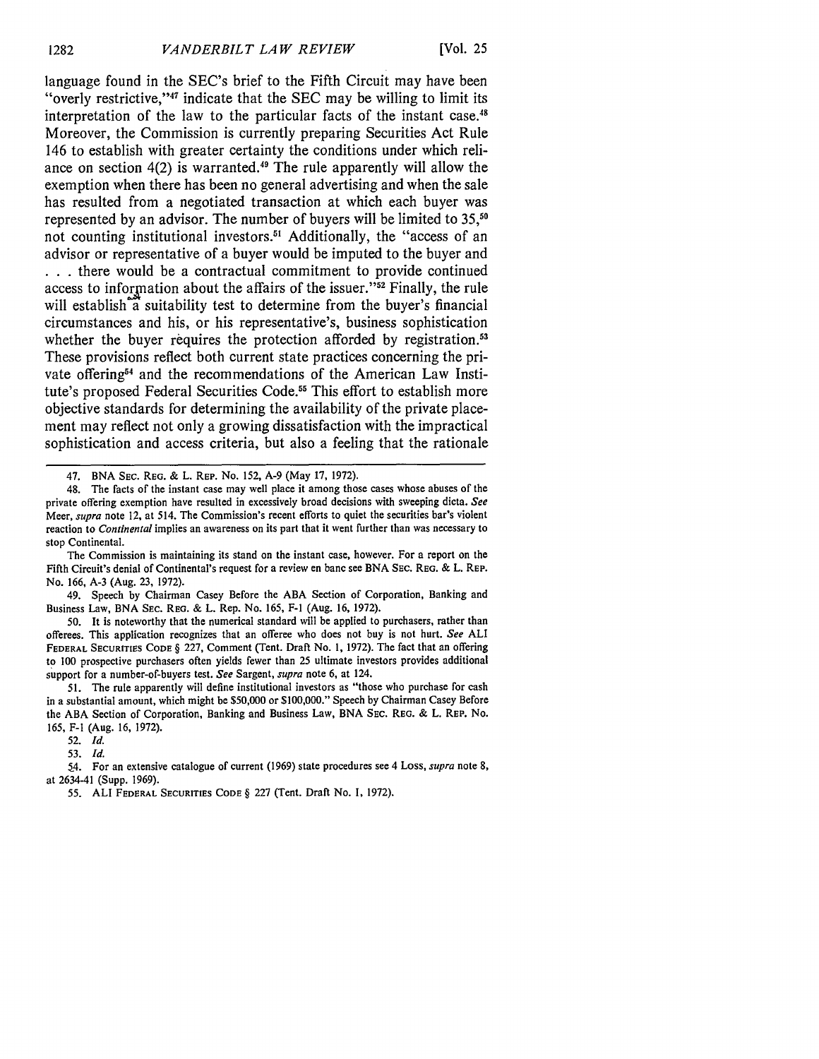language found in the SEC's brief to the Fifth Circuit may have been "overly restrictive,"[47] indicate that the SEC may be willing to limit its interpretation of the law to the particular facts of the instant case.[48] Moreover, the Commission is currently preparing Securities Act Rule 146 to establish with greater certainty the conditions under which reliance on section 4(2) is warranted.[49] The rule apparently will allow the exemption when there has been no general advertising and when the sale has resulted from a negotiated transaction at which each buyer was represented by an advisor. The number of buyers will be limited to 35,[50] not counting institutional investors.[51] Additionally, the "access of an advisor or representative of a buyer would be imputed to the buyer and . . . there would be a contractual commitment to provide continued access to information about the affairs of the issuer."[52] Finally, the rule will establish a suitability test to determine from the buyer's financial circumstances and his, or his representative's, business sophistication whether the buyer requires the protection afforded by registration.[53] These provisions reflect both current state practices concerning the private offering[54] and the recommendations of the American Law Institute's proposed Federal Securities Code.[55] This effort to establish more objective standards for determining the availability of the private placement may reflect not only a growing dissatisfaction with the impractical sophistication and access criteria, but also a feeling that the rationale

---

47. BNA SEC. REG. & L. REP. No. 152, A-9 (May 17, 1972).

48. The facts of the instant case may well place it among those cases whose abuses of the private offering exemption have resulted in excessively broad decisions with sweeping dicta. *See* Meer, *supra* note 12, at 514. The Commission's recent efforts to quiet the securities bar's violent reaction to *Continental* implies an awareness on its part that it went further than was necessary to stop Continental.

The Commission is maintaining its stand on the instant case, however. For a report on the Fifth Circuit's denial of Continental's request for a review en banc see BNA SEC. REG. & L. REP. No. 166, A-3 (Aug. 23, 1972).

49. Speech by Chairman Casey Before the ABA Section of Corporation, Banking and Business Law, BNA SEC. REG. & L. Rep. No. 165, F-1 (Aug. 16, 1972).

50. It is noteworthy that the numerical standard will be applied to purchasers, rather than offerees. This application recognizes that an offeree who does not buy is not hurt. *See* ALI FEDERAL SECURITIES CODE § 227, Comment (Tent. Draft No. 1, 1972). The fact that an offering to 100 prospective purchasers often yields fewer than 25 ultimate investors provides additional support for a number-of-buyers test. *See* Sargent, *supra* note 6, at 124.

51. The rule apparently will define institutional investors as "those who purchase for cash in a substantial amount, which might be $50,000 or $100,000." Speech by Chairman Casey Before the ABA Section of Corporation, Banking and Business Law, BNA SEC. REG. & L. REP. No. 165, F-1 (Aug. 16, 1972).

52. *Id.*

53. *Id.*

54. For an extensive catalogue of current (1969) state procedures see 4 Loss, *supra* note 8, at 2634-41 (Supp. 1969).

55. ALI FEDERAL SECURITIES CODE § 227 (Tent. Draft No. 1, 1972).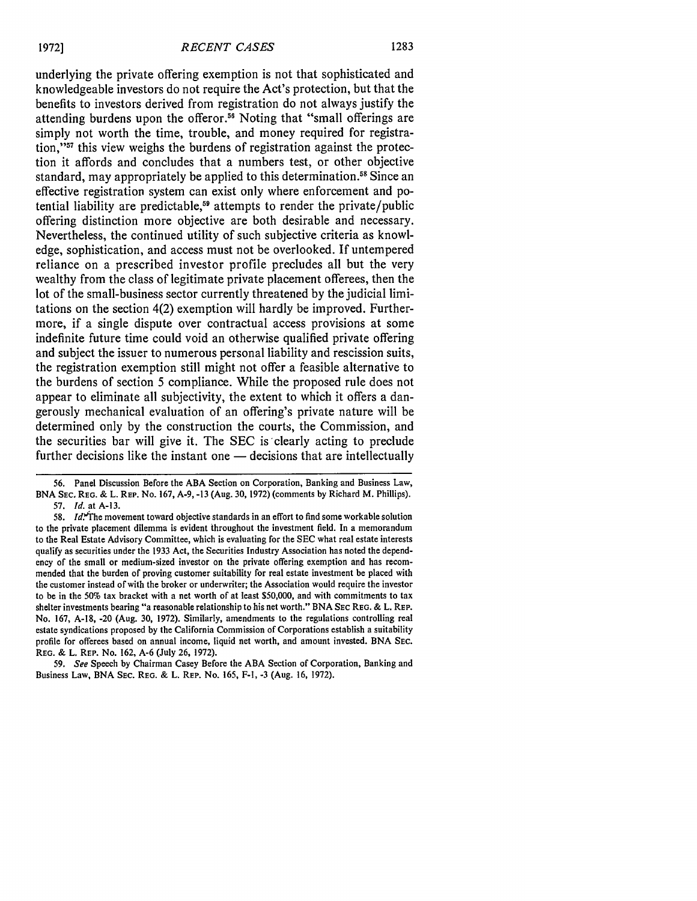underlying the private offering exemption is not that sophisticated and knowledgeable investors do not require the Act's protection, but that the benefits to investors derived from registration do not always justify the attending burdens upon the offeror.[56] Noting that "small offerings are simply not worth the time, trouble, and money required for registration,"[57] this view weighs the burdens of registration against the protection it affords and concludes that a numbers test, or other objective standard, may appropriately be applied to this determination.[58] Since an effective registration system can exist only where enforcement and potential liability are predictable,[59] attempts to render the private/public offering distinction more objective are both desirable and necessary. Nevertheless, the continued utility of such subjective criteria as knowledge, sophistication, and access must not be overlooked. If untempered reliance on a prescribed investor profile precludes all but the very wealthy from the class of legitimate private placement offerees, then the lot of the small-business sector currently threatened by the judicial limitations on the section 4(2) exemption will hardly be improved. Furthermore, if a single dispute over contractual access provisions at some indefinite future time could void an otherwise qualified private offering and subject the issuer to numerous personal liability and rescission suits, the registration exemption still might not offer a feasible alternative to the burdens of section 5 compliance. While the proposed rule does not appear to eliminate all subjectivity, the extent to which it offers a dangerously mechanical evaluation of an offering's private nature will be determined only by the construction the courts, the Commission, and the securities bar will give it. The SEC is clearly acting to preclude further decisions like the instant one — decisions that are intellectually

56. Panel Discussion Before the ABA Section on Corporation, Banking and Business Law, BNA SEC. REG. & L. REP. No. 167, A-9, -13 (Aug. 30, 1972) (comments by Richard M. Phillips).

57. *Id.* at A-13.

58. *Id.* The movement toward objective standards in an effort to find some workable solution to the private placement dilemma is evident throughout the investment field. In a memorandum to the Real Estate Advisory Committee, which is evaluating for the SEC what real estate interests qualify as securities under the 1933 Act, the Securities Industry Association has noted the dependency of the small or medium-sized investor on the private offering exemption and has recommended that the burden of proving customer suitability for real estate investment be placed with the customer instead of with the broker or underwriter; the Association would require the investor to be in the 50% tax bracket with a net worth of at least $50,000, and with commitments to tax shelter investments bearing "a reasonable relationship to his net worth." BNA SEC REG. & L. REP. No. 167, A-18, -20 (Aug. 30, 1972). Similarly, amendments to the regulations controlling real estate syndications proposed by the California Commission of Corporations establish a suitability profile for offerees based on annual income, liquid net worth, and amount invested. BNA SEC. REG. & L. REP. No. 162, A-6 (July 26, 1972).

59. *See* Speech by Chairman Casey Before the ABA Section of Corporation, Banking and Business Law, BNA SEC. REG. & L. REP. No. 165, F-1, -3 (Aug. 16, 1972).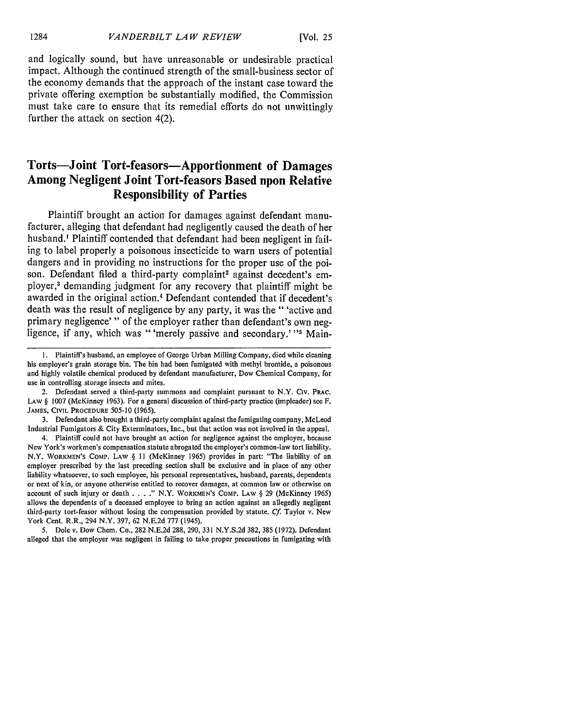and logically sound, but have unreasonable or undesirable practical impact. Although the continued strength of the small-business sector of the economy demands that the approach of the instant case toward the private offering exemption be substantially modified, the Commission must take care to ensure that its remedial efforts do not unwittingly further the attack on section 4(2).

## Torts—Joint Tort-feasors—Apportionment of Damages Among Negligent Joint Tort-feasors Based npon Relative Responsibility of Parties

Plaintiff brought an action for damages against defendant manufacturer, alleging that defendant had negligently caused the death of her husband.[1] Plaintiff contended that defendant had been negligent in failing to label properly a poisonous insecticide to warn users of potential dangers and in providing no instructions for the proper use of the poison. Defendant filed a third-party complaint[2] against decedent's employer,[3] demanding judgment for any recovery that plaintiff might be awarded in the original action.[4] Defendant contended that if decedent's death was the result of negligence by any party, it was the " 'active and primary negligence' " of the employer rather than defendant's own negligence, if any, which was " 'merely passive and secondary.' "[5] Main-

---

1. Plaintiff's husband, an employee of George Urban Milling Company, died while cleaning his employer's grain storage bin. The bin had been fumigated with methyl bromide, a poisonous and highly volatile chemical produced by defendant manufacturer, Dow Chemical Company, for use in controlling storage insects and mites.

2. Defendant served a third-party summons and complaint pursuant to N.Y. CIV. PRAC. LAW § 1007 (McKinney 1963). For a general discussion of third-party practice (impleader) see F. JAMES, CIVIL PROCEDURE 505-10 (1965).

3. Defendant also brought a third-party complaint against the fumigating company, McLeod Industrial Fumigators & City Exterminators, Inc., but that action was not involved in the appeal.

4. Plaintiff could not have brought an action for negligence against the employer, because New York's workmen's compensation statute abrogated the employer's common-law tort liability. N.Y. WORKMEN'S COMP. LAW § 11 (McKinney 1965) provides in part: "The liability of an employer prescribed by the last preceding section shall be exclusive and in place of any other liability whatsoever, to such employee, his personal representatives, husband, parents, dependents or next of kin, or anyone otherwise entitled to recover damages, at common law or otherwise on account of such injury or death . . . ." N.Y. WORKMEN'S COMP. LAW § 29 (McKinney 1965) allows the dependents of a deceased employee to bring an action against an allegedly negligent third-party tort-feasor without losing the compensation provided by statute. *Cf.* Taylor v. New York Cent. R.R., 294 N.Y. 397, 62 N.E.2d 777 (1945).

5. Dole v. Dow Chem. Co., 282 N.E.2d 288, 290, 331 N.Y.S.2d 382, 385 (1972). Defendant alleged that the employer was negligent in failing to take proper precautions in fumigating with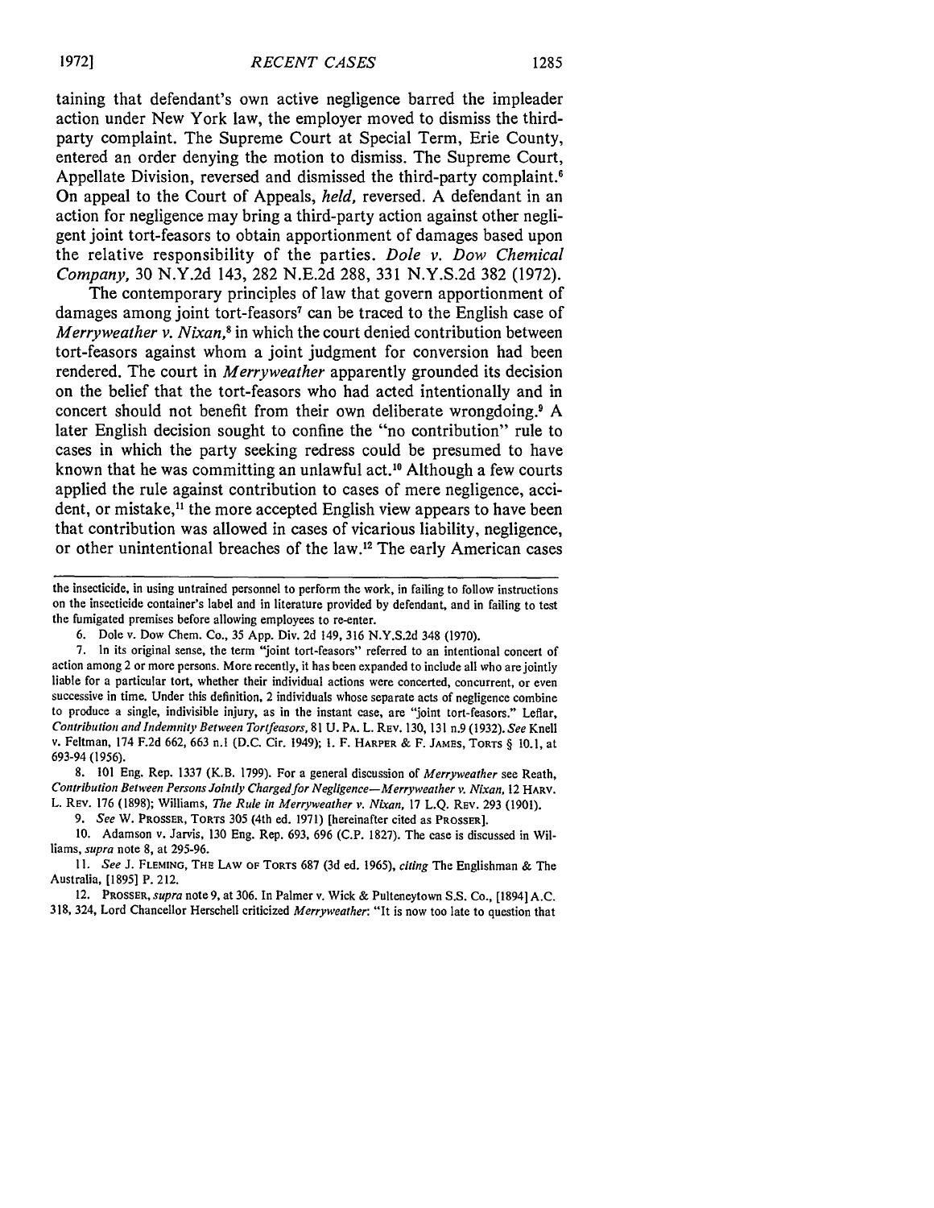taining that defendant's own active negligence barred the impleader action under New York law, the employer moved to dismiss the third-party complaint. The Supreme Court at Special Term, Erie County, entered an order denying the motion to dismiss. The Supreme Court, Appellate Division, reversed and dismissed the third-party complaint.[6] On appeal to the Court of Appeals, *held,* reversed. A defendant in an action for negligence may bring a third-party action against other negligent joint tort-feasors to obtain apportionment of damages based upon the relative responsibility of the parties. *Dole v. Dow Chemical Company,* 30 N.Y.2d 143, 282 N.E.2d 288, 331 N.Y.S.2d 382 (1972).

The contemporary principles of law that govern apportionment of damages among joint tort-feasors[7] can be traced to the English case of *Merryweather v. Nixan,*[8] in which the court denied contribution between tort-feasors against whom a joint judgment for conversion had been rendered. The court in *Merryweather* apparently grounded its decision on the belief that the tort-feasors who had acted intentionally and in concert should not benefit from their own deliberate wrongdoing.[9] A later English decision sought to confine the "no contribution" rule to cases in which the party seeking redress could be presumed to have known that he was committing an unlawful act.[10] Although a few courts applied the rule against contribution to cases of mere negligence, accident, or mistake,[11] the more accepted English view appears to have been that contribution was allowed in cases of vicarious liability, negligence, or other unintentional breaches of the law.[12] The early American cases

---

the insecticide, in using untrained personnel to perform the work, in failing to follow instructions on the insecticide container's label and in literature provided by defendant, and in failing to test the fumigated premises before allowing employees to re-enter.

6. Dole v. Dow Chem. Co., 35 App. Div. 2d 149, 316 N.Y.S.2d 348 (1970).

7. In its original sense, the term "joint tort-feasors" referred to an intentional concert of action among 2 or more persons. More recently, it has been expanded to include all who are jointly liable for a particular tort, whether their individual actions were concerted, concurrent, or even successive in time. Under this definition, 2 individuals whose separate acts of negligence combine to produce a single, indivisible injury, as in the instant case, are "joint tort-feasors." Leflar, *Contribution and Indemnity Between Tortfeasors,* 81 U. PA. L. REV. 130, 131 n.9 (1932). *See* Knell v. Feltman, 174 F.2d 662, 663 n.1 (D.C. Cir. 1949); 1. F. HARPER & F. JAMES, TORTS § 10.1, at 693-94 (1956).

8. 101 Eng. Rep. 1337 (K.B. 1799). For a general discussion of *Merryweather* see Reath, *Contribution Between Persons Jointly Charged for Negligence—Merryweather v. Nixan,* 12 HARV. L. REV. 176 (1898); Williams, *The Rule in Merryweather v. Nixan,* 17 L.Q. REV. 293 (1901).

9. *See* W. PROSSER, TORTS 305 (4th ed. 1971) [hereinafter cited as PROSSER].

10. Adamson v. Jarvis, 130 Eng. Rep. 693, 696 (C.P. 1827). The case is discussed in Williams, *supra* note 8, at 295-96.

11. *See* J. FLEMING, THE LAW OF TORTS 687 (3d ed. 1965), *citing* The Englishman & The Australia, [1895] P. 212.

12. PROSSER, *supra* note 9, at 306. In Palmer v. Wick & Pulteneytown S.S. Co., [1894] A.C. 318, 324, Lord Chancellor Herschell criticized *Merryweather*: "It is now too late to question that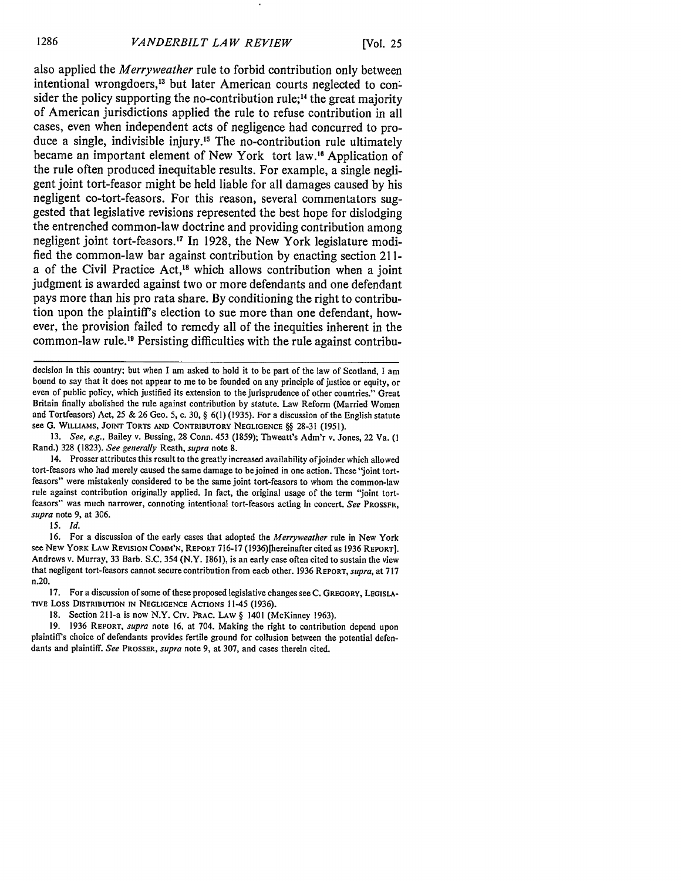also applied the *Merryweather* rule to forbid contribution only between intentional wrongdoers,[13] but later American courts neglected to consider the policy supporting the no-contribution rule;[14] the great majority of American jurisdictions applied the rule to refuse contribution in all cases, even when independent acts of negligence had concurred to produce a single, indivisible injury.[15] The no-contribution rule ultimately became an important element of New York tort law.[16] Application of the rule often produced inequitable results. For example, a single negligent joint tort-feasor might be held liable for all damages caused by his negligent co-tort-feasors. For this reason, several commentators suggested that legislative revisions represented the best hope for dislodging the entrenched common-law doctrine and providing contribution among negligent joint tort-feasors.[17] In 1928, the New York legislature modified the common-law bar against contribution by enacting section 211-a of the Civil Practice Act,[18] which allows contribution when a joint judgment is awarded against two or more defendants and one defendant pays more than his pro rata share. By conditioning the right to contribution upon the plaintiff's election to sue more than one defendant, however, the provision failed to remedy all of the inequities inherent in the common-law rule.[19] Persisting difficulties with the rule against contribu-

---

decision in this country; but when I am asked to hold it to be part of the law of Scotland, I am bound to say that it does not appear to me to be founded on any principle of justice or equity, or even of public policy, which justified its extension to the jurisprudence of other countries." Great Britain finally abolished the rule against contribution by statute. Law Reform (Married Women and Tortfeasors) Act, 25 & 26 Geo. 5, c. 30, § 6(1) (1935). For a discussion of the English statute see G. WILLIAMS, JOINT TORTS AND CONTRIBUTORY NEGLIGENCE §§ 28-31 (1951).

13. *See, e.g.,* Bailey v. Bussing, 28 Conn. 453 (1859); Thweatt's Adm'r v. Jones, 22 Va. (1 Rand.) 328 (1823). *See generally* Reath, *supra* note 8.

14. Prosser attributes this result to the greatly increased availability of joinder which allowed tort-feasors who had merely caused the same damage to be joined in one action. These "joint tort-feasors" were mistakenly considered to be the same joint tort-feasors to whom the common-law rule against contribution originally applied. In fact, the original usage of the term "joint tort-feasors" was much narrower, connoting intentional tort-feasors acting in concert. *See* PROSSER, *supra* note 9, at 306.

15. *Id.*

16. For a discussion of the early cases that adopted the *Merryweather* rule in New York see NEW YORK LAW REVISION COMM'N, REPORT 716-17 (1936)[hereinafter cited as 1936 REPORT]. Andrews v. Murray, 33 Barb. S.C. 354 (N.Y. 1861), is an early case often cited to sustain the view that negligent tort-feasors cannot secure contribution from each other. 1936 REPORT, *supra*, at 717 n.20.

17. For a discussion of some of these proposed legislative changes see C. GREGORY, LEGISLATIVE LOSS DISTRIBUTION IN NEGLIGENCE ACTIONS 11-45 (1936).

18. Section 211-a is now N.Y. CIV. PRAC. LAW § 1401 (McKinney 1963).

19. 1936 REPORT, *supra* note 16, at 704. Making the right to contribution depend upon plaintiff's choice of defendants provides fertile ground for collusion between the potential defendants and plaintiff. *See* PROSSER, *supra* note 9, at 307, and cases therein cited.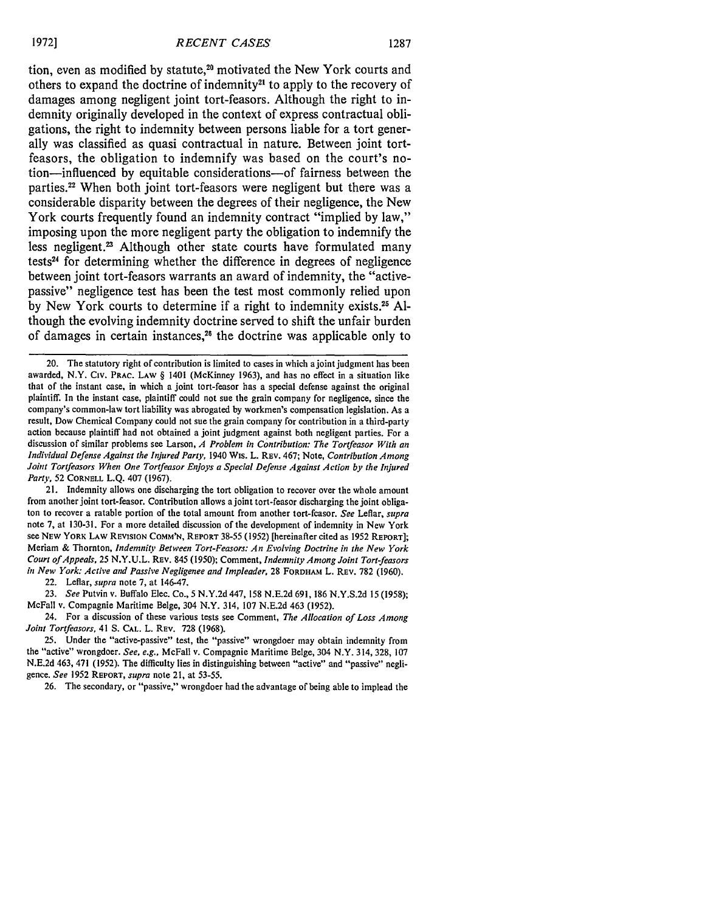tion, even as modified by statute,[20] motivated the New York courts and others to expand the doctrine of indemnity[21] to apply to the recovery of damages among negligent joint tort-feasors. Although the right to indemnity originally developed in the context of express contractual obligations, the right to indemnity between persons liable for a tort generally was classified as quasi contractual in nature. Between joint tort-feasors, the obligation to indemnify was based on the court's notion—influenced by equitable considerations—of fairness between the parties.[22] When both joint tort-feasors were negligent but there was a considerable disparity between the degrees of their negligence, the New York courts frequently found an indemnity contract "implied by law," imposing upon the more negligent party the obligation to indemnify the less negligent.[23] Although other state courts have formulated many tests[24] for determining whether the difference in degrees of negligence between joint tort-feasors warrants an award of indemnity, the "active-passive" negligence test has been the test most commonly relied upon by New York courts to determine if a right to indemnity exists.[25] Although the evolving indemnity doctrine served to shift the unfair burden of damages in certain instances,[26] the doctrine was applicable only to

---

20. The statutory right of contribution is limited to cases in which a joint judgment has been awarded, N.Y. CIV. PRAC. LAW § 1401 (McKinney 1963), and has no effect in a situation like that of the instant case, in which a joint tort-feasor has a special defense against the original plaintiff. In the instant case, plaintiff could not sue the grain company for negligence, since the company's common-law tort liability was abrogated by workmen's compensation legislation. As a result, Dow Chemical Company could not sue the grain company for contribution in a third-party action because plaintiff had not obtained a joint judgment against both negligent parties. For a discussion of similar problems see Larson, *A Problem in Contribution: The Tortfeasor With an Individual Defense Against the Injured Party*, 1940 WIS. L. REV. 467; Note, *Contribution Among Joint Tortfeasors When One Tortfeasor Enjoys a Special Defense Against Action by the Injured Party*, 52 CORNELL L.Q. 407 (1967).

21. Indemnity allows one discharging the tort obligation to recover over the whole amount from another joint tort-feasor. Contribution allows a joint tort-feasor discharging the joint obligaton to recover a ratable portion of the total amount from another tort-feasor. *See* Leflar, *supra* note 7, at 130-31. For a more detailed discussion of the development of indemnity in New York see NEW YORK LAW REVISION COMM'N, REPORT 38-55 (1952) [hereinafter cited as 1952 REPORT]; Meriam & Thornton, *Indemnity Between Tort-Feasors: An Evolving Doctrine in the New York Court of Appeals*, 25 N.Y.U.L. REV. 845 (1950); Comment, *Indemnity Among Joint Tort-feasors in New York: Active and Passive Negligence and Impleader*, 28 FORDHAM L. REV. 782 (1960).

22. Leflar, *supra* note 7, at 146-47.

23. *See* Putvin v. Buffalo Elec. Co., 5 N.Y.2d 447, 158 N.E.2d 691, 186 N.Y.S.2d 15 (1958); McFall v. Compagnie Maritime Belge, 304 N.Y. 314, 107 N.E.2d 463 (1952).

24. For a discussion of these various tests see Comment, *The Allocation of Loss Among Joint Tortfeasors*, 41 S. CAL. L. REV. 728 (1968).

25. Under the "active-passive" test, the "passive" wrongdoer may obtain indemnity from the "active" wrongdoer. *See, e.g.*, McFall v. Compagnie Maritime Belge, 304 N.Y. 314, 328, 107 N.E.2d 463, 471 (1952). The difficulty lies in distinguishing between "active" and "passive" negligence. *See* 1952 REPORT, *supra* note 21, at 53-55.

26. The secondary, or "passive," wrongdoer had the advantage of being able to implead the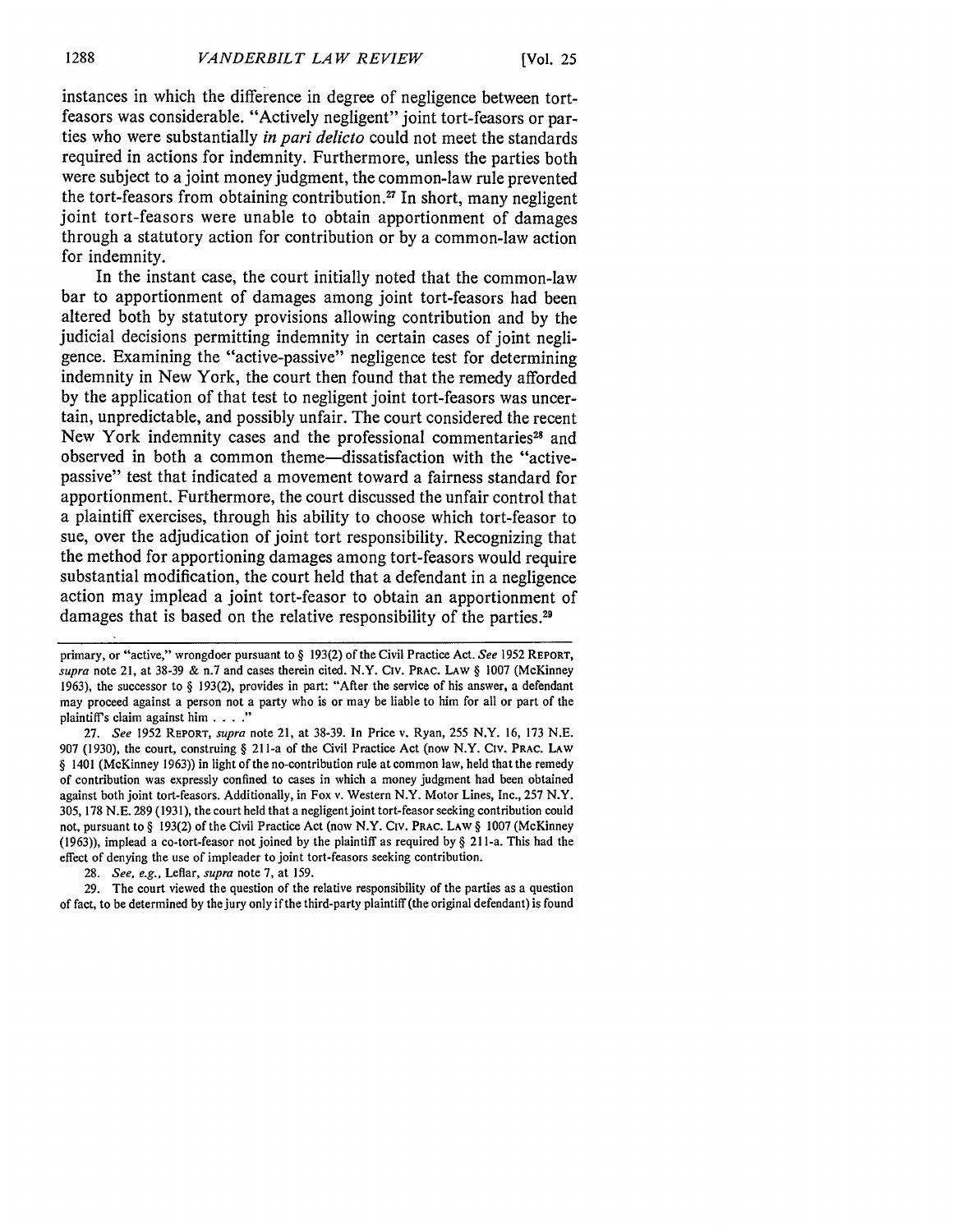instances in which the difference in degree of negligence between tort-feasors was considerable. "Actively negligent" joint tort-feasors or parties who were substantially *in pari delicto* could not meet the standards required in actions for indemnity. Furthermore, unless the parties both were subject to a joint money judgment, the common-law rule prevented the tort-feasors from obtaining contribution.[27] In short, many negligent joint tort-feasors were unable to obtain apportionment of damages through a statutory action for contribution or by a common-law action for indemnity.

In the instant case, the court initially noted that the common-law bar to apportionment of damages among joint tort-feasors had been altered both by statutory provisions allowing contribution and by the judicial decisions permitting indemnity in certain cases of joint negligence. Examining the "active-passive" negligence test for determining indemnity in New York, the court then found that the remedy afforded by the application of that test to negligent joint tort-feasors was uncertain, unpredictable, and possibly unfair. The court considered the recent New York indemnity cases and the professional commentaries[28] and observed in both a common theme—dissatisfaction with the "active-passive" test that indicated a movement toward a fairness standard for apportionment. Furthermore, the court discussed the unfair control that a plaintiff exercises, through his ability to choose which tort-feasor to sue, over the adjudication of joint tort responsibility. Recognizing that the method for apportioning damages among tort-feasors would require substantial modification, the court held that a defendant in a negligence action may implead a joint tort-feasor to obtain an apportionment of damages that is based on the relative responsibility of the parties.[29]

---

primary, or "active," wrongdoer pursuant to § 193(2) of the Civil Practice Act. *See* 1952 REPORT, *supra* note 21, at 38-39 & n.7 and cases therein cited. N.Y. CIV. PRAC. LAW § 1007 (McKinney 1963), the successor to § 193(2), provides in part: "After the service of his answer, a defendant may proceed against a person not a party who is or may be liable to him for all or part of the plaintiff's claim against him . . . ."

27. *See* 1952 REPORT, *supra* note 21, at 38-39. In Price v. Ryan, 255 N.Y. 16, 173 N.E. 907 (1930), the court, construing § 211-a of the Civil Practice Act (now N.Y. CIV. PRAC. LAW § 1401 (McKinney 1963)) in light of the no-contribution rule at common law, held that the remedy of contribution was expressly confined to cases in which a money judgment had been obtained against both joint tort-feasors. Additionally, in Fox v. Western N.Y. Motor Lines, Inc., 257 N.Y. 305, 178 N.E. 289 (1931), the court held that a negligent joint tort-feasor seeking contribution could not, pursuant to § 193(2) of the Civil Practice Act (now N.Y. CIV. PRAC. LAW § 1007 (McKinney (1963)), implead a co-tort-feasor not joined by the plaintiff as required by § 211-a. This had the effect of denying the use of impleader to joint tort-feasors seeking contribution.

28. *See, e.g.,* Leflar, *supra* note 7, at 159.

29. The court viewed the question of the relative responsibility of the parties as a question of fact, to be determined by the jury only if the third-party plaintiff (the original defendant) is found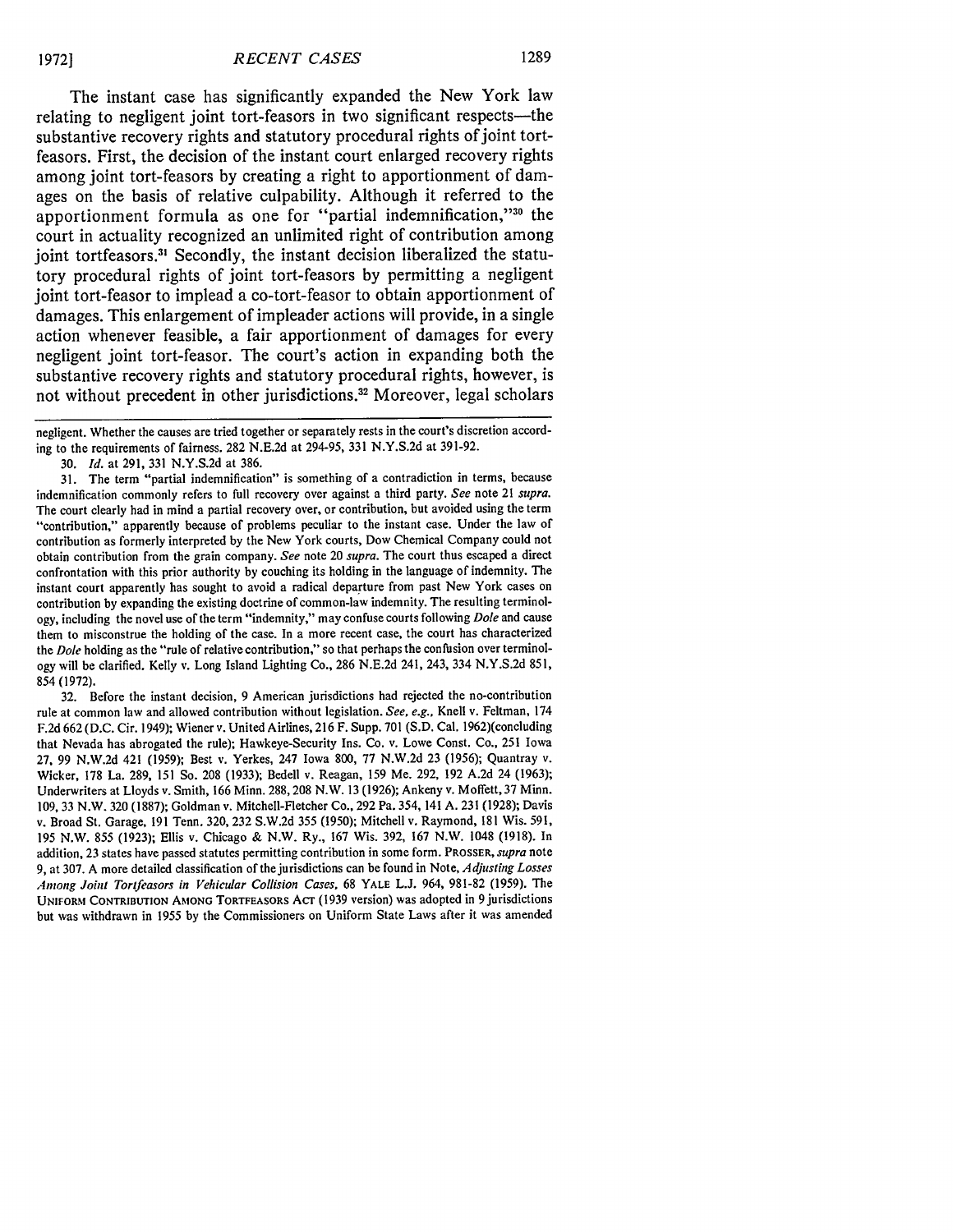The instant case has significantly expanded the New York law relating to negligent joint tort-feasors in two significant respects—the substantive recovery rights and statutory procedural rights of joint tort-feasors. First, the decision of the instant court enlarged recovery rights among joint tort-feasors by creating a right to apportionment of damages on the basis of relative culpability. Although it referred to the apportionment formula as one for "partial indemnification,"[30] the court in actuality recognized an unlimited right of contribution among joint tortfeasors.[31] Secondly, the instant decision liberalized the statutory procedural rights of joint tort-feasors by permitting a negligent joint tort-feasor to implead a co-tort-feasor to obtain apportionment of damages. This enlargement of impleader actions will provide, in a single action whenever feasible, a fair apportionment of damages for every negligent joint tort-feasor. The court's action in expanding both the substantive recovery rights and statutory procedural rights, however, is not without precedent in other jurisdictions.[32] Moreover, legal scholars

---

negligent. Whether the causes are tried together or separately rests in the court's discretion according to the requirements of fairness. 282 N.E.2d at 294-95, 331 N.Y.S.2d at 391-92.

30. *Id.* at 291, 331 N.Y.S.2d at 386.

31. The term "partial indemnification" is something of a contradiction in terms, because indemnification commonly refers to full recovery over against a third party. *See* note 21 *supra*. The court clearly had in mind a partial recovery over, or contribution, but avoided using the term "contribution," apparently because of problems peculiar to the instant case. Under the law of contribution as formerly interpreted by the New York courts, Dow Chemical Company could not obtain contribution from the grain company. *See* note 20 *supra*. The court thus escaped a direct confrontation with this prior authority by couching its holding in the language of indemnity. The instant court apparently has sought to avoid a radical departure from past New York cases on contribution by expanding the existing doctrine of common-law indemnity. The resulting terminology, including the novel use of the term "indemnity," may confuse courts following *Dole* and cause them to misconstrue the holding of the case. In a more recent case, the court has characterized the *Dole* holding as the "rule of relative contribution," so that perhaps the confusion over terminology will be clarified. Kelly v. Long Island Lighting Co., 286 N.E.2d 241, 243, 334 N.Y.S.2d 851, 854 (1972).

32. Before the instant decision, 9 American jurisdictions had rejected the no-contribution rule at common law and allowed contribution without legislation. *See, e.g.*, Knell v. Feltman, 174 F.2d 662 (D.C. Cir. 1949); Wiener v. United Airlines, 216 F. Supp. 701 (S.D. Cal. 1962)(concluding that Nevada has abrogated the rule); Hawkeye-Security Ins. Co. v. Lowe Const. Co., 251 Iowa 27, 99 N.W.2d 421 (1959); Best v. Yerkes, 247 Iowa 800, 77 N.W.2d 23 (1956); Quantray v. Wicker, 178 La. 289, 151 So. 208 (1933); Bedell v. Reagan, 159 Me. 292, 192 A.2d 24 (1963); Underwriters at Lloyds v. Smith, 166 Minn. 288, 208 N.W. 13 (1926); Ankeny v. Moffett, 37 Minn. 109, 33 N.W. 320 (1887); Goldman v. Mitchell-Fletcher Co., 292 Pa. 354, 141 A. 231 (1928); Davis v. Broad St. Garage, 191 Tenn. 320, 232 S.W.2d 355 (1950); Mitchell v. Raymond, 181 Wis. 591, 195 N.W. 855 (1923); Ellis v. Chicago & N.W. Ry., 167 Wis. 392, 167 N.W. 1048 (1918). In addition, 23 states have passed statutes permitting contribution in some form. PROSSER, *supra* note 9, at 307. A more detailed classification of the jurisdictions can be found in Note, *Adjusting Losses Among Joint Tortfeasors in Vehicular Collision Cases*, 68 YALE L.J. 964, 981-82 (1959). The UNIFORM CONTRIBUTION AMONG TORTFEASORS ACT (1939 version) was adopted in 9 jurisdictions but was withdrawn in 1955 by the Commissioners on Uniform State Laws after it was amended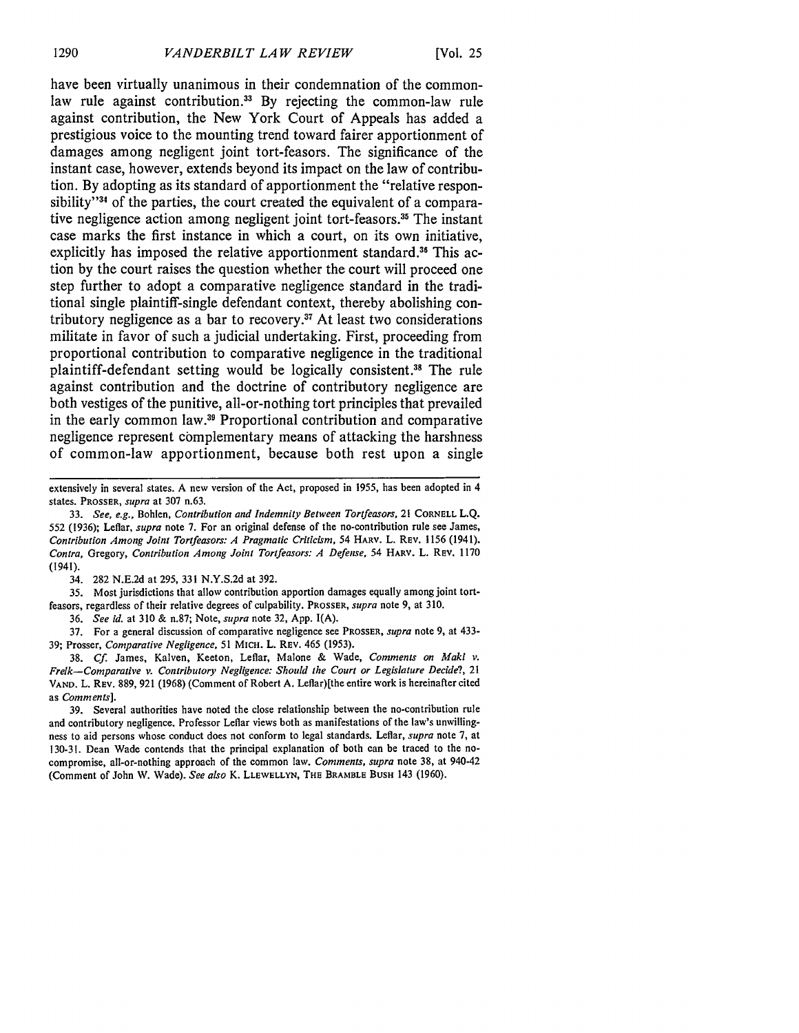have been virtually unanimous in their condemnation of the common-law rule against contribution.[33] By rejecting the common-law rule against contribution, the New York Court of Appeals has added a prestigious voice to the mounting trend toward fairer apportionment of damages among negligent joint tort-feasors. The significance of the instant case, however, extends beyond its impact on the law of contribution. By adopting as its standard of apportionment the "relative responsibility"[34] of the parties, the court created the equivalent of a comparative negligence action among negligent joint tort-feasors.[35] The instant case marks the first instance in which a court, on its own initiative, explicitly has imposed the relative apportionment standard.[36] This action by the court raises the question whether the court will proceed one step further to adopt a comparative negligence standard in the traditional single plaintiff-single defendant context, thereby abolishing contributory negligence as a bar to recovery.[37] At least two considerations militate in favor of such a judicial undertaking. First, proceeding from proportional contribution to comparative negligence in the traditional plaintiff-defendant setting would be logically consistent.[38] The rule against contribution and the doctrine of contributory negligence are both vestiges of the punitive, all-or-nothing tort principles that prevailed in the early common law.[39] Proportional contribution and comparative negligence represent complementary means of attacking the harshness of common-law apportionment, because both rest upon a single

---

extensively in several states. A new version of the Act, proposed in 1955, has been adopted in 4 states. PROSSER, *supra* at 307 n.63.

33. *See, e.g.*, Bohlen, *Contribution and Indemnity Between Tortfeasors*, 21 CORNELL L.Q. 552 (1936); Leflar, *supra* note 7. For an original defense of the no-contribution rule see James, *Contribution Among Joint Tortfeasors: A Pragmatic Criticism*, 54 HARV. L. REV. 1156 (1941). *Contra*, Gregory, *Contribution Among Joint Tortfeasors: A Defense*, 54 HARV. L. REV. 1170 (1941).

34. 282 N.E.2d at 295, 331 N.Y.S.2d at 392.

35. Most jurisdictions that allow contribution apportion damages equally among joint tort-feasors, regardless of their relative degrees of culpability. PROSSER, *supra* note 9, at 310.

36. *See id.* at 310 & n.87; Note, *supra* note 32, App. I(A).

37. For a general discussion of comparative negligence see PROSSER, *supra* note 9, at 433-39; Prosser, *Comparative Negligence*, 51 MICH. L. REV. 465 (1953).

38. *Cf.* James, Kalven, Keeton, Leflar, Malone & Wade, *Comments on Maki v. Frelk—Comparative v. Contributory Negligence: Should the Court or Legislature Decide?*, 21 VAND. L. REV. 889, 921 (1968) (Comment of Robert A. Leflar)[the entire work is hereinafter cited as *Comments*].

39. Several authorities have noted the close relationship between the no-contribution rule and contributory negligence. Professor Leflar views both as manifestations of the law's unwillingness to aid persons whose conduct does not conform to legal standards. Leflar, *supra* note 7, at 130-31. Dean Wade contends that the principal explanation of both can be traced to the no-compromise, all-or-nothing approach of the common law. *Comments*, *supra* note 38, at 940-42 (Comment of John W. Wade). *See also* K. LLEWELLYN, THE BRAMBLE BUSH 143 (1960).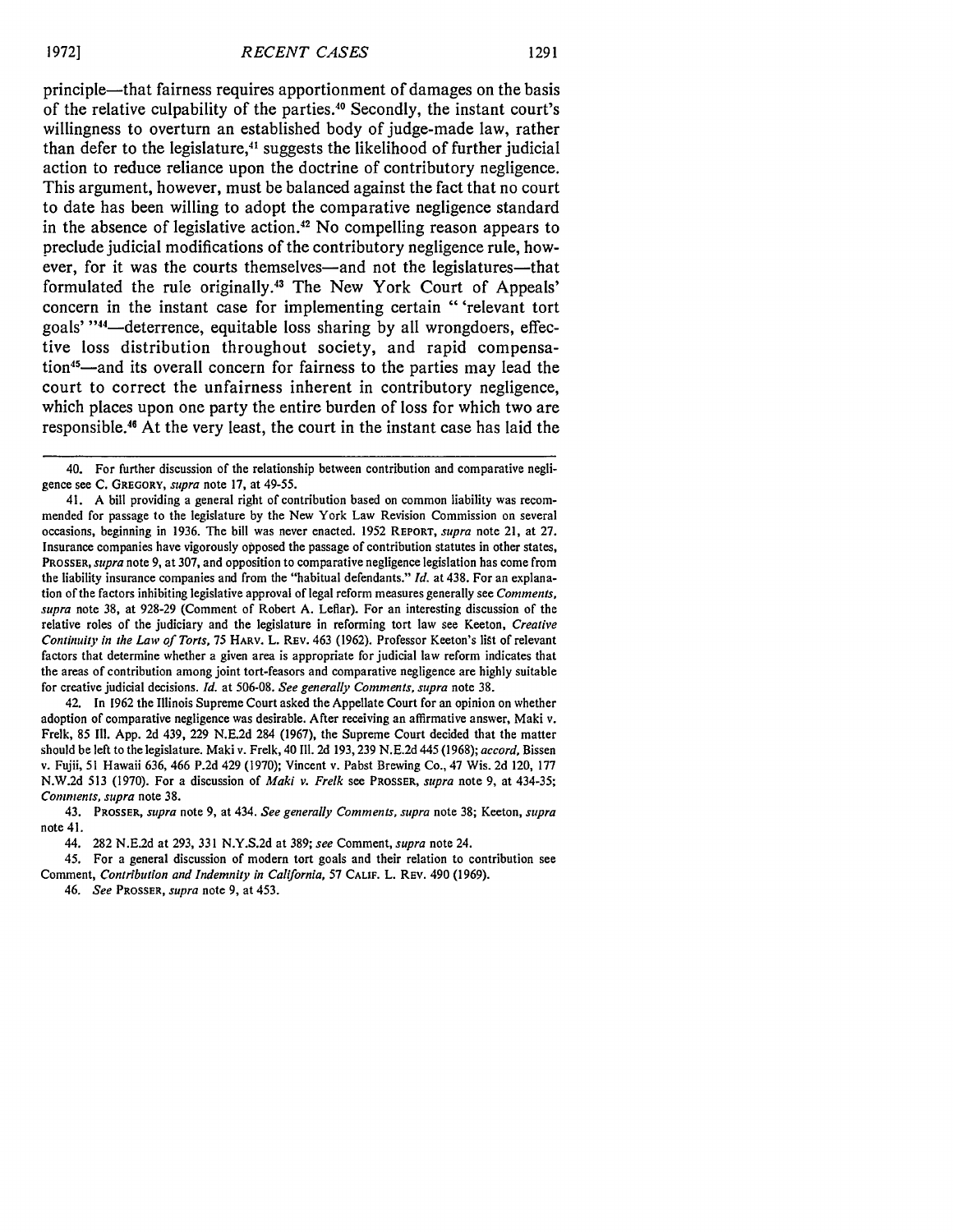principle—that fairness requires apportionment of damages on the basis of the relative culpability of the parties.[40] Secondly, the instant court's willingness to overturn an established body of judge-made law, rather than defer to the legislature,[41] suggests the likelihood of further judicial action to reduce reliance upon the doctrine of contributory negligence. This argument, however, must be balanced against the fact that no court to date has been willing to adopt the comparative negligence standard in the absence of legislative action.[42] No compelling reason appears to preclude judicial modifications of the contributory negligence rule, however, for it was the courts themselves—and not the legislatures—that formulated the rule originally.[43] The New York Court of Appeals' concern in the instant case for implementing certain " 'relevant tort goals' "[44]—deterrence, equitable loss sharing by all wrongdoers, effective loss distribution throughout society, and rapid compensation[45]—and its overall concern for fairness to the parties may lead the court to correct the unfairness inherent in contributory negligence, which places upon one party the entire burden of loss for which two are responsible.[46] At the very least, the court in the instant case has laid the

---

40. For further discussion of the relationship between contribution and comparative negligence see C. GREGORY, *supra* note 17, at 49-55.

41. A bill providing a general right of contribution based on common liability was recommended for passage to the legislature by the New York Law Revision Commission on several occasions, beginning in 1936. The bill was never enacted. 1952 REPORT, *supra* note 21, at 27. Insurance companies have vigorously opposed the passage of contribution statutes in other states, PROSSER, *supra* note 9, at 307, and opposition to comparative negligence legislation has come from the liability insurance companies and from the "habitual defendants." *Id.* at 438. For an explanation of the factors inhibiting legislative approval of legal reform measures generally see *Comments, supra* note 38, at 928-29 (Comment of Robert A. Leflar). For an interesting discussion of the relative roles of the judiciary and the legislature in reforming tort law see Keeton, *Creative Continuity in the Law of Torts,* 75 HARV. L. REV. 463 (1962). Professor Keeton's list of relevant factors that determine whether a given area is appropriate for judicial law reform indicates that the areas of contribution among joint tort-feasors and comparative negligence are highly suitable for creative judicial decisions. *Id.* at 506-08. *See generally Comments, supra* note 38.

42. In 1962 the Illinois Supreme Court asked the Appellate Court for an opinion on whether adoption of comparative negligence was desirable. After receiving an affirmative answer, Maki v. Frelk, 85 Ill. App. 2d 439, 229 N.E.2d 284 (1967), the Supreme Court decided that the matter should be left to the legislature. Maki v. Frelk, 40 Ill. 2d 193, 239 N.E.2d 445 (1968); *accord,* Bissen v. Fujii, 51 Hawaii 636, 466 P.2d 429 (1970); Vincent v. Pabst Brewing Co., 47 Wis. 2d 120, 177 N.W.2d 513 (1970). For a discussion of *Maki v. Frelk* see PROSSER, *supra* note 9, at 434-35; *Comments, supra* note 38.

43. PROSSER, *supra* note 9, at 434. *See generally Comments, supra* note 38; Keeton, *supra* note 41.

44. 282 N.E.2d at 293, 331 N.Y.S.2d at 389; *see* Comment, *supra* note 24.

45. For a general discussion of modern tort goals and their relation to contribution see Comment, *Contribution and Indemnity in California,* 57 CALIF. L. REV. 490 (1969).

46. *See* PROSSER, *supra* note 9, at 453.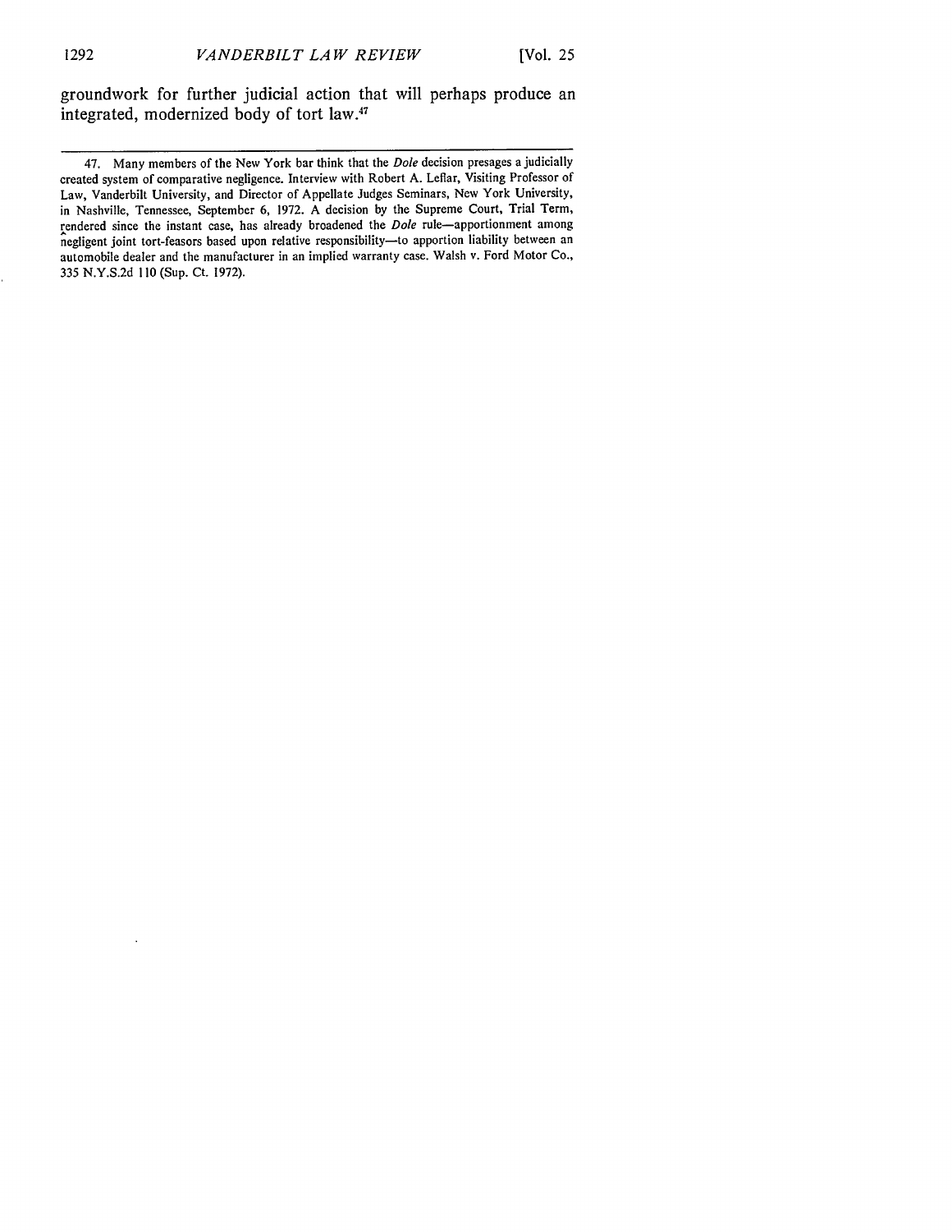groundwork for further judicial action that will perhaps produce an integrated, modernized body of tort law.[47]

---

47. Many members of the New York bar think that the *Dole* decision presages a judicially created system of comparative negligence. Interview with Robert A. Leflar, Visiting Professor of Law, Vanderbilt University, and Director of Appellate Judges Seminars, New York University, in Nashville, Tennessee, September 6, 1972. A decision by the Supreme Court, Trial Term, rendered since the instant case, has already broadened the *Dole* rule—apportionment among negligent joint tort-feasors based upon relative responsibility—to apportion liability between an automobile dealer and the manufacturer in an implied warranty case. Walsh v. Ford Motor Co., 335 N.Y.S.2d 110 (Sup. Ct. 1972).